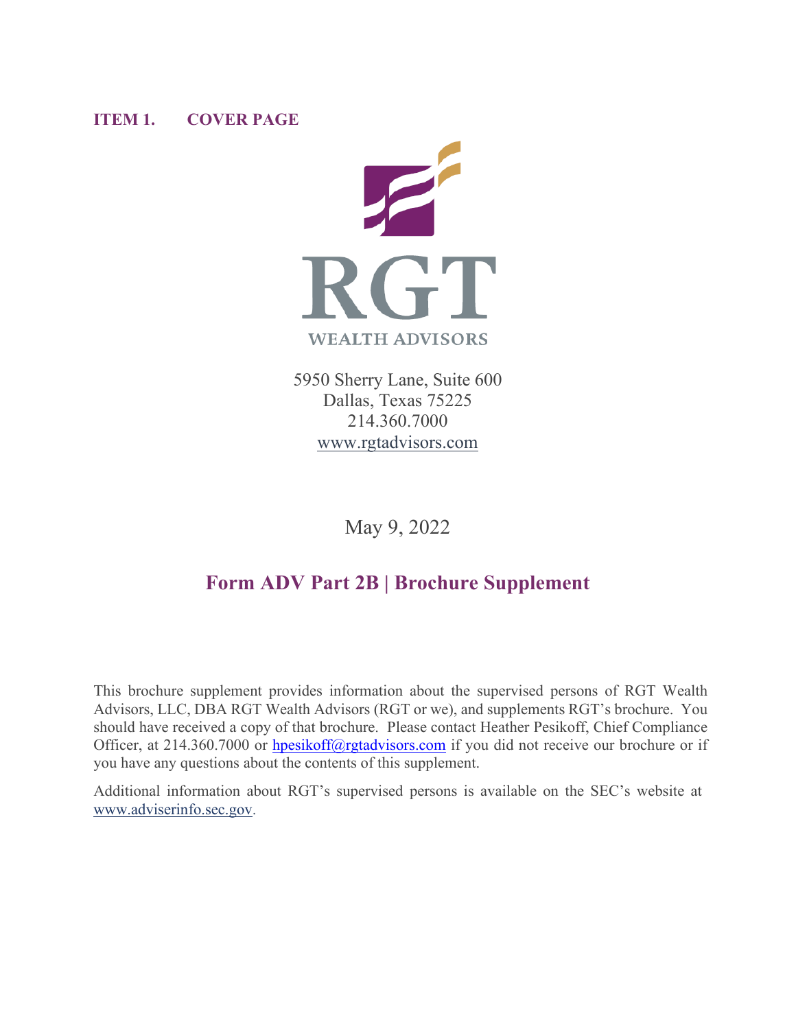# ITEM 1. COVER PAGE

RGT

WEALTH ADVISORS

5950 Sherry Lane, Suite 600
Dallas, Texas 75225
214.360.7000
www.rgtadvisors.com

May 9, 2022

## Form ADV Part 2B | Brochure Supplement

This brochure supplement provides information about the supervised persons of RGT Wealth Advisors, LLC, DBA RGT Wealth Advisors (RGT or we), and supplements RGT's brochure. You should have received a copy of that brochure. Please contact Heather Pesikoff, Chief Compliance Officer, at 214.360.7000 or hpesikoff@rgtadvisors.com if you did not receive our brochure or if you have any questions about the contents of this supplement.

Additional information about RGT's supervised persons is available on the SEC's website at www.adviserinfo.sec.gov.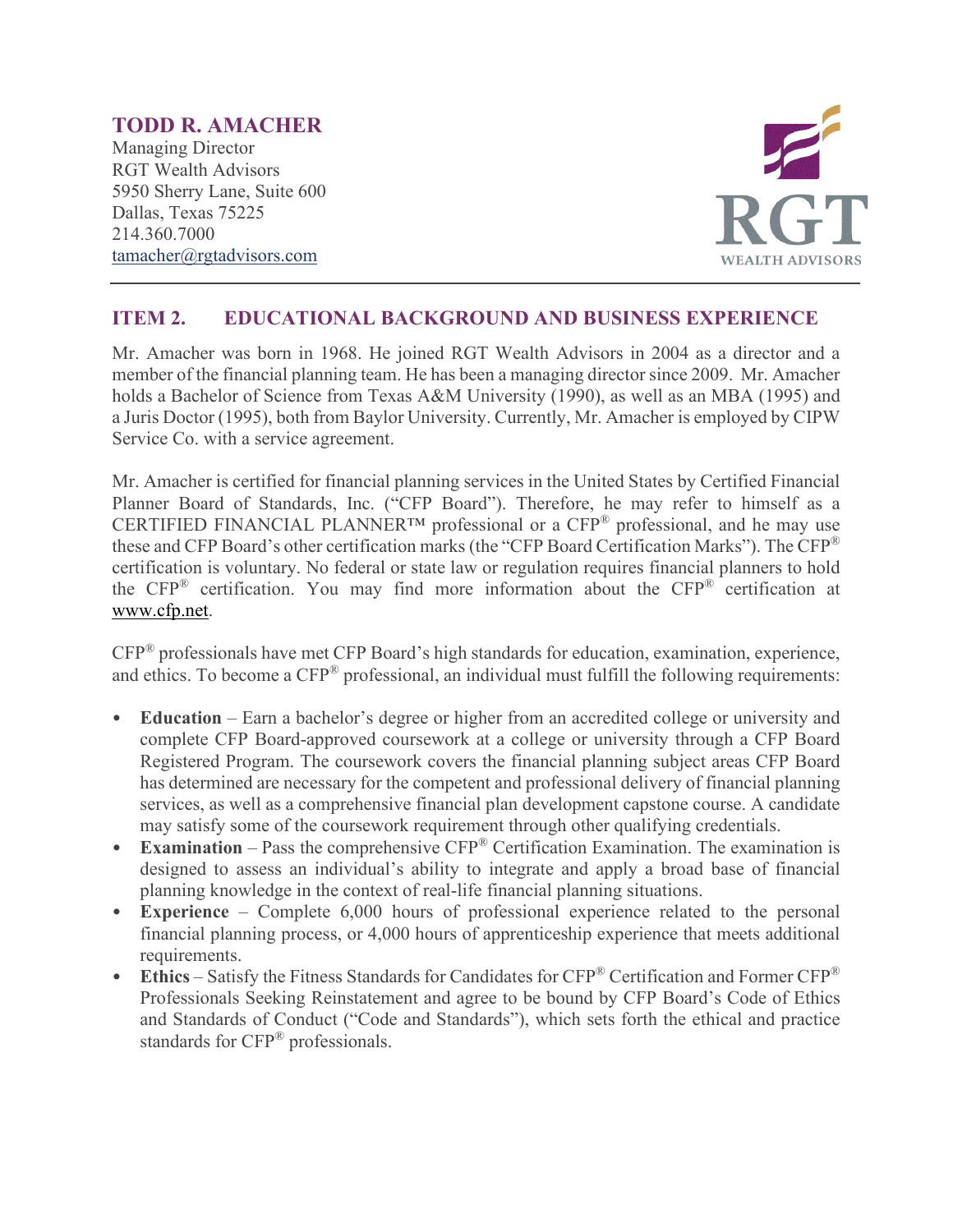# TODD R. AMACHER

Managing Director
RGT Wealth Advisors
5950 Sherry Lane, Suite 600
Dallas, Texas 75225
214.360.7000
tamacher@rgtadvisors.com

## ITEM 2. EDUCATIONAL BACKGROUND AND BUSINESS EXPERIENCE

Mr. Amacher was born in 1968. He joined RGT Wealth Advisors in 2004 as a director and a member of the financial planning team. He has been a managing director since 2009. Mr. Amacher holds a Bachelor of Science from Texas A&M University (1990), as well as an MBA (1995) and a Juris Doctor (1995), both from Baylor University. Currently, Mr. Amacher is employed by CIPW Service Co. with a service agreement.

Mr. Amacher is certified for financial planning services in the United States by Certified Financial Planner Board of Standards, Inc. ("CFP Board"). Therefore, he may refer to himself as a CERTIFIED FINANCIAL PLANNER™ professional or a CFP® professional, and he may use these and CFP Board's other certification marks (the "CFP Board Certification Marks"). The CFP® certification is voluntary. No federal or state law or regulation requires financial planners to hold the CFP® certification. You may find more information about the CFP® certification at www.cfp.net.

CFP® professionals have met CFP Board's high standards for education, examination, experience, and ethics. To become a CFP® professional, an individual must fulfill the following requirements:

- **Education** – Earn a bachelor's degree or higher from an accredited college or university and complete CFP Board-approved coursework at a college or university through a CFP Board Registered Program. The coursework covers the financial planning subject areas CFP Board has determined are necessary for the competent and professional delivery of financial planning services, as well as a comprehensive financial plan development capstone course. A candidate may satisfy some of the coursework requirement through other qualifying credentials.
- **Examination** – Pass the comprehensive CFP® Certification Examination. The examination is designed to assess an individual's ability to integrate and apply a broad base of financial planning knowledge in the context of real-life financial planning situations.
- **Experience** – Complete 6,000 hours of professional experience related to the personal financial planning process, or 4,000 hours of apprenticeship experience that meets additional requirements.
- **Ethics** – Satisfy the Fitness Standards for Candidates for CFP® Certification and Former CFP® Professionals Seeking Reinstatement and agree to be bound by CFP Board's Code of Ethics and Standards of Conduct ("Code and Standards"), which sets forth the ethical and practice standards for CFP® professionals.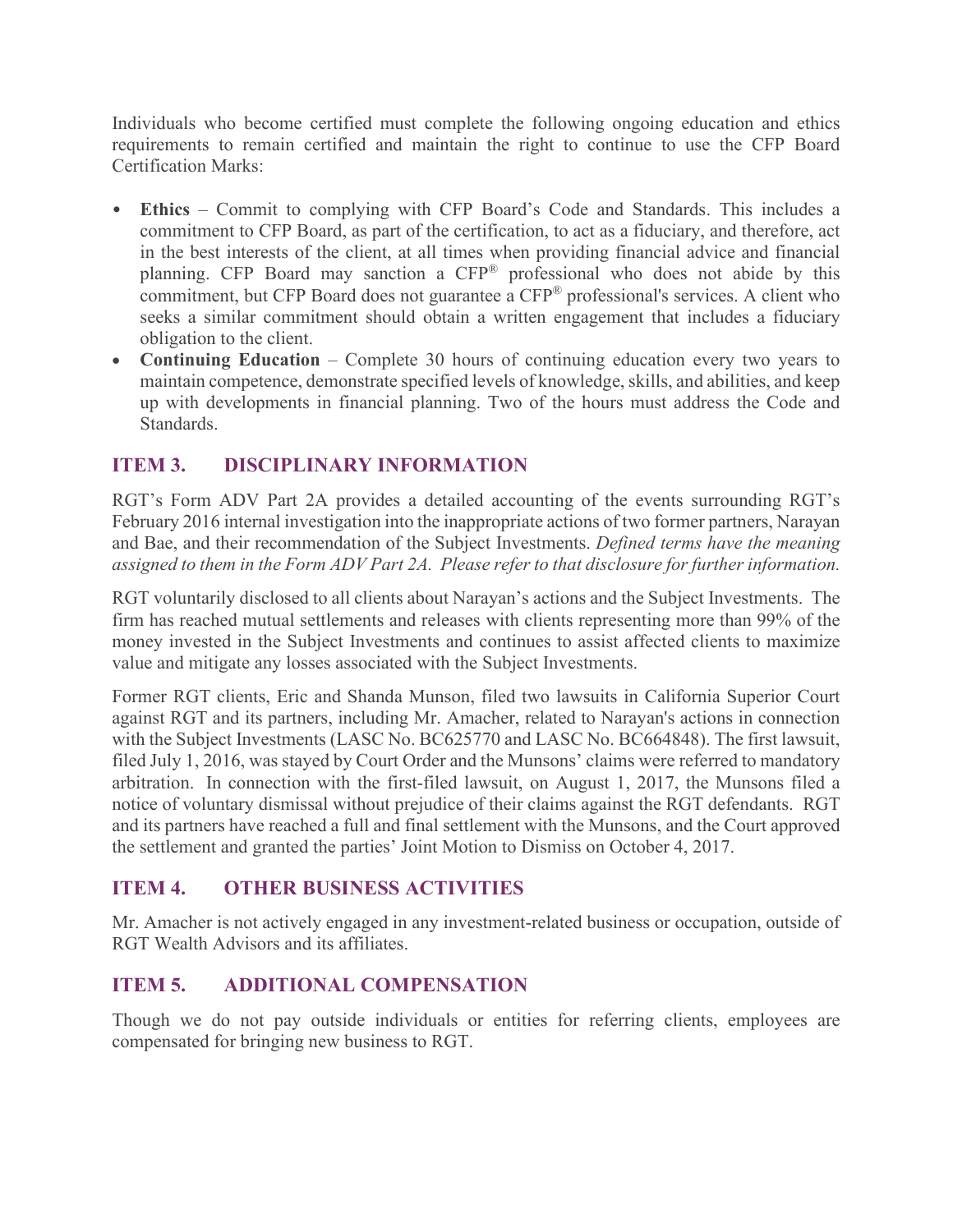Individuals who become certified must complete the following ongoing education and ethics requirements to remain certified and maintain the right to continue to use the CFP Board Certification Marks:

- **Ethics** – Commit to complying with CFP Board's Code and Standards. This includes a commitment to CFP Board, as part of the certification, to act as a fiduciary, and therefore, act in the best interests of the client, at all times when providing financial advice and financial planning. CFP Board may sanction a CFP® professional who does not abide by this commitment, but CFP Board does not guarantee a CFP® professional's services. A client who seeks a similar commitment should obtain a written engagement that includes a fiduciary obligation to the client.
- **Continuing Education** – Complete 30 hours of continuing education every two years to maintain competence, demonstrate specified levels of knowledge, skills, and abilities, and keep up with developments in financial planning. Two of the hours must address the Code and Standards.

## ITEM 3. DISCIPLINARY INFORMATION

RGT's Form ADV Part 2A provides a detailed accounting of the events surrounding RGT's February 2016 internal investigation into the inappropriate actions of two former partners, Narayan and Bae, and their recommendation of the Subject Investments. *Defined terms have the meaning assigned to them in the Form ADV Part 2A. Please refer to that disclosure for further information.*

RGT voluntarily disclosed to all clients about Narayan's actions and the Subject Investments. The firm has reached mutual settlements and releases with clients representing more than 99% of the money invested in the Subject Investments and continues to assist affected clients to maximize value and mitigate any losses associated with the Subject Investments.

Former RGT clients, Eric and Shanda Munson, filed two lawsuits in California Superior Court against RGT and its partners, including Mr. Amacher, related to Narayan's actions in connection with the Subject Investments (LASC No. BC625770 and LASC No. BC664848). The first lawsuit, filed July 1, 2016, was stayed by Court Order and the Munsons' claims were referred to mandatory arbitration. In connection with the first-filed lawsuit, on August 1, 2017, the Munsons filed a notice of voluntary dismissal without prejudice of their claims against the RGT defendants. RGT and its partners have reached a full and final settlement with the Munsons, and the Court approved the settlement and granted the parties' Joint Motion to Dismiss on October 4, 2017.

## ITEM 4. OTHER BUSINESS ACTIVITIES

Mr. Amacher is not actively engaged in any investment-related business or occupation, outside of RGT Wealth Advisors and its affiliates.

## ITEM 5. ADDITIONAL COMPENSATION

Though we do not pay outside individuals or entities for referring clients, employees are compensated for bringing new business to RGT.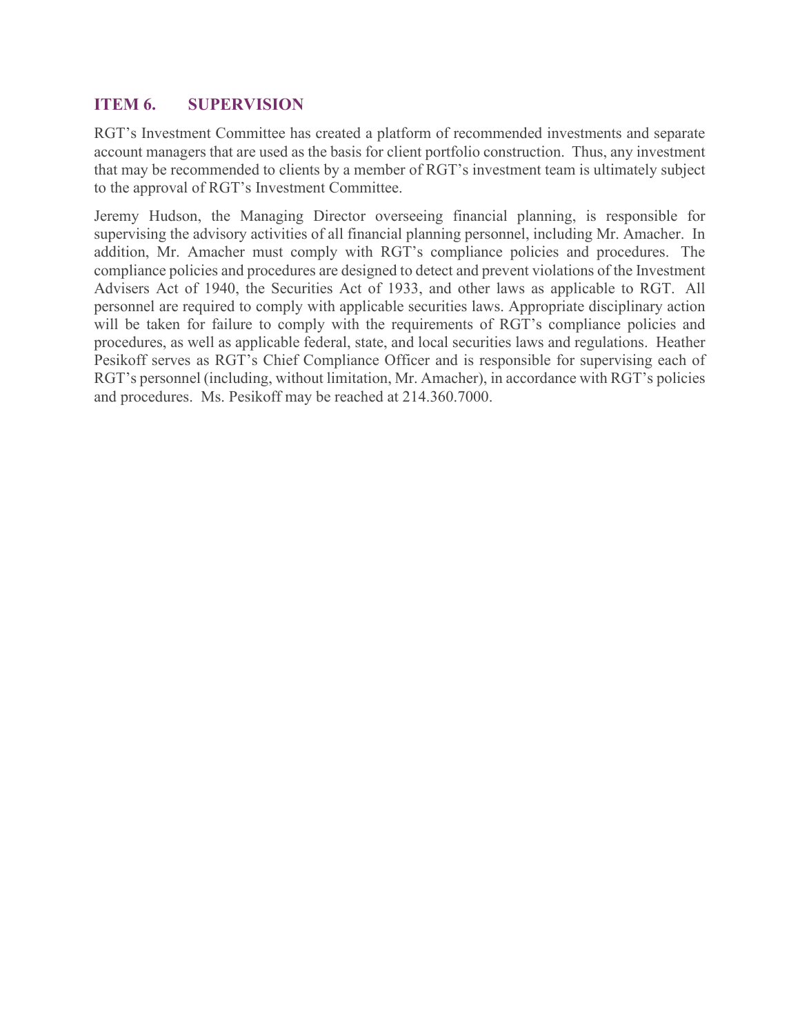## ITEM 6. SUPERVISION

RGT's Investment Committee has created a platform of recommended investments and separate account managers that are used as the basis for client portfolio construction. Thus, any investment that may be recommended to clients by a member of RGT's investment team is ultimately subject to the approval of RGT's Investment Committee.

Jeremy Hudson, the Managing Director overseeing financial planning, is responsible for supervising the advisory activities of all financial planning personnel, including Mr. Amacher. In addition, Mr. Amacher must comply with RGT's compliance policies and procedures. The compliance policies and procedures are designed to detect and prevent violations of the Investment Advisers Act of 1940, the Securities Act of 1933, and other laws as applicable to RGT. All personnel are required to comply with applicable securities laws. Appropriate disciplinary action will be taken for failure to comply with the requirements of RGT's compliance policies and procedures, as well as applicable federal, state, and local securities laws and regulations. Heather Pesikoff serves as RGT's Chief Compliance Officer and is responsible for supervising each of RGT's personnel (including, without limitation, Mr. Amacher), in accordance with RGT's policies and procedures. Ms. Pesikoff may be reached at 214.360.7000.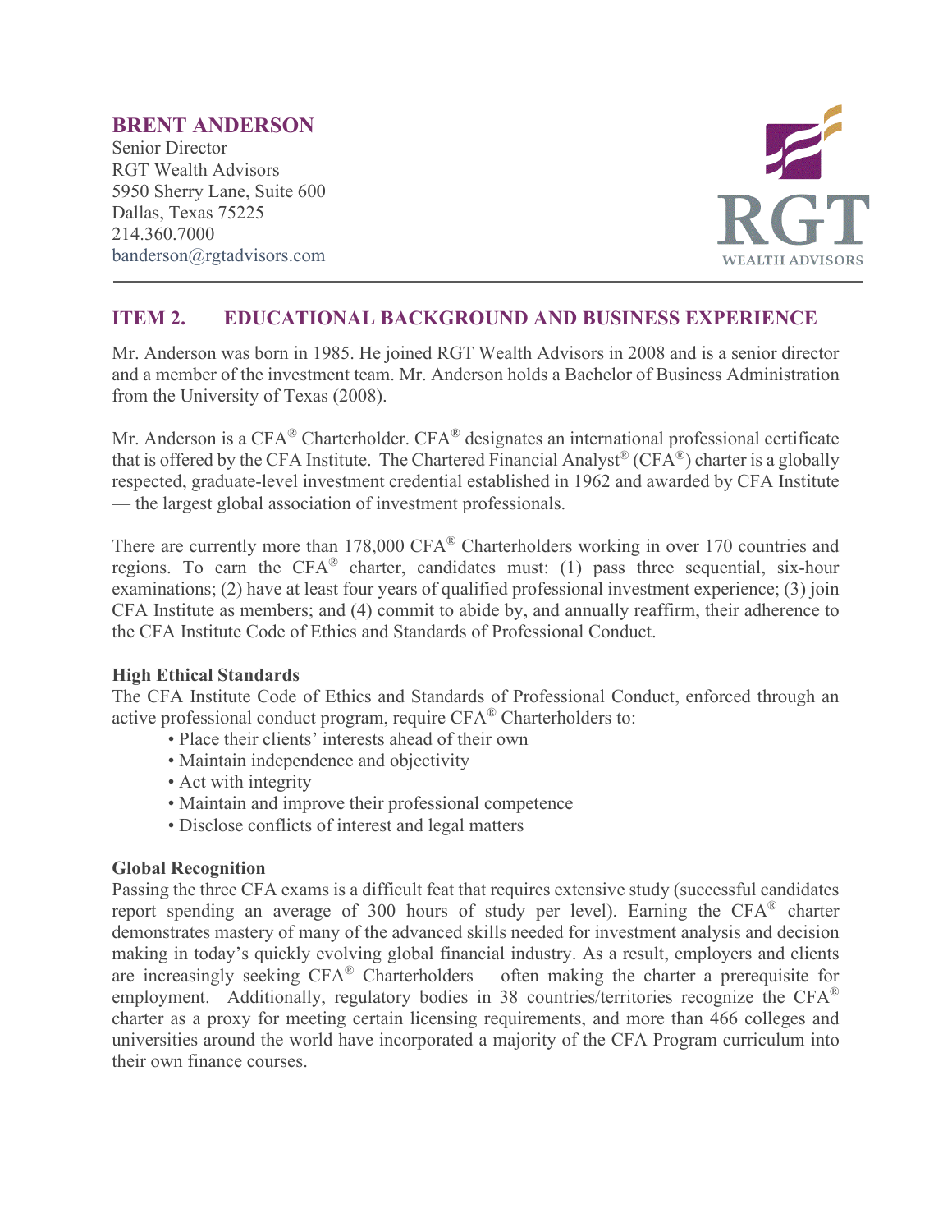## BRENT ANDERSON

Senior Director
RGT Wealth Advisors
5950 Sherry Lane, Suite 600
Dallas, Texas 75225
214.360.7000
banderson@rgtadvisors.com

## ITEM 2. EDUCATIONAL BACKGROUND AND BUSINESS EXPERIENCE

Mr. Anderson was born in 1985. He joined RGT Wealth Advisors in 2008 and is a senior director and a member of the investment team. Mr. Anderson holds a Bachelor of Business Administration from the University of Texas (2008).

Mr. Anderson is a CFA® Charterholder. CFA® designates an international professional certificate that is offered by the CFA Institute. The Chartered Financial Analyst® (CFA®) charter is a globally respected, graduate-level investment credential established in 1962 and awarded by CFA Institute — the largest global association of investment professionals.

There are currently more than 178,000 CFA® Charterholders working in over 170 countries and regions. To earn the CFA® charter, candidates must: (1) pass three sequential, six-hour examinations; (2) have at least four years of qualified professional investment experience; (3) join CFA Institute as members; and (4) commit to abide by, and annually reaffirm, their adherence to the CFA Institute Code of Ethics and Standards of Professional Conduct.

**High Ethical Standards**

The CFA Institute Code of Ethics and Standards of Professional Conduct, enforced through an active professional conduct program, require CFA® Charterholders to:

- Place their clients' interests ahead of their own
- Maintain independence and objectivity
- Act with integrity
- Maintain and improve their professional competence
- Disclose conflicts of interest and legal matters

**Global Recognition**

Passing the three CFA exams is a difficult feat that requires extensive study (successful candidates report spending an average of 300 hours of study per level). Earning the CFA® charter demonstrates mastery of many of the advanced skills needed for investment analysis and decision making in today's quickly evolving global financial industry. As a result, employers and clients are increasingly seeking CFA® Charterholders —often making the charter a prerequisite for employment. Additionally, regulatory bodies in 38 countries/territories recognize the CFA® charter as a proxy for meeting certain licensing requirements, and more than 466 colleges and universities around the world have incorporated a majority of the CFA Program curriculum into their own finance courses.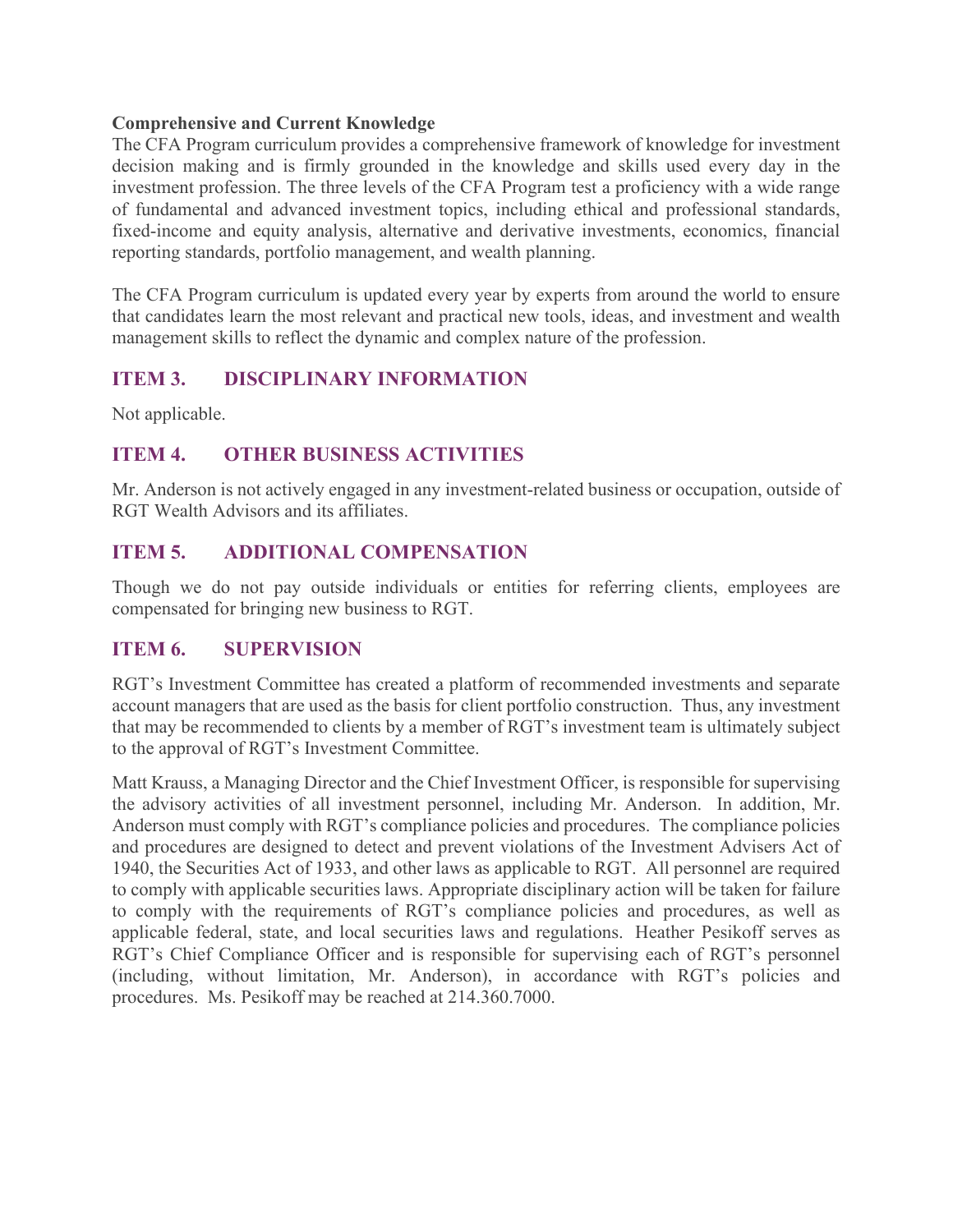**Comprehensive and Current Knowledge**

The CFA Program curriculum provides a comprehensive framework of knowledge for investment decision making and is firmly grounded in the knowledge and skills used every day in the investment profession. The three levels of the CFA Program test a proficiency with a wide range of fundamental and advanced investment topics, including ethical and professional standards, fixed-income and equity analysis, alternative and derivative investments, economics, financial reporting standards, portfolio management, and wealth planning.

The CFA Program curriculum is updated every year by experts from around the world to ensure that candidates learn the most relevant and practical new tools, ideas, and investment and wealth management skills to reflect the dynamic and complex nature of the profession.

## ITEM 3. DISCIPLINARY INFORMATION

Not applicable.

## ITEM 4. OTHER BUSINESS ACTIVITIES

Mr. Anderson is not actively engaged in any investment-related business or occupation, outside of RGT Wealth Advisors and its affiliates.

## ITEM 5. ADDITIONAL COMPENSATION

Though we do not pay outside individuals or entities for referring clients, employees are compensated for bringing new business to RGT.

## ITEM 6. SUPERVISION

RGT's Investment Committee has created a platform of recommended investments and separate account managers that are used as the basis for client portfolio construction. Thus, any investment that may be recommended to clients by a member of RGT's investment team is ultimately subject to the approval of RGT's Investment Committee.

Matt Krauss, a Managing Director and the Chief Investment Officer, is responsible for supervising the advisory activities of all investment personnel, including Mr. Anderson. In addition, Mr. Anderson must comply with RGT's compliance policies and procedures. The compliance policies and procedures are designed to detect and prevent violations of the Investment Advisers Act of 1940, the Securities Act of 1933, and other laws as applicable to RGT. All personnel are required to comply with applicable securities laws. Appropriate disciplinary action will be taken for failure to comply with the requirements of RGT's compliance policies and procedures, as well as applicable federal, state, and local securities laws and regulations. Heather Pesikoff serves as RGT's Chief Compliance Officer and is responsible for supervising each of RGT's personnel (including, without limitation, Mr. Anderson), in accordance with RGT's policies and procedures. Ms. Pesikoff may be reached at 214.360.7000.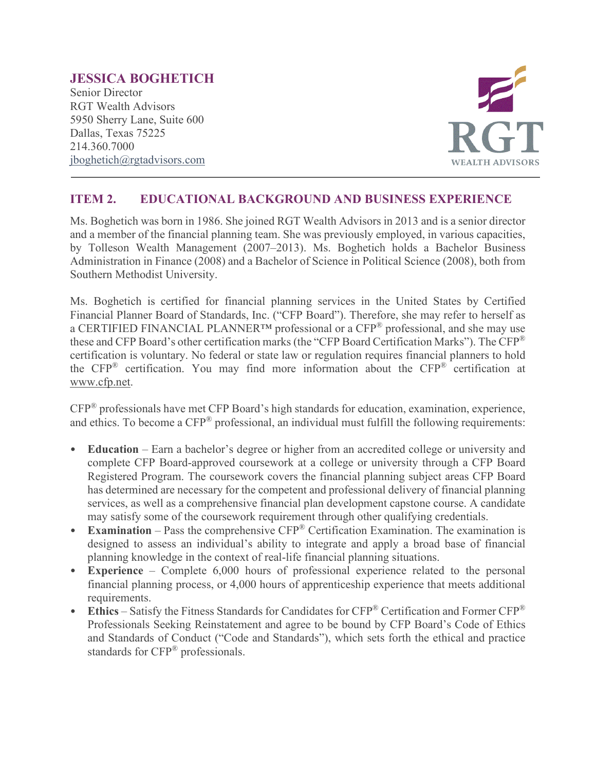# JESSICA BOGHETICH

Senior Director
RGT Wealth Advisors
5950 Sherry Lane, Suite 600
Dallas, Texas 75225
214.360.7000
jboghetich@rgtadvisors.com

## ITEM 2. EDUCATIONAL BACKGROUND AND BUSINESS EXPERIENCE

Ms. Boghetich was born in 1986. She joined RGT Wealth Advisors in 2013 and is a senior director and a member of the financial planning team. She was previously employed, in various capacities, by Tolleson Wealth Management (2007–2013). Ms. Boghetich holds a Bachelor Business Administration in Finance (2008) and a Bachelor of Science in Political Science (2008), both from Southern Methodist University.

Ms. Boghetich is certified for financial planning services in the United States by Certified Financial Planner Board of Standards, Inc. ("CFP Board"). Therefore, she may refer to herself as a CERTIFIED FINANCIAL PLANNER™ professional or a CFP® professional, and she may use these and CFP Board's other certification marks (the "CFP Board Certification Marks"). The CFP® certification is voluntary. No federal or state law or regulation requires financial planners to hold the CFP® certification. You may find more information about the CFP® certification at www.cfp.net.

CFP® professionals have met CFP Board's high standards for education, examination, experience, and ethics. To become a CFP® professional, an individual must fulfill the following requirements:

- **Education** – Earn a bachelor's degree or higher from an accredited college or university and complete CFP Board-approved coursework at a college or university through a CFP Board Registered Program. The coursework covers the financial planning subject areas CFP Board has determined are necessary for the competent and professional delivery of financial planning services, as well as a comprehensive financial plan development capstone course. A candidate may satisfy some of the coursework requirement through other qualifying credentials.
- **Examination** – Pass the comprehensive CFP® Certification Examination. The examination is designed to assess an individual's ability to integrate and apply a broad base of financial planning knowledge in the context of real-life financial planning situations.
- **Experience** – Complete 6,000 hours of professional experience related to the personal financial planning process, or 4,000 hours of apprenticeship experience that meets additional requirements.
- **Ethics** – Satisfy the Fitness Standards for Candidates for CFP® Certification and Former CFP® Professionals Seeking Reinstatement and agree to be bound by CFP Board's Code of Ethics and Standards of Conduct ("Code and Standards"), which sets forth the ethical and practice standards for CFP® professionals.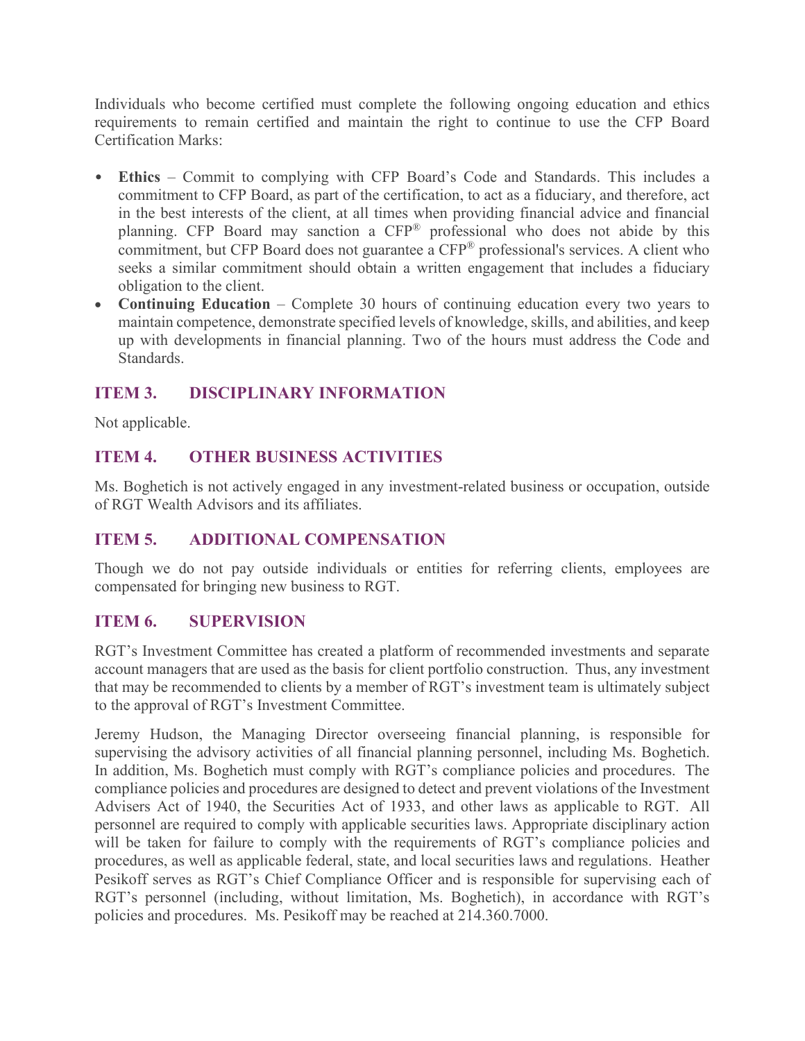Individuals who become certified must complete the following ongoing education and ethics requirements to remain certified and maintain the right to continue to use the CFP Board Certification Marks:

- **Ethics** – Commit to complying with CFP Board's Code and Standards. This includes a commitment to CFP Board, as part of the certification, to act as a fiduciary, and therefore, act in the best interests of the client, at all times when providing financial advice and financial planning. CFP Board may sanction a CFP® professional who does not abide by this commitment, but CFP Board does not guarantee a CFP® professional's services. A client who seeks a similar commitment should obtain a written engagement that includes a fiduciary obligation to the client.
- **Continuing Education** – Complete 30 hours of continuing education every two years to maintain competence, demonstrate specified levels of knowledge, skills, and abilities, and keep up with developments in financial planning. Two of the hours must address the Code and Standards.

## ITEM 3. DISCIPLINARY INFORMATION

Not applicable.

## ITEM 4. OTHER BUSINESS ACTIVITIES

Ms. Boghetich is not actively engaged in any investment-related business or occupation, outside of RGT Wealth Advisors and its affiliates.

## ITEM 5. ADDITIONAL COMPENSATION

Though we do not pay outside individuals or entities for referring clients, employees are compensated for bringing new business to RGT.

## ITEM 6. SUPERVISION

RGT's Investment Committee has created a platform of recommended investments and separate account managers that are used as the basis for client portfolio construction. Thus, any investment that may be recommended to clients by a member of RGT's investment team is ultimately subject to the approval of RGT's Investment Committee.

Jeremy Hudson, the Managing Director overseeing financial planning, is responsible for supervising the advisory activities of all financial planning personnel, including Ms. Boghetich. In addition, Ms. Boghetich must comply with RGT's compliance policies and procedures. The compliance policies and procedures are designed to detect and prevent violations of the Investment Advisers Act of 1940, the Securities Act of 1933, and other laws as applicable to RGT. All personnel are required to comply with applicable securities laws. Appropriate disciplinary action will be taken for failure to comply with the requirements of RGT's compliance policies and procedures, as well as applicable federal, state, and local securities laws and regulations. Heather Pesikoff serves as RGT's Chief Compliance Officer and is responsible for supervising each of RGT's personnel (including, without limitation, Ms. Boghetich), in accordance with RGT's policies and procedures. Ms. Pesikoff may be reached at 214.360.7000.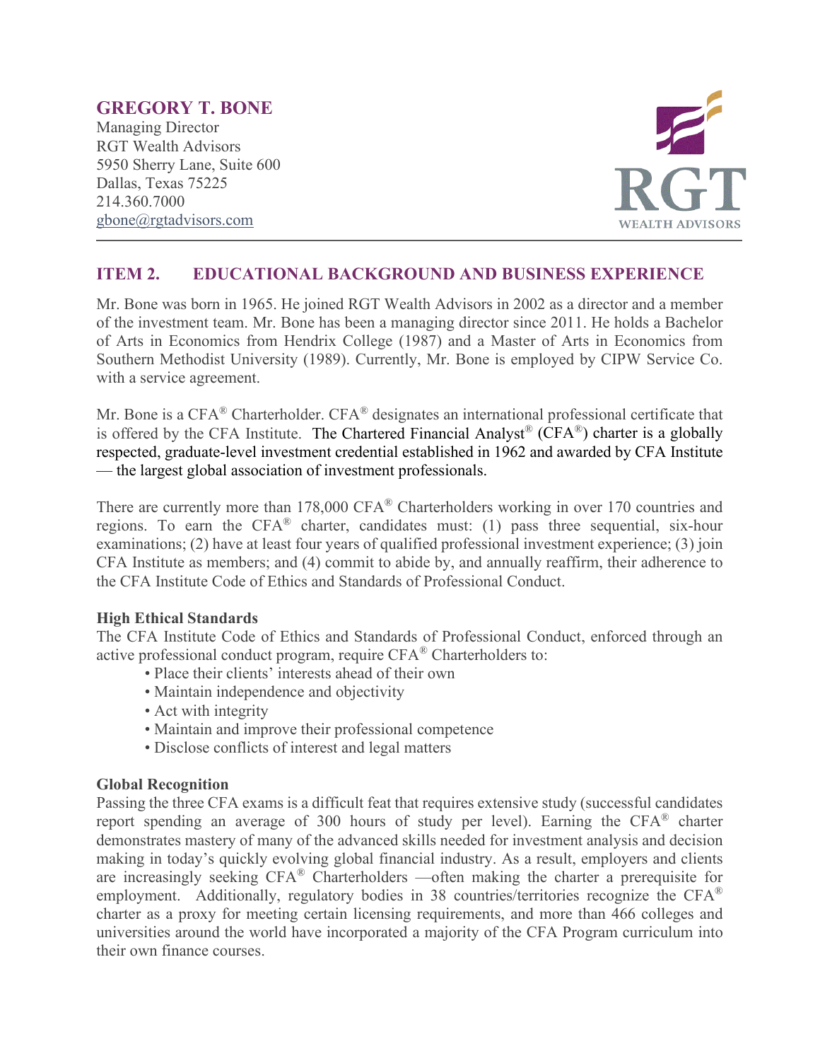**GREGORY T. BONE**
Managing Director
RGT Wealth Advisors
5950 Sherry Lane, Suite 600
Dallas, Texas 75225
214.360.7000
gbone@rgtadvisors.com

## ITEM 2. EDUCATIONAL BACKGROUND AND BUSINESS EXPERIENCE

Mr. Bone was born in 1965. He joined RGT Wealth Advisors in 2002 as a director and a member of the investment team. Mr. Bone has been a managing director since 2011. He holds a Bachelor of Arts in Economics from Hendrix College (1987) and a Master of Arts in Economics from Southern Methodist University (1989). Currently, Mr. Bone is employed by CIPW Service Co. with a service agreement.

Mr. Bone is a CFA® Charterholder. CFA® designates an international professional certificate that is offered by the CFA Institute. The Chartered Financial Analyst® (CFA®) charter is a globally respected, graduate-level investment credential established in 1962 and awarded by CFA Institute — the largest global association of investment professionals.

There are currently more than 178,000 CFA® Charterholders working in over 170 countries and regions. To earn the CFA® charter, candidates must: (1) pass three sequential, six-hour examinations; (2) have at least four years of qualified professional investment experience; (3) join CFA Institute as members; and (4) commit to abide by, and annually reaffirm, their adherence to the CFA Institute Code of Ethics and Standards of Professional Conduct.

**High Ethical Standards**
The CFA Institute Code of Ethics and Standards of Professional Conduct, enforced through an active professional conduct program, require CFA® Charterholders to:

- Place their clients' interests ahead of their own
- Maintain independence and objectivity
- Act with integrity
- Maintain and improve their professional competence
- Disclose conflicts of interest and legal matters

**Global Recognition**
Passing the three CFA exams is a difficult feat that requires extensive study (successful candidates report spending an average of 300 hours of study per level). Earning the CFA® charter demonstrates mastery of many of the advanced skills needed for investment analysis and decision making in today's quickly evolving global financial industry. As a result, employers and clients are increasingly seeking CFA® Charterholders —often making the charter a prerequisite for employment. Additionally, regulatory bodies in 38 countries/territories recognize the CFA® charter as a proxy for meeting certain licensing requirements, and more than 466 colleges and universities around the world have incorporated a majority of the CFA Program curriculum into their own finance courses.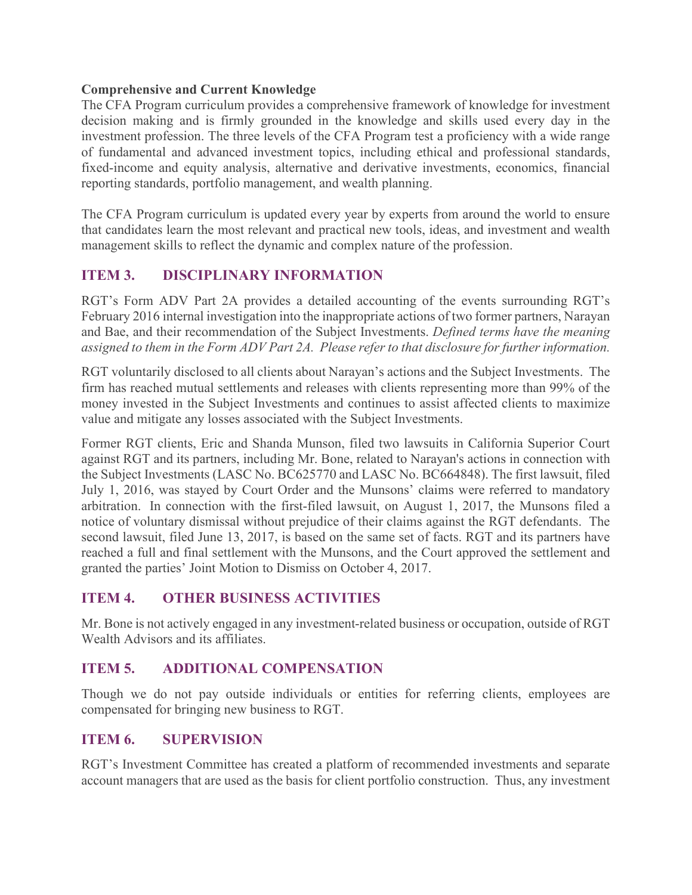**Comprehensive and Current Knowledge**

The CFA Program curriculum provides a comprehensive framework of knowledge for investment decision making and is firmly grounded in the knowledge and skills used every day in the investment profession. The three levels of the CFA Program test a proficiency with a wide range of fundamental and advanced investment topics, including ethical and professional standards, fixed-income and equity analysis, alternative and derivative investments, economics, financial reporting standards, portfolio management, and wealth planning.

The CFA Program curriculum is updated every year by experts from around the world to ensure that candidates learn the most relevant and practical new tools, ideas, and investment and wealth management skills to reflect the dynamic and complex nature of the profession.

## ITEM 3. DISCIPLINARY INFORMATION

RGT's Form ADV Part 2A provides a detailed accounting of the events surrounding RGT's February 2016 internal investigation into the inappropriate actions of two former partners, Narayan and Bae, and their recommendation of the Subject Investments. *Defined terms have the meaning assigned to them in the Form ADV Part 2A. Please refer to that disclosure for further information.*

RGT voluntarily disclosed to all clients about Narayan's actions and the Subject Investments. The firm has reached mutual settlements and releases with clients representing more than 99% of the money invested in the Subject Investments and continues to assist affected clients to maximize value and mitigate any losses associated with the Subject Investments.

Former RGT clients, Eric and Shanda Munson, filed two lawsuits in California Superior Court against RGT and its partners, including Mr. Bone, related to Narayan's actions in connection with the Subject Investments (LASC No. BC625770 and LASC No. BC664848). The first lawsuit, filed July 1, 2016, was stayed by Court Order and the Munsons' claims were referred to mandatory arbitration. In connection with the first-filed lawsuit, on August 1, 2017, the Munsons filed a notice of voluntary dismissal without prejudice of their claims against the RGT defendants. The second lawsuit, filed June 13, 2017, is based on the same set of facts. RGT and its partners have reached a full and final settlement with the Munsons, and the Court approved the settlement and granted the parties' Joint Motion to Dismiss on October 4, 2017.

## ITEM 4. OTHER BUSINESS ACTIVITIES

Mr. Bone is not actively engaged in any investment-related business or occupation, outside of RGT Wealth Advisors and its affiliates.

## ITEM 5. ADDITIONAL COMPENSATION

Though we do not pay outside individuals or entities for referring clients, employees are compensated for bringing new business to RGT.

## ITEM 6. SUPERVISION

RGT's Investment Committee has created a platform of recommended investments and separate account managers that are used as the basis for client portfolio construction. Thus, any investment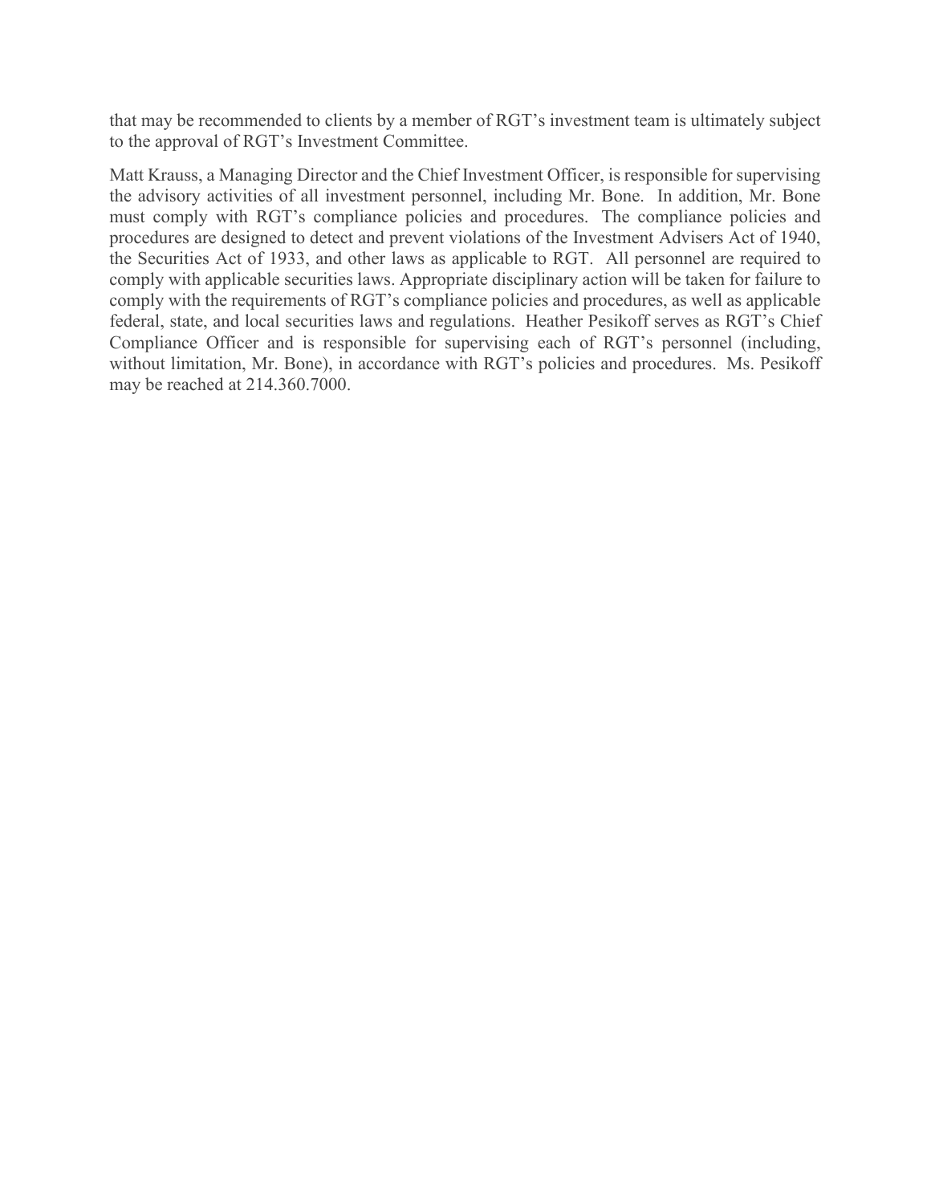that may be recommended to clients by a member of RGT's investment team is ultimately subject to the approval of RGT's Investment Committee.

Matt Krauss, a Managing Director and the Chief Investment Officer, is responsible for supervising the advisory activities of all investment personnel, including Mr. Bone. In addition, Mr. Bone must comply with RGT's compliance policies and procedures. The compliance policies and procedures are designed to detect and prevent violations of the Investment Advisers Act of 1940, the Securities Act of 1933, and other laws as applicable to RGT. All personnel are required to comply with applicable securities laws. Appropriate disciplinary action will be taken for failure to comply with the requirements of RGT's compliance policies and procedures, as well as applicable federal, state, and local securities laws and regulations. Heather Pesikoff serves as RGT's Chief Compliance Officer and is responsible for supervising each of RGT's personnel (including, without limitation, Mr. Bone), in accordance with RGT's policies and procedures. Ms. Pesikoff may be reached at 214.360.7000.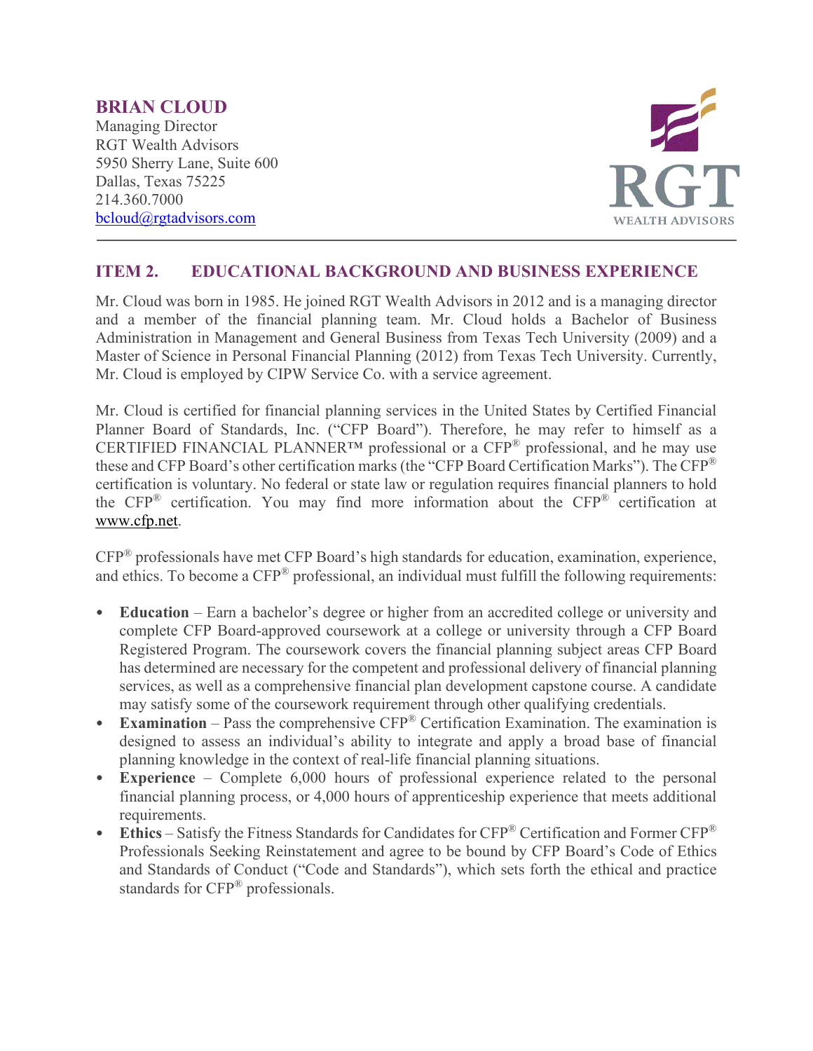**BRIAN CLOUD**
Managing Director
RGT Wealth Advisors
5950 Sherry Lane, Suite 600
Dallas, Texas 75225
214.360.7000
bcloud@rgtadvisors.com

## ITEM 2. EDUCATIONAL BACKGROUND AND BUSINESS EXPERIENCE

Mr. Cloud was born in 1985. He joined RGT Wealth Advisors in 2012 and is a managing director and a member of the financial planning team. Mr. Cloud holds a Bachelor of Business Administration in Management and General Business from Texas Tech University (2009) and a Master of Science in Personal Financial Planning (2012) from Texas Tech University. Currently, Mr. Cloud is employed by CIPW Service Co. with a service agreement.

Mr. Cloud is certified for financial planning services in the United States by Certified Financial Planner Board of Standards, Inc. ("CFP Board"). Therefore, he may refer to himself as a CERTIFIED FINANCIAL PLANNER™ professional or a CFP® professional, and he may use these and CFP Board's other certification marks (the "CFP Board Certification Marks"). The CFP® certification is voluntary. No federal or state law or regulation requires financial planners to hold the CFP® certification. You may find more information about the CFP® certification at www.cfp.net.

CFP® professionals have met CFP Board's high standards for education, examination, experience, and ethics. To become a CFP® professional, an individual must fulfill the following requirements:

- **Education** – Earn a bachelor's degree or higher from an accredited college or university and complete CFP Board-approved coursework at a college or university through a CFP Board Registered Program. The coursework covers the financial planning subject areas CFP Board has determined are necessary for the competent and professional delivery of financial planning services, as well as a comprehensive financial plan development capstone course. A candidate may satisfy some of the coursework requirement through other qualifying credentials.
- **Examination** – Pass the comprehensive CFP® Certification Examination. The examination is designed to assess an individual's ability to integrate and apply a broad base of financial planning knowledge in the context of real-life financial planning situations.
- **Experience** – Complete 6,000 hours of professional experience related to the personal financial planning process, or 4,000 hours of apprenticeship experience that meets additional requirements.
- **Ethics** – Satisfy the Fitness Standards for Candidates for CFP® Certification and Former CFP® Professionals Seeking Reinstatement and agree to be bound by CFP Board's Code of Ethics and Standards of Conduct ("Code and Standards"), which sets forth the ethical and practice standards for CFP® professionals.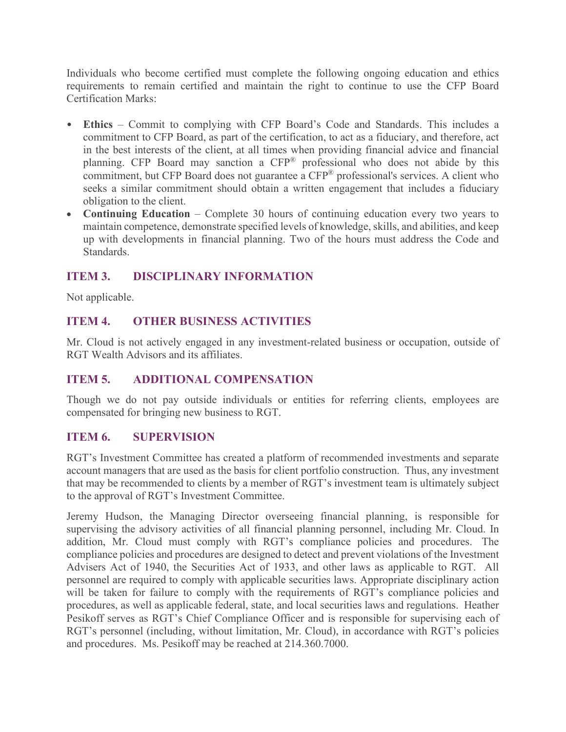Individuals who become certified must complete the following ongoing education and ethics requirements to remain certified and maintain the right to continue to use the CFP Board Certification Marks:

- **Ethics** – Commit to complying with CFP Board's Code and Standards. This includes a commitment to CFP Board, as part of the certification, to act as a fiduciary, and therefore, act in the best interests of the client, at all times when providing financial advice and financial planning. CFP Board may sanction a CFP® professional who does not abide by this commitment, but CFP Board does not guarantee a CFP® professional's services. A client who seeks a similar commitment should obtain a written engagement that includes a fiduciary obligation to the client.
- **Continuing Education** – Complete 30 hours of continuing education every two years to maintain competence, demonstrate specified levels of knowledge, skills, and abilities, and keep up with developments in financial planning. Two of the hours must address the Code and Standards.

## ITEM 3. DISCIPLINARY INFORMATION

Not applicable.

## ITEM 4. OTHER BUSINESS ACTIVITIES

Mr. Cloud is not actively engaged in any investment-related business or occupation, outside of RGT Wealth Advisors and its affiliates.

## ITEM 5. ADDITIONAL COMPENSATION

Though we do not pay outside individuals or entities for referring clients, employees are compensated for bringing new business to RGT.

## ITEM 6. SUPERVISION

RGT's Investment Committee has created a platform of recommended investments and separate account managers that are used as the basis for client portfolio construction. Thus, any investment that may be recommended to clients by a member of RGT's investment team is ultimately subject to the approval of RGT's Investment Committee.

Jeremy Hudson, the Managing Director overseeing financial planning, is responsible for supervising the advisory activities of all financial planning personnel, including Mr. Cloud. In addition, Mr. Cloud must comply with RGT's compliance policies and procedures. The compliance policies and procedures are designed to detect and prevent violations of the Investment Advisers Act of 1940, the Securities Act of 1933, and other laws as applicable to RGT. All personnel are required to comply with applicable securities laws. Appropriate disciplinary action will be taken for failure to comply with the requirements of RGT's compliance policies and procedures, as well as applicable federal, state, and local securities laws and regulations. Heather Pesikoff serves as RGT's Chief Compliance Officer and is responsible for supervising each of RGT's personnel (including, without limitation, Mr. Cloud), in accordance with RGT's policies and procedures. Ms. Pesikoff may be reached at 214.360.7000.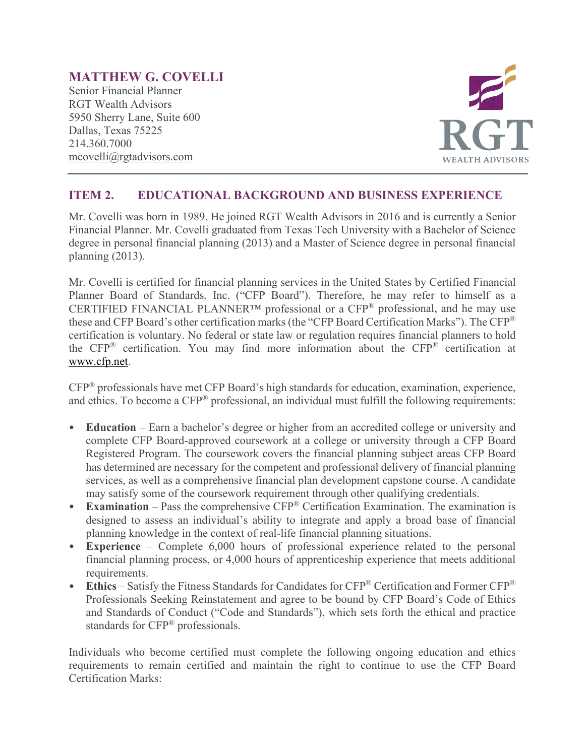**MATTHEW G. COVELLI**
Senior Financial Planner
RGT Wealth Advisors
5950 Sherry Lane, Suite 600
Dallas, Texas 75225
214.360.7000
mcovelli@rgtadvisors.com

## ITEM 2. EDUCATIONAL BACKGROUND AND BUSINESS EXPERIENCE

Mr. Covelli was born in 1989. He joined RGT Wealth Advisors in 2016 and is currently a Senior Financial Planner. Mr. Covelli graduated from Texas Tech University with a Bachelor of Science degree in personal financial planning (2013) and a Master of Science degree in personal financial planning (2013).

Mr. Covelli is certified for financial planning services in the United States by Certified Financial Planner Board of Standards, Inc. ("CFP Board"). Therefore, he may refer to himself as a CERTIFIED FINANCIAL PLANNER™ professional or a CFP® professional, and he may use these and CFP Board's other certification marks (the "CFP Board Certification Marks"). The CFP® certification is voluntary. No federal or state law or regulation requires financial planners to hold the CFP® certification. You may find more information about the CFP® certification at www.cfp.net.

CFP® professionals have met CFP Board's high standards for education, examination, experience, and ethics. To become a CFP® professional, an individual must fulfill the following requirements:

- **Education** – Earn a bachelor's degree or higher from an accredited college or university and complete CFP Board-approved coursework at a college or university through a CFP Board Registered Program. The coursework covers the financial planning subject areas CFP Board has determined are necessary for the competent and professional delivery of financial planning services, as well as a comprehensive financial plan development capstone course. A candidate may satisfy some of the coursework requirement through other qualifying credentials.
- **Examination** – Pass the comprehensive CFP® Certification Examination. The examination is designed to assess an individual's ability to integrate and apply a broad base of financial planning knowledge in the context of real-life financial planning situations.
- **Experience** – Complete 6,000 hours of professional experience related to the personal financial planning process, or 4,000 hours of apprenticeship experience that meets additional requirements.
- **Ethics** – Satisfy the Fitness Standards for Candidates for CFP® Certification and Former CFP® Professionals Seeking Reinstatement and agree to be bound by CFP Board's Code of Ethics and Standards of Conduct ("Code and Standards"), which sets forth the ethical and practice standards for CFP® professionals.

Individuals who become certified must complete the following ongoing education and ethics requirements to remain certified and maintain the right to continue to use the CFP Board Certification Marks: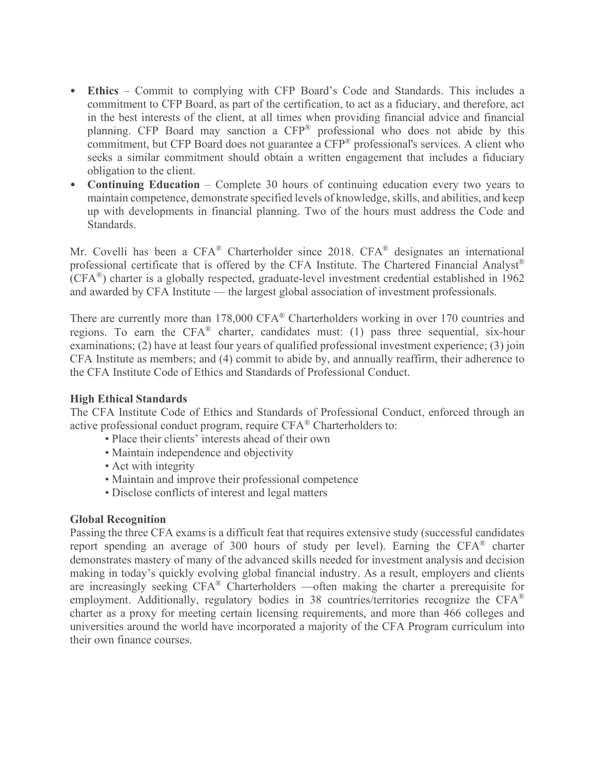- **Ethics** – Commit to complying with CFP Board's Code and Standards. This includes a commitment to CFP Board, as part of the certification, to act as a fiduciary, and therefore, act in the best interests of the client, at all times when providing financial advice and financial planning. CFP Board may sanction a CFP® professional who does not abide by this commitment, but CFP Board does not guarantee a CFP® professional's services. A client who seeks a similar commitment should obtain a written engagement that includes a fiduciary obligation to the client.
- **Continuing Education** – Complete 30 hours of continuing education every two years to maintain competence, demonstrate specified levels of knowledge, skills, and abilities, and keep up with developments in financial planning. Two of the hours must address the Code and Standards.

Mr. Covelli has been a CFA® Charterholder since 2018. CFA® designates an international professional certificate that is offered by the CFA Institute. The Chartered Financial Analyst® (CFA®) charter is a globally respected, graduate-level investment credential established in 1962 and awarded by CFA Institute — the largest global association of investment professionals.

There are currently more than 178,000 CFA® Charterholders working in over 170 countries and regions. To earn the CFA® charter, candidates must: (1) pass three sequential, six-hour examinations; (2) have at least four years of qualified professional investment experience; (3) join CFA Institute as members; and (4) commit to abide by, and annually reaffirm, their adherence to the CFA Institute Code of Ethics and Standards of Professional Conduct.

**High Ethical Standards**

The CFA Institute Code of Ethics and Standards of Professional Conduct, enforced through an active professional conduct program, require CFA® Charterholders to:

- Place their clients' interests ahead of their own
- Maintain independence and objectivity
- Act with integrity
- Maintain and improve their professional competence
- Disclose conflicts of interest and legal matters

**Global Recognition**

Passing the three CFA exams is a difficult feat that requires extensive study (successful candidates report spending an average of 300 hours of study per level). Earning the CFA® charter demonstrates mastery of many of the advanced skills needed for investment analysis and decision making in today's quickly evolving global financial industry. As a result, employers and clients are increasingly seeking CFA® Charterholders —often making the charter a prerequisite for employment. Additionally, regulatory bodies in 38 countries/territories recognize the CFA® charter as a proxy for meeting certain licensing requirements, and more than 466 colleges and universities around the world have incorporated a majority of the CFA Program curriculum into their own finance courses.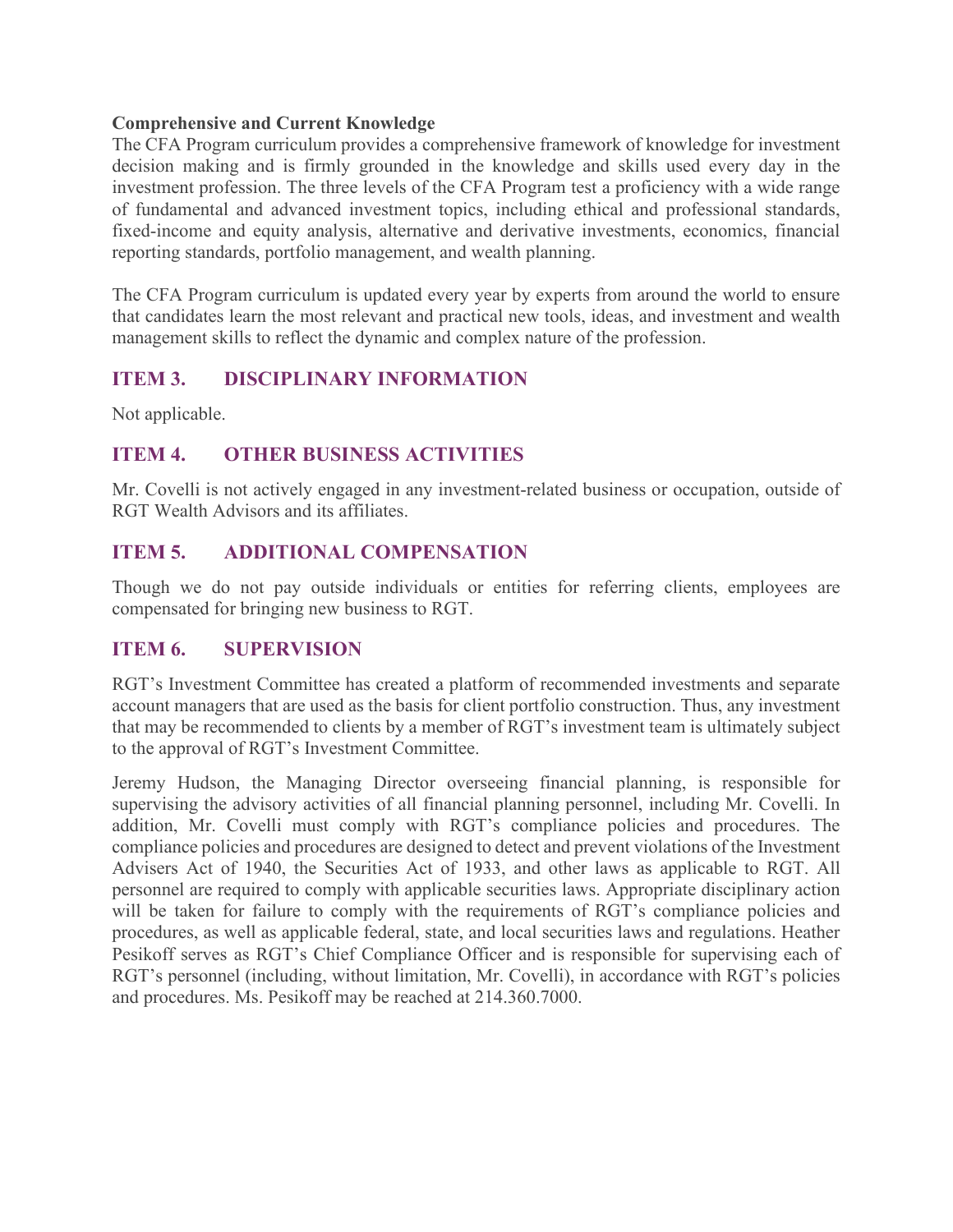**Comprehensive and Current Knowledge**

The CFA Program curriculum provides a comprehensive framework of knowledge for investment decision making and is firmly grounded in the knowledge and skills used every day in the investment profession. The three levels of the CFA Program test a proficiency with a wide range of fundamental and advanced investment topics, including ethical and professional standards, fixed-income and equity analysis, alternative and derivative investments, economics, financial reporting standards, portfolio management, and wealth planning.

The CFA Program curriculum is updated every year by experts from around the world to ensure that candidates learn the most relevant and practical new tools, ideas, and investment and wealth management skills to reflect the dynamic and complex nature of the profession.

## ITEM 3. DISCIPLINARY INFORMATION

Not applicable.

## ITEM 4. OTHER BUSINESS ACTIVITIES

Mr. Covelli is not actively engaged in any investment-related business or occupation, outside of RGT Wealth Advisors and its affiliates.

## ITEM 5. ADDITIONAL COMPENSATION

Though we do not pay outside individuals or entities for referring clients, employees are compensated for bringing new business to RGT.

## ITEM 6. SUPERVISION

RGT's Investment Committee has created a platform of recommended investments and separate account managers that are used as the basis for client portfolio construction. Thus, any investment that may be recommended to clients by a member of RGT's investment team is ultimately subject to the approval of RGT's Investment Committee.

Jeremy Hudson, the Managing Director overseeing financial planning, is responsible for supervising the advisory activities of all financial planning personnel, including Mr. Covelli. In addition, Mr. Covelli must comply with RGT's compliance policies and procedures. The compliance policies and procedures are designed to detect and prevent violations of the Investment Advisers Act of 1940, the Securities Act of 1933, and other laws as applicable to RGT. All personnel are required to comply with applicable securities laws. Appropriate disciplinary action will be taken for failure to comply with the requirements of RGT's compliance policies and procedures, as well as applicable federal, state, and local securities laws and regulations. Heather Pesikoff serves as RGT's Chief Compliance Officer and is responsible for supervising each of RGT's personnel (including, without limitation, Mr. Covelli), in accordance with RGT's policies and procedures. Ms. Pesikoff may be reached at 214.360.7000.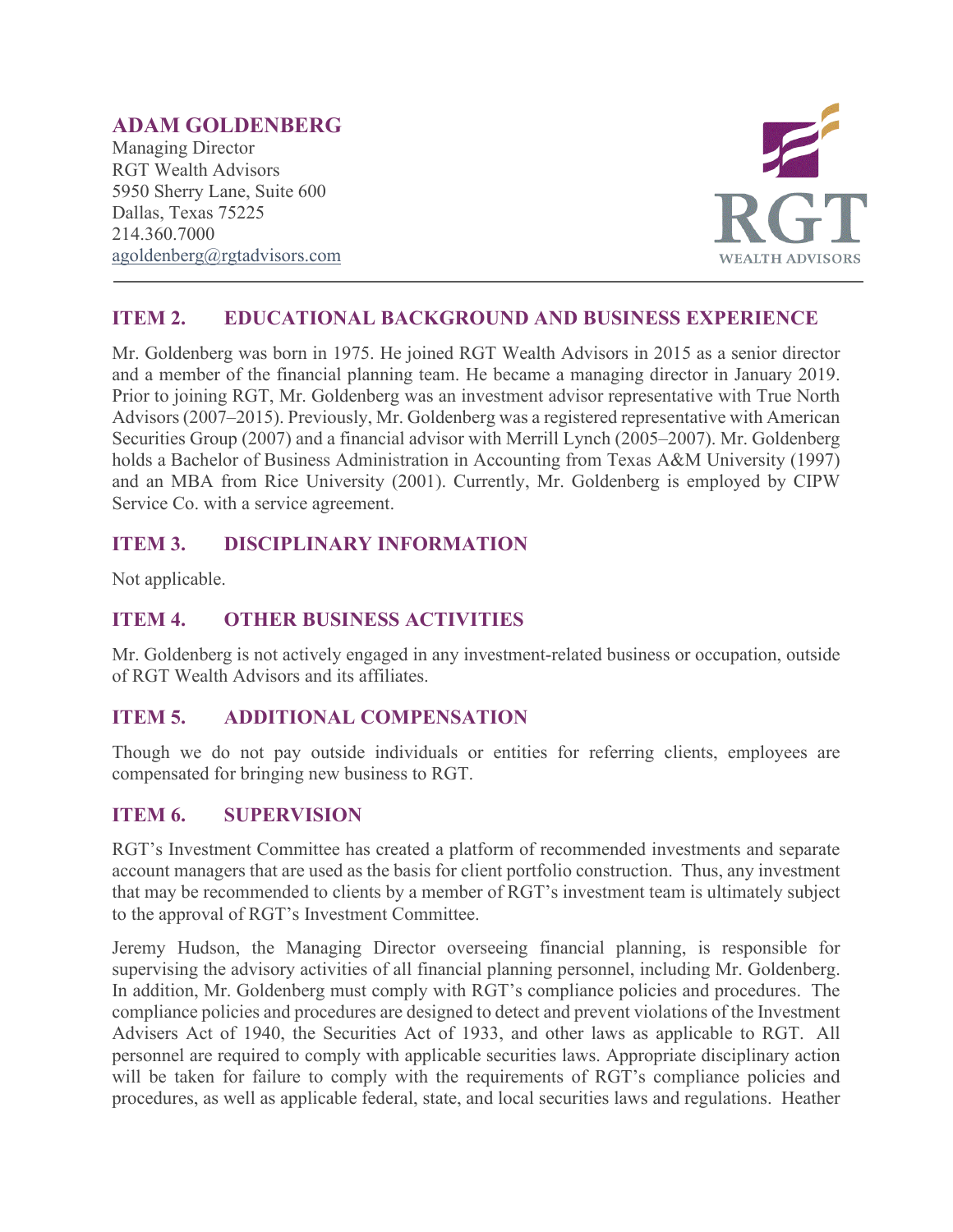**ADAM GOLDENBERG**
Managing Director
RGT Wealth Advisors
5950 Sherry Lane, Suite 600
Dallas, Texas 75225
214.360.7000
agoldenberg@rgtadvisors.com

RGT WEALTH ADVISORS

## ITEM 2. EDUCATIONAL BACKGROUND AND BUSINESS EXPERIENCE

Mr. Goldenberg was born in 1975. He joined RGT Wealth Advisors in 2015 as a senior director and a member of the financial planning team. He became a managing director in January 2019. Prior to joining RGT, Mr. Goldenberg was an investment advisor representative with True North Advisors (2007–2015). Previously, Mr. Goldenberg was a registered representative with American Securities Group (2007) and a financial advisor with Merrill Lynch (2005–2007). Mr. Goldenberg holds a Bachelor of Business Administration in Accounting from Texas A&M University (1997) and an MBA from Rice University (2001). Currently, Mr. Goldenberg is employed by CIPW Service Co. with a service agreement.

## ITEM 3. DISCIPLINARY INFORMATION

Not applicable.

## ITEM 4. OTHER BUSINESS ACTIVITIES

Mr. Goldenberg is not actively engaged in any investment-related business or occupation, outside of RGT Wealth Advisors and its affiliates.

## ITEM 5. ADDITIONAL COMPENSATION

Though we do not pay outside individuals or entities for referring clients, employees are compensated for bringing new business to RGT.

## ITEM 6. SUPERVISION

RGT's Investment Committee has created a platform of recommended investments and separate account managers that are used as the basis for client portfolio construction. Thus, any investment that may be recommended to clients by a member of RGT's investment team is ultimately subject to the approval of RGT's Investment Committee.

Jeremy Hudson, the Managing Director overseeing financial planning, is responsible for supervising the advisory activities of all financial planning personnel, including Mr. Goldenberg. In addition, Mr. Goldenberg must comply with RGT's compliance policies and procedures. The compliance policies and procedures are designed to detect and prevent violations of the Investment Advisers Act of 1940, the Securities Act of 1933, and other laws as applicable to RGT. All personnel are required to comply with applicable securities laws. Appropriate disciplinary action will be taken for failure to comply with the requirements of RGT's compliance policies and procedures, as well as applicable federal, state, and local securities laws and regulations. Heather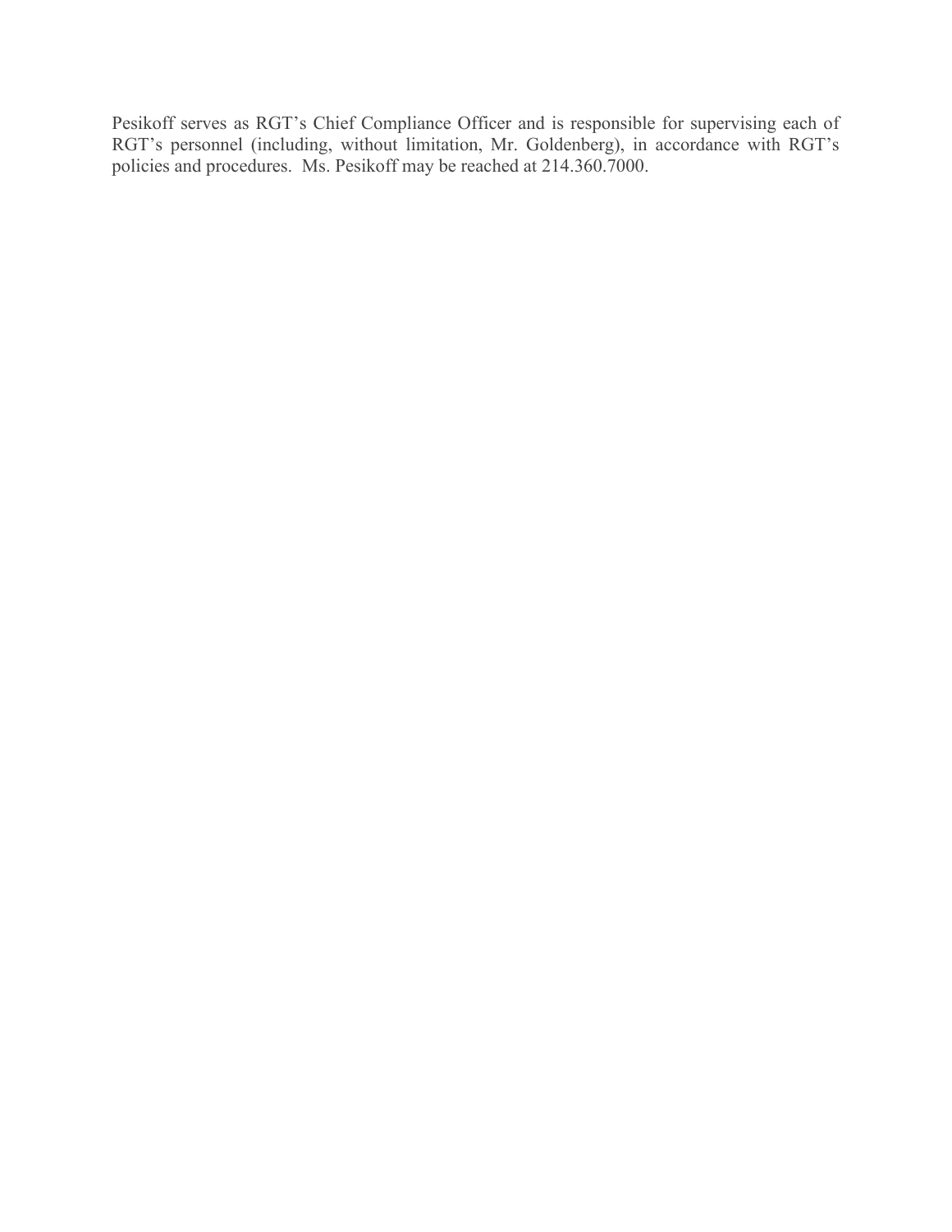Pesikoff serves as RGT's Chief Compliance Officer and is responsible for supervising each of RGT's personnel (including, without limitation, Mr. Goldenberg), in accordance with RGT's policies and procedures. Ms. Pesikoff may be reached at 214.360.7000.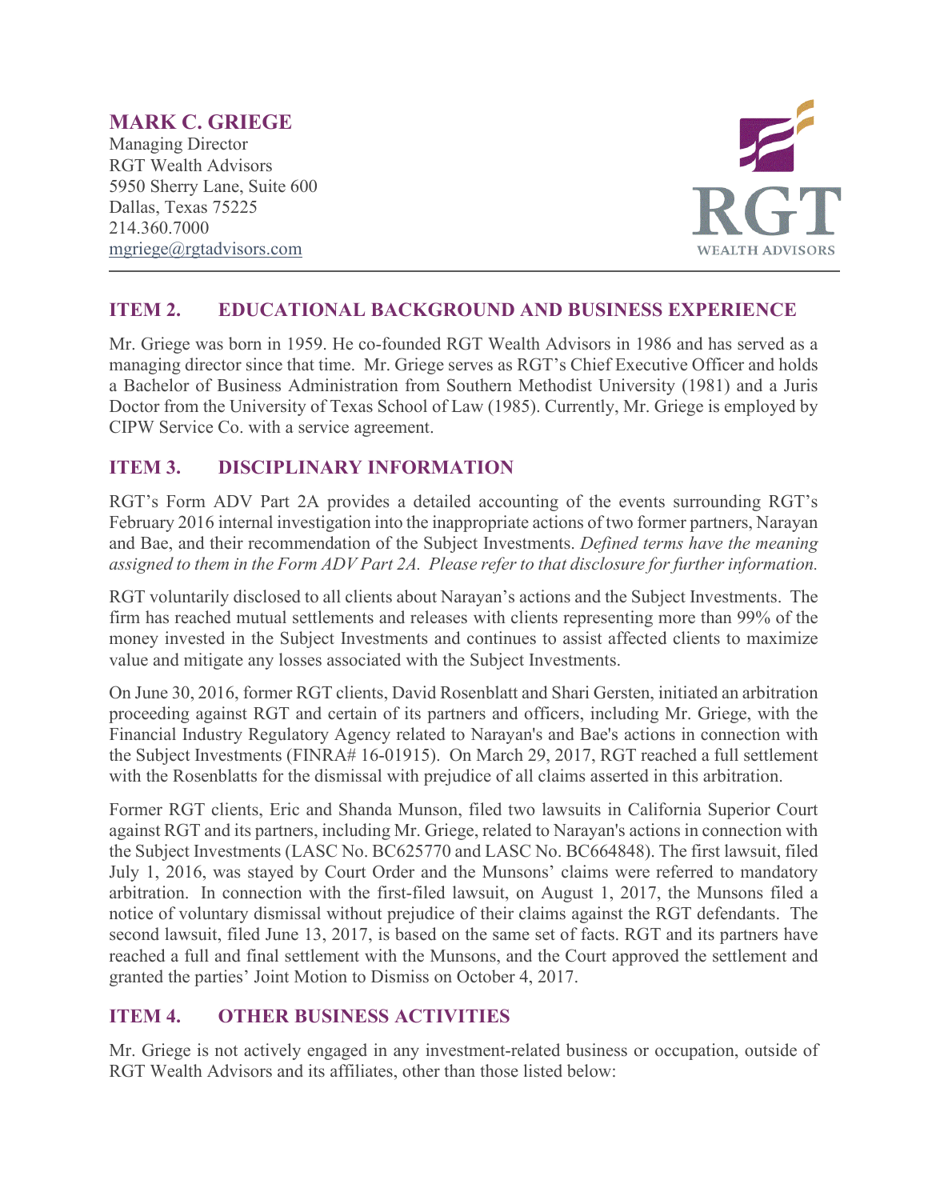**MARK C. GRIEGE**
Managing Director
RGT Wealth Advisors
5950 Sherry Lane, Suite 600
Dallas, Texas 75225
214.360.7000
mgriege@rgtadvisors.com

## ITEM 2. EDUCATIONAL BACKGROUND AND BUSINESS EXPERIENCE

Mr. Griege was born in 1959. He co-founded RGT Wealth Advisors in 1986 and has served as a managing director since that time. Mr. Griege serves as RGT's Chief Executive Officer and holds a Bachelor of Business Administration from Southern Methodist University (1981) and a Juris Doctor from the University of Texas School of Law (1985). Currently, Mr. Griege is employed by CIPW Service Co. with a service agreement.

## ITEM 3. DISCIPLINARY INFORMATION

RGT's Form ADV Part 2A provides a detailed accounting of the events surrounding RGT's February 2016 internal investigation into the inappropriate actions of two former partners, Narayan and Bae, and their recommendation of the Subject Investments. *Defined terms have the meaning assigned to them in the Form ADV Part 2A. Please refer to that disclosure for further information.*

RGT voluntarily disclosed to all clients about Narayan's actions and the Subject Investments. The firm has reached mutual settlements and releases with clients representing more than 99% of the money invested in the Subject Investments and continues to assist affected clients to maximize value and mitigate any losses associated with the Subject Investments.

On June 30, 2016, former RGT clients, David Rosenblatt and Shari Gersten, initiated an arbitration proceeding against RGT and certain of its partners and officers, including Mr. Griege, with the Financial Industry Regulatory Agency related to Narayan's and Bae's actions in connection with the Subject Investments (FINRA# 16-01915). On March 29, 2017, RGT reached a full settlement with the Rosenblatts for the dismissal with prejudice of all claims asserted in this arbitration.

Former RGT clients, Eric and Shanda Munson, filed two lawsuits in California Superior Court against RGT and its partners, including Mr. Griege, related to Narayan's actions in connection with the Subject Investments (LASC No. BC625770 and LASC No. BC664848). The first lawsuit, filed July 1, 2016, was stayed by Court Order and the Munsons' claims were referred to mandatory arbitration. In connection with the first-filed lawsuit, on August 1, 2017, the Munsons filed a notice of voluntary dismissal without prejudice of their claims against the RGT defendants. The second lawsuit, filed June 13, 2017, is based on the same set of facts. RGT and its partners have reached a full and final settlement with the Munsons, and the Court approved the settlement and granted the parties' Joint Motion to Dismiss on October 4, 2017.

## ITEM 4. OTHER BUSINESS ACTIVITIES

Mr. Griege is not actively engaged in any investment-related business or occupation, outside of RGT Wealth Advisors and its affiliates, other than those listed below: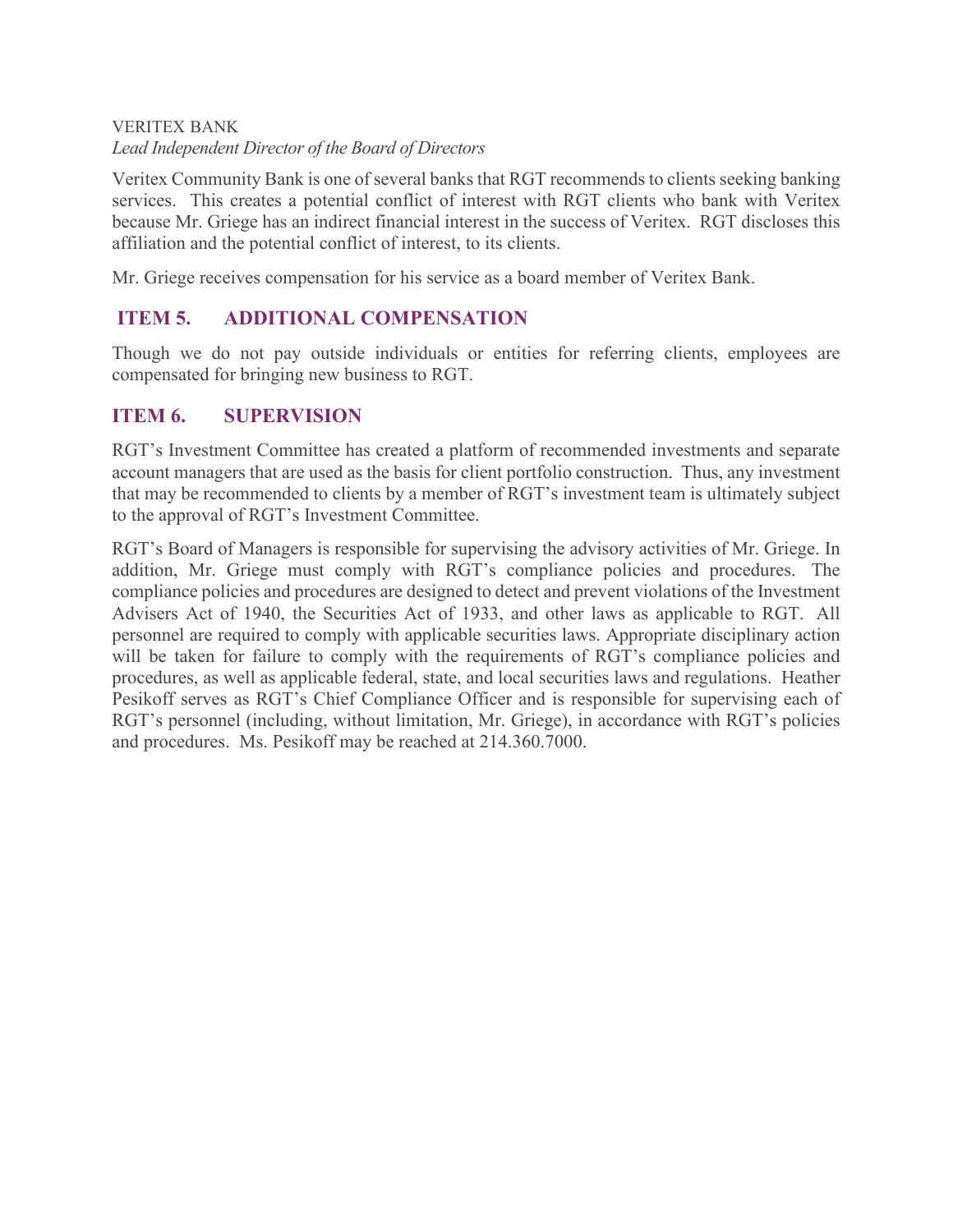VERITEX BANK

*Lead Independent Director of the Board of Directors*

Veritex Community Bank is one of several banks that RGT recommends to clients seeking banking services. This creates a potential conflict of interest with RGT clients who bank with Veritex because Mr. Griege has an indirect financial interest in the success of Veritex. RGT discloses this affiliation and the potential conflict of interest, to its clients.

Mr. Griege receives compensation for his service as a board member of Veritex Bank.

## ITEM 5. ADDITIONAL COMPENSATION

Though we do not pay outside individuals or entities for referring clients, employees are compensated for bringing new business to RGT.

## ITEM 6. SUPERVISION

RGT's Investment Committee has created a platform of recommended investments and separate account managers that are used as the basis for client portfolio construction. Thus, any investment that may be recommended to clients by a member of RGT's investment team is ultimately subject to the approval of RGT's Investment Committee.

RGT's Board of Managers is responsible for supervising the advisory activities of Mr. Griege. In addition, Mr. Griege must comply with RGT's compliance policies and procedures. The compliance policies and procedures are designed to detect and prevent violations of the Investment Advisers Act of 1940, the Securities Act of 1933, and other laws as applicable to RGT. All personnel are required to comply with applicable securities laws. Appropriate disciplinary action will be taken for failure to comply with the requirements of RGT's compliance policies and procedures, as well as applicable federal, state, and local securities laws and regulations. Heather Pesikoff serves as RGT's Chief Compliance Officer and is responsible for supervising each of RGT's personnel (including, without limitation, Mr. Griege), in accordance with RGT's policies and procedures. Ms. Pesikoff may be reached at 214.360.7000.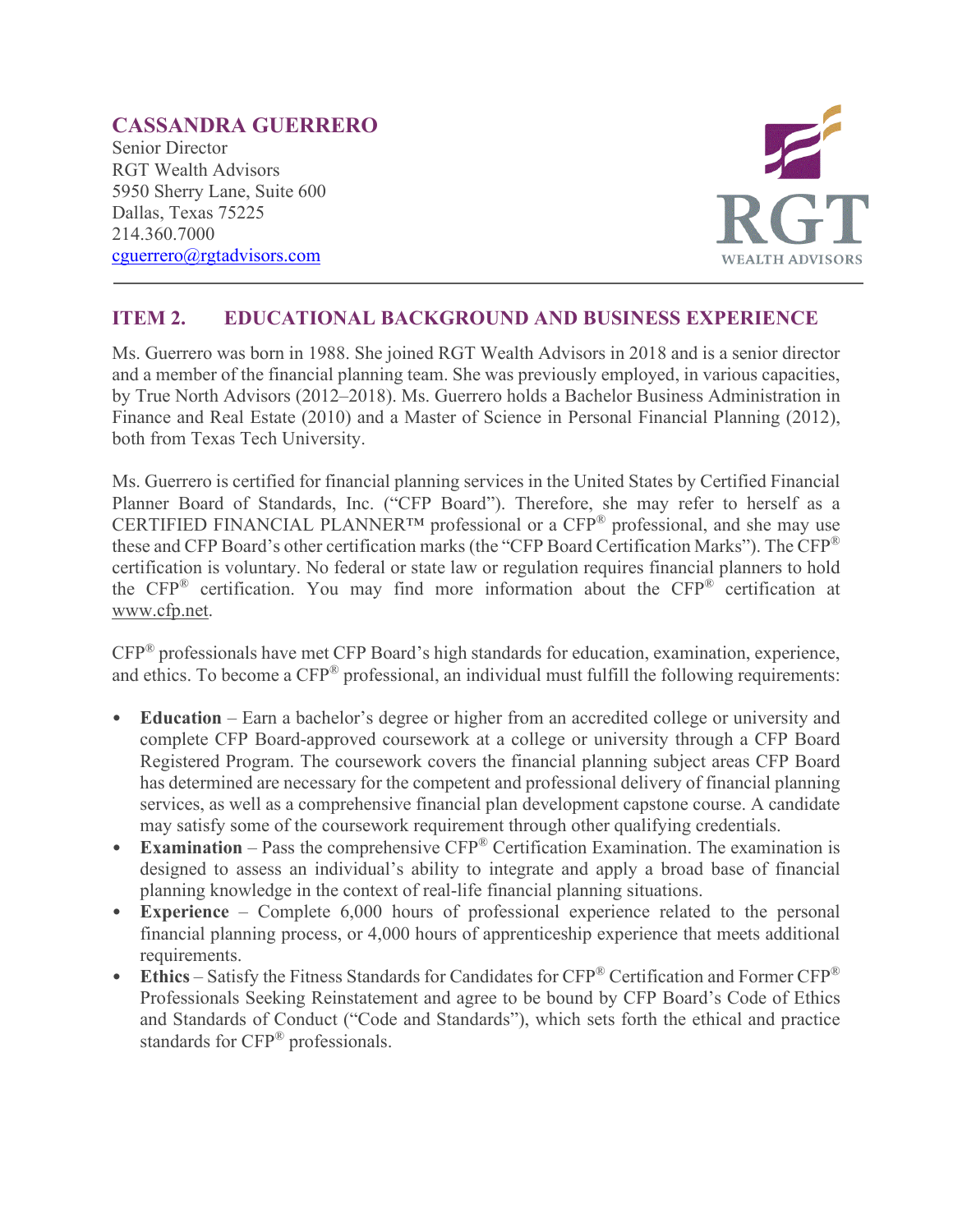## CASSANDRA GUERRERO

Senior Director
RGT Wealth Advisors
5950 Sherry Lane, Suite 600
Dallas, Texas 75225
214.360.7000
cguerrero@rgtadvisors.com

## ITEM 2. EDUCATIONAL BACKGROUND AND BUSINESS EXPERIENCE

Ms. Guerrero was born in 1988. She joined RGT Wealth Advisors in 2018 and is a senior director and a member of the financial planning team. She was previously employed, in various capacities, by True North Advisors (2012–2018). Ms. Guerrero holds a Bachelor Business Administration in Finance and Real Estate (2010) and a Master of Science in Personal Financial Planning (2012), both from Texas Tech University.

Ms. Guerrero is certified for financial planning services in the United States by Certified Financial Planner Board of Standards, Inc. ("CFP Board"). Therefore, she may refer to herself as a CERTIFIED FINANCIAL PLANNER™ professional or a CFP® professional, and she may use these and CFP Board's other certification marks (the "CFP Board Certification Marks"). The CFP® certification is voluntary. No federal or state law or regulation requires financial planners to hold the CFP® certification. You may find more information about the CFP® certification at www.cfp.net.

CFP® professionals have met CFP Board's high standards for education, examination, experience, and ethics. To become a CFP® professional, an individual must fulfill the following requirements:

- **Education** – Earn a bachelor's degree or higher from an accredited college or university and complete CFP Board-approved coursework at a college or university through a CFP Board Registered Program. The coursework covers the financial planning subject areas CFP Board has determined are necessary for the competent and professional delivery of financial planning services, as well as a comprehensive financial plan development capstone course. A candidate may satisfy some of the coursework requirement through other qualifying credentials.
- **Examination** – Pass the comprehensive CFP® Certification Examination. The examination is designed to assess an individual's ability to integrate and apply a broad base of financial planning knowledge in the context of real-life financial planning situations.
- **Experience** – Complete 6,000 hours of professional experience related to the personal financial planning process, or 4,000 hours of apprenticeship experience that meets additional requirements.
- **Ethics** – Satisfy the Fitness Standards for Candidates for CFP® Certification and Former CFP® Professionals Seeking Reinstatement and agree to be bound by CFP Board's Code of Ethics and Standards of Conduct ("Code and Standards"), which sets forth the ethical and practice standards for CFP® professionals.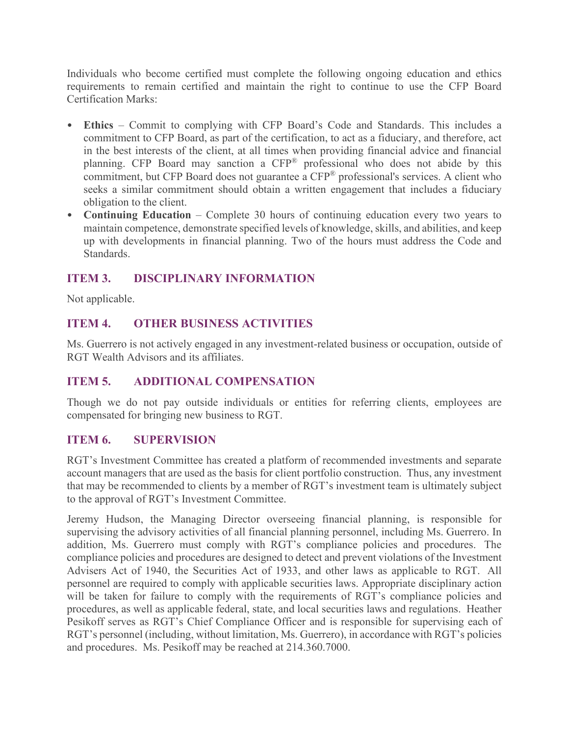Individuals who become certified must complete the following ongoing education and ethics requirements to remain certified and maintain the right to continue to use the CFP Board Certification Marks:

- **Ethics** – Commit to complying with CFP Board's Code and Standards. This includes a commitment to CFP Board, as part of the certification, to act as a fiduciary, and therefore, act in the best interests of the client, at all times when providing financial advice and financial planning. CFP Board may sanction a CFP® professional who does not abide by this commitment, but CFP Board does not guarantee a CFP® professional's services. A client who seeks a similar commitment should obtain a written engagement that includes a fiduciary obligation to the client.
- **Continuing Education** – Complete 30 hours of continuing education every two years to maintain competence, demonstrate specified levels of knowledge, skills, and abilities, and keep up with developments in financial planning. Two of the hours must address the Code and Standards.

## ITEM 3. DISCIPLINARY INFORMATION

Not applicable.

## ITEM 4. OTHER BUSINESS ACTIVITIES

Ms. Guerrero is not actively engaged in any investment-related business or occupation, outside of RGT Wealth Advisors and its affiliates.

## ITEM 5. ADDITIONAL COMPENSATION

Though we do not pay outside individuals or entities for referring clients, employees are compensated for bringing new business to RGT.

## ITEM 6. SUPERVISION

RGT's Investment Committee has created a platform of recommended investments and separate account managers that are used as the basis for client portfolio construction. Thus, any investment that may be recommended to clients by a member of RGT's investment team is ultimately subject to the approval of RGT's Investment Committee.

Jeremy Hudson, the Managing Director overseeing financial planning, is responsible for supervising the advisory activities of all financial planning personnel, including Ms. Guerrero. In addition, Ms. Guerrero must comply with RGT's compliance policies and procedures. The compliance policies and procedures are designed to detect and prevent violations of the Investment Advisers Act of 1940, the Securities Act of 1933, and other laws as applicable to RGT. All personnel are required to comply with applicable securities laws. Appropriate disciplinary action will be taken for failure to comply with the requirements of RGT's compliance policies and procedures, as well as applicable federal, state, and local securities laws and regulations. Heather Pesikoff serves as RGT's Chief Compliance Officer and is responsible for supervising each of RGT's personnel (including, without limitation, Ms. Guerrero), in accordance with RGT's policies and procedures. Ms. Pesikoff may be reached at 214.360.7000.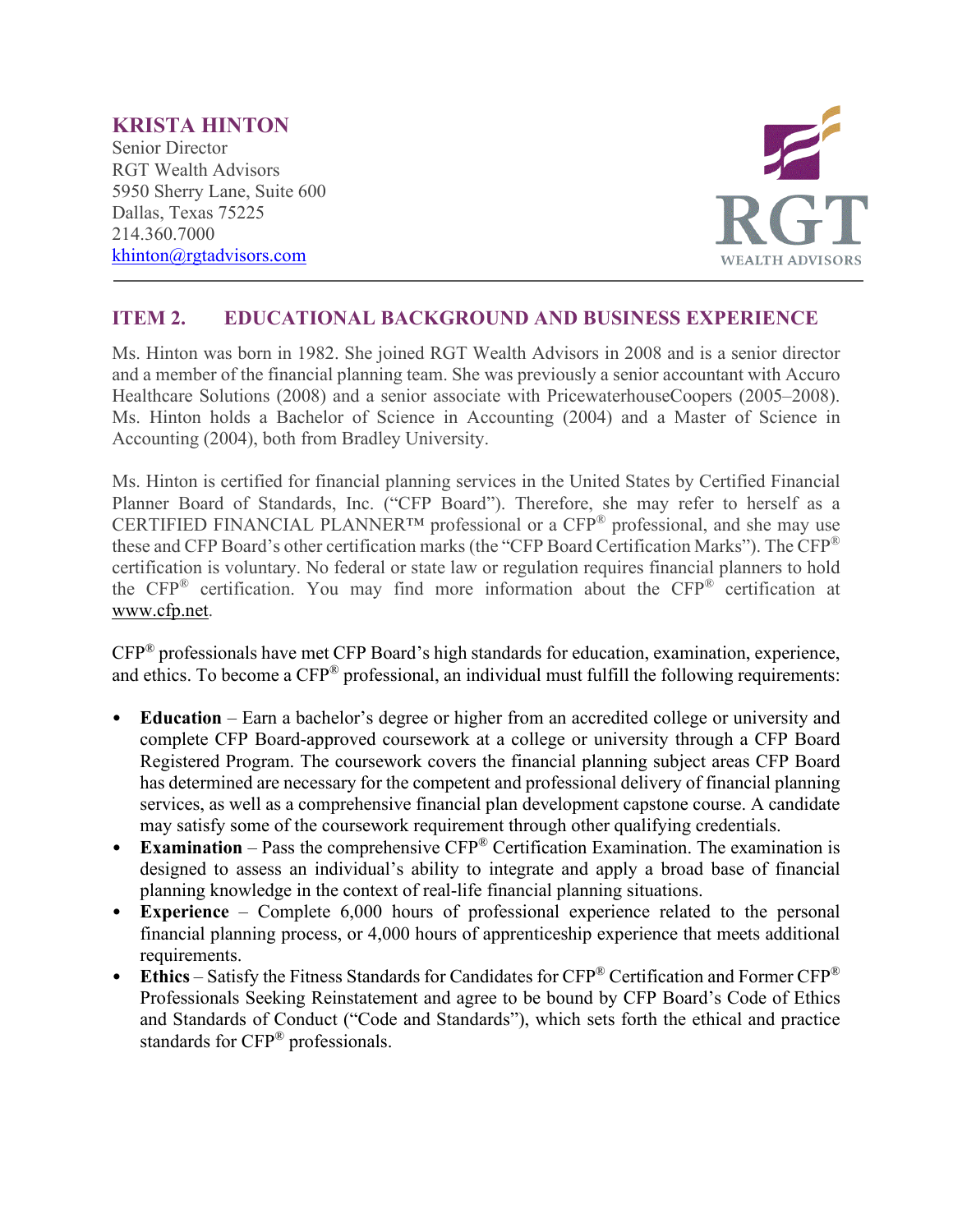**KRISTA HINTON**
Senior Director
RGT Wealth Advisors
5950 Sherry Lane, Suite 600
Dallas, Texas 75225
214.360.7000
khinton@rgtadvisors.com

## ITEM 2. EDUCATIONAL BACKGROUND AND BUSINESS EXPERIENCE

Ms. Hinton was born in 1982. She joined RGT Wealth Advisors in 2008 and is a senior director and a member of the financial planning team. She was previously a senior accountant with Accuro Healthcare Solutions (2008) and a senior associate with PricewaterhouseCoopers (2005–2008). Ms. Hinton holds a Bachelor of Science in Accounting (2004) and a Master of Science in Accounting (2004), both from Bradley University.

Ms. Hinton is certified for financial planning services in the United States by Certified Financial Planner Board of Standards, Inc. ("CFP Board"). Therefore, she may refer to herself as a CERTIFIED FINANCIAL PLANNER™ professional or a CFP® professional, and she may use these and CFP Board's other certification marks (the "CFP Board Certification Marks"). The CFP® certification is voluntary. No federal or state law or regulation requires financial planners to hold the CFP® certification. You may find more information about the CFP® certification at www.cfp.net.

CFP® professionals have met CFP Board's high standards for education, examination, experience, and ethics. To become a CFP® professional, an individual must fulfill the following requirements:

- **Education** – Earn a bachelor's degree or higher from an accredited college or university and complete CFP Board-approved coursework at a college or university through a CFP Board Registered Program. The coursework covers the financial planning subject areas CFP Board has determined are necessary for the competent and professional delivery of financial planning services, as well as a comprehensive financial plan development capstone course. A candidate may satisfy some of the coursework requirement through other qualifying credentials.
- **Examination** – Pass the comprehensive CFP® Certification Examination. The examination is designed to assess an individual's ability to integrate and apply a broad base of financial planning knowledge in the context of real-life financial planning situations.
- **Experience** – Complete 6,000 hours of professional experience related to the personal financial planning process, or 4,000 hours of apprenticeship experience that meets additional requirements.
- **Ethics** – Satisfy the Fitness Standards for Candidates for CFP® Certification and Former CFP® Professionals Seeking Reinstatement and agree to be bound by CFP Board's Code of Ethics and Standards of Conduct ("Code and Standards"), which sets forth the ethical and practice standards for CFP® professionals.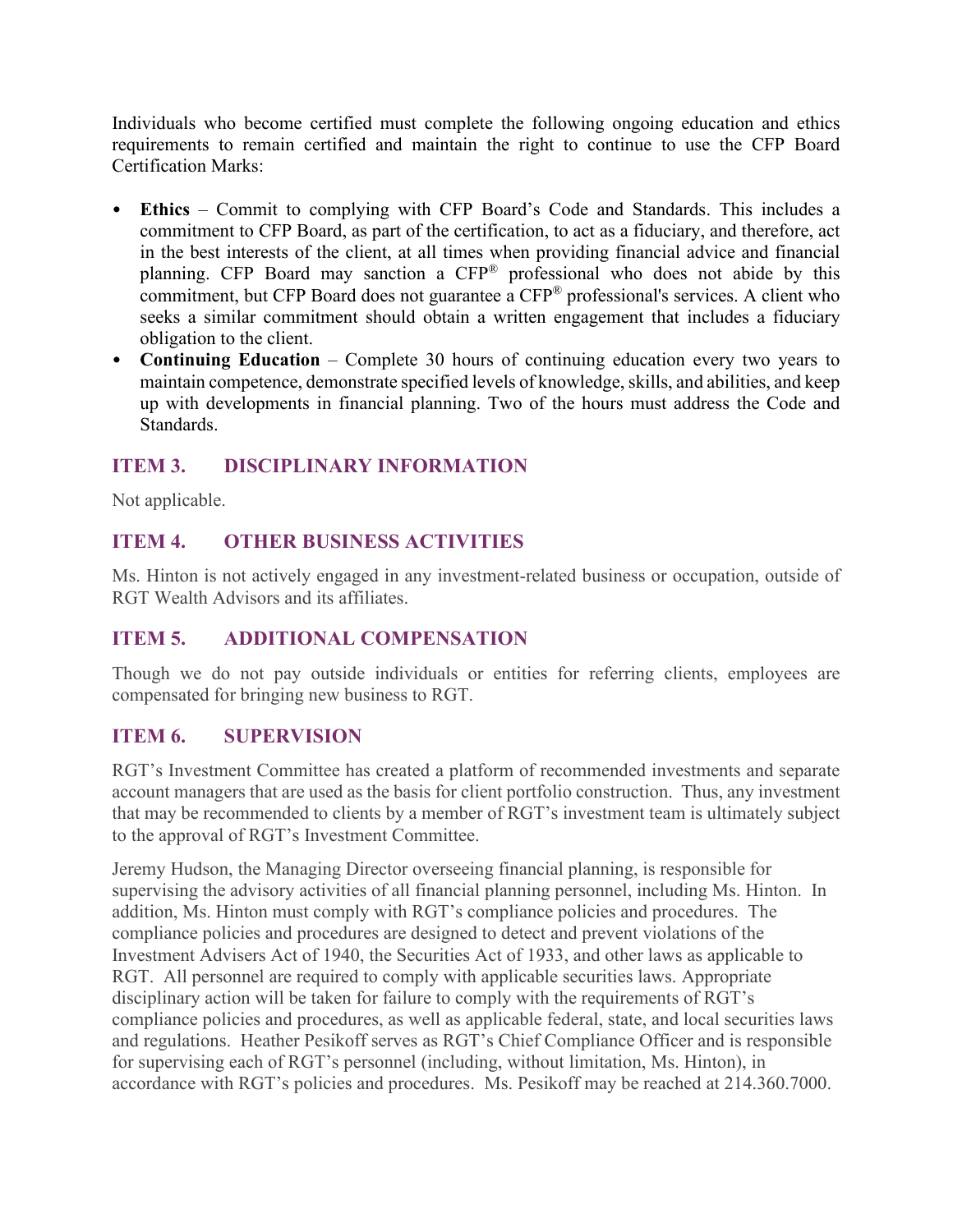Individuals who become certified must complete the following ongoing education and ethics requirements to remain certified and maintain the right to continue to use the CFP Board Certification Marks:

- **Ethics** – Commit to complying with CFP Board's Code and Standards. This includes a commitment to CFP Board, as part of the certification, to act as a fiduciary, and therefore, act in the best interests of the client, at all times when providing financial advice and financial planning. CFP Board may sanction a CFP® professional who does not abide by this commitment, but CFP Board does not guarantee a CFP® professional's services. A client who seeks a similar commitment should obtain a written engagement that includes a fiduciary obligation to the client.
- **Continuing Education** – Complete 30 hours of continuing education every two years to maintain competence, demonstrate specified levels of knowledge, skills, and abilities, and keep up with developments in financial planning. Two of the hours must address the Code and Standards.

## ITEM 3. DISCIPLINARY INFORMATION

Not applicable.

## ITEM 4. OTHER BUSINESS ACTIVITIES

Ms. Hinton is not actively engaged in any investment-related business or occupation, outside of RGT Wealth Advisors and its affiliates.

## ITEM 5. ADDITIONAL COMPENSATION

Though we do not pay outside individuals or entities for referring clients, employees are compensated for bringing new business to RGT.

## ITEM 6. SUPERVISION

RGT's Investment Committee has created a platform of recommended investments and separate account managers that are used as the basis for client portfolio construction. Thus, any investment that may be recommended to clients by a member of RGT's investment team is ultimately subject to the approval of RGT's Investment Committee.

Jeremy Hudson, the Managing Director overseeing financial planning, is responsible for supervising the advisory activities of all financial planning personnel, including Ms. Hinton. In addition, Ms. Hinton must comply with RGT's compliance policies and procedures. The compliance policies and procedures are designed to detect and prevent violations of the Investment Advisers Act of 1940, the Securities Act of 1933, and other laws as applicable to RGT. All personnel are required to comply with applicable securities laws. Appropriate disciplinary action will be taken for failure to comply with the requirements of RGT's compliance policies and procedures, as well as applicable federal, state, and local securities laws and regulations. Heather Pesikoff serves as RGT's Chief Compliance Officer and is responsible for supervising each of RGT's personnel (including, without limitation, Ms. Hinton), in accordance with RGT's policies and procedures. Ms. Pesikoff may be reached at 214.360.7000.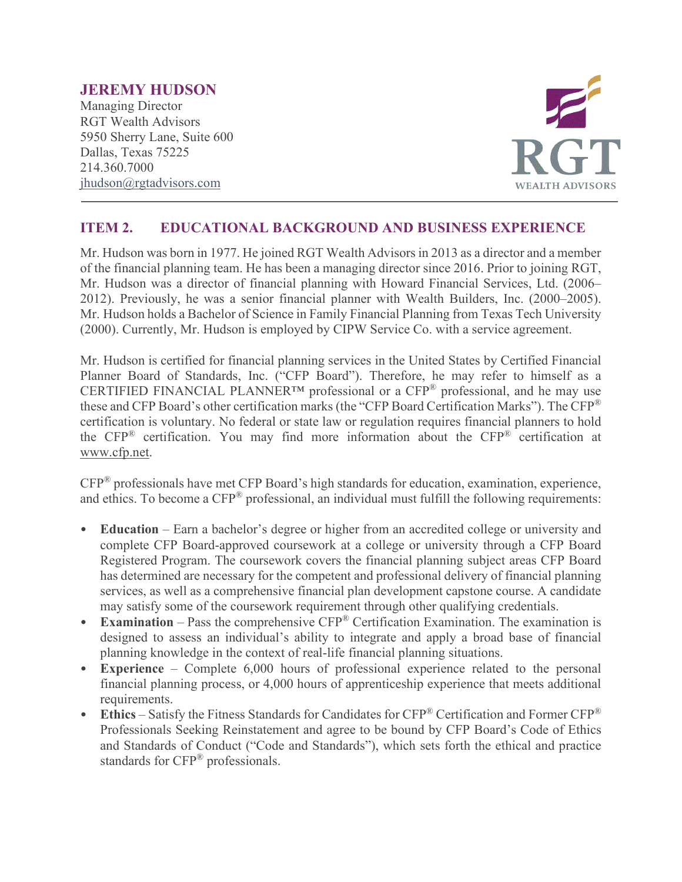**JEREMY HUDSON**
Managing Director
RGT Wealth Advisors
5950 Sherry Lane, Suite 600
Dallas, Texas 75225
214.360.7000
jhudson@rgtadvisors.com

RGT WEALTH ADVISORS

## ITEM 2. EDUCATIONAL BACKGROUND AND BUSINESS EXPERIENCE

Mr. Hudson was born in 1977. He joined RGT Wealth Advisors in 2013 as a director and a member of the financial planning team. He has been a managing director since 2016. Prior to joining RGT, Mr. Hudson was a director of financial planning with Howard Financial Services, Ltd. (2006–2012). Previously, he was a senior financial planner with Wealth Builders, Inc. (2000–2005). Mr. Hudson holds a Bachelor of Science in Family Financial Planning from Texas Tech University (2000). Currently, Mr. Hudson is employed by CIPW Service Co. with a service agreement.

Mr. Hudson is certified for financial planning services in the United States by Certified Financial Planner Board of Standards, Inc. ("CFP Board"). Therefore, he may refer to himself as a CERTIFIED FINANCIAL PLANNER™ professional or a CFP® professional, and he may use these and CFP Board's other certification marks (the "CFP Board Certification Marks"). The CFP® certification is voluntary. No federal or state law or regulation requires financial planners to hold the CFP® certification. You may find more information about the CFP® certification at www.cfp.net.

CFP® professionals have met CFP Board's high standards for education, examination, experience, and ethics. To become a CFP® professional, an individual must fulfill the following requirements:

- **Education** – Earn a bachelor's degree or higher from an accredited college or university and complete CFP Board-approved coursework at a college or university through a CFP Board Registered Program. The coursework covers the financial planning subject areas CFP Board has determined are necessary for the competent and professional delivery of financial planning services, as well as a comprehensive financial plan development capstone course. A candidate may satisfy some of the coursework requirement through other qualifying credentials.
- **Examination** – Pass the comprehensive CFP® Certification Examination. The examination is designed to assess an individual's ability to integrate and apply a broad base of financial planning knowledge in the context of real-life financial planning situations.
- **Experience** – Complete 6,000 hours of professional experience related to the personal financial planning process, or 4,000 hours of apprenticeship experience that meets additional requirements.
- **Ethics** – Satisfy the Fitness Standards for Candidates for CFP® Certification and Former CFP® Professionals Seeking Reinstatement and agree to be bound by CFP Board's Code of Ethics and Standards of Conduct ("Code and Standards"), which sets forth the ethical and practice standards for CFP® professionals.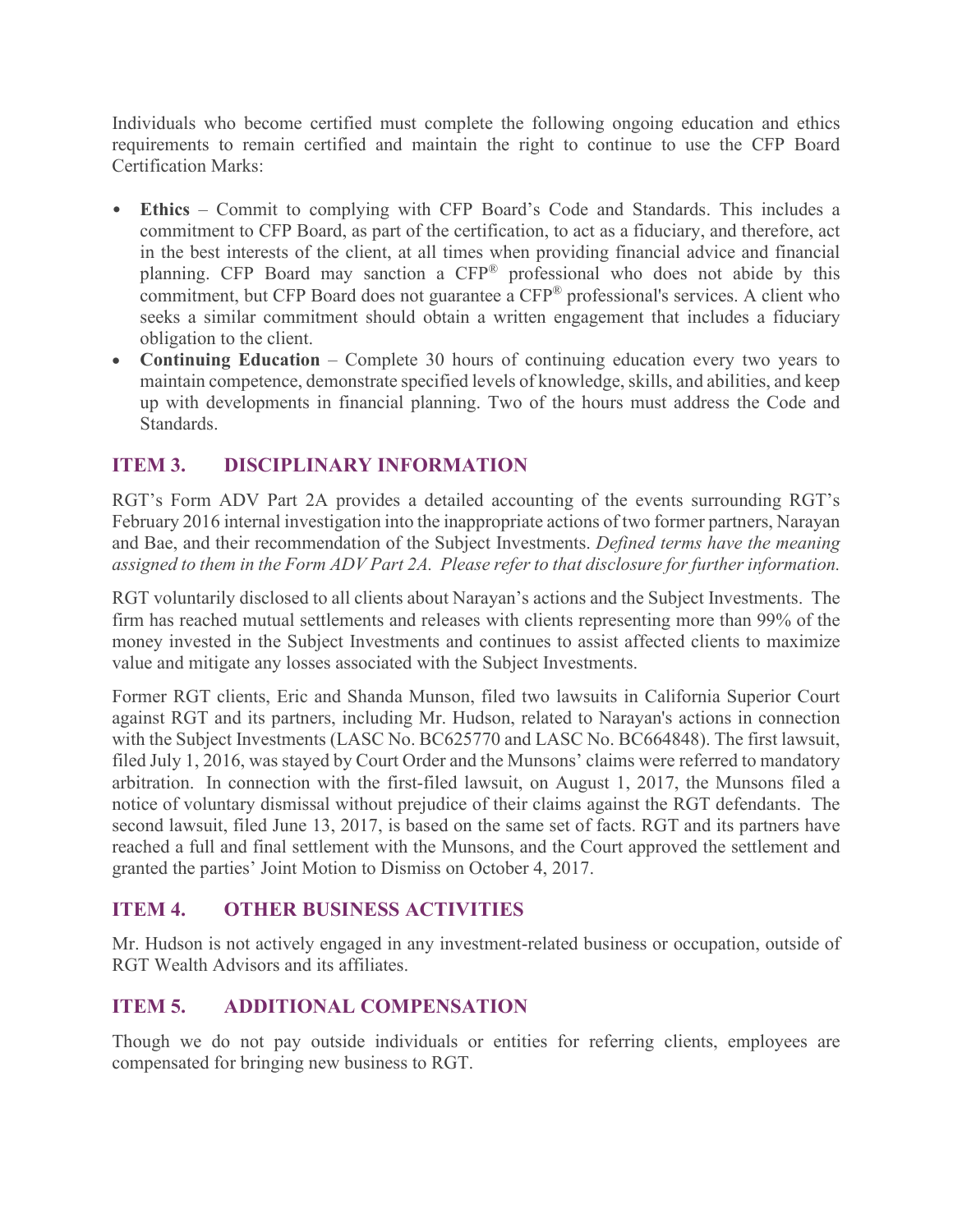Individuals who become certified must complete the following ongoing education and ethics requirements to remain certified and maintain the right to continue to use the CFP Board Certification Marks:

- **Ethics** – Commit to complying with CFP Board's Code and Standards. This includes a commitment to CFP Board, as part of the certification, to act as a fiduciary, and therefore, act in the best interests of the client, at all times when providing financial advice and financial planning. CFP Board may sanction a CFP® professional who does not abide by this commitment, but CFP Board does not guarantee a CFP® professional's services. A client who seeks a similar commitment should obtain a written engagement that includes a fiduciary obligation to the client.
- **Continuing Education** – Complete 30 hours of continuing education every two years to maintain competence, demonstrate specified levels of knowledge, skills, and abilities, and keep up with developments in financial planning. Two of the hours must address the Code and Standards.

## ITEM 3. DISCIPLINARY INFORMATION

RGT's Form ADV Part 2A provides a detailed accounting of the events surrounding RGT's February 2016 internal investigation into the inappropriate actions of two former partners, Narayan and Bae, and their recommendation of the Subject Investments. *Defined terms have the meaning assigned to them in the Form ADV Part 2A. Please refer to that disclosure for further information.*

RGT voluntarily disclosed to all clients about Narayan's actions and the Subject Investments. The firm has reached mutual settlements and releases with clients representing more than 99% of the money invested in the Subject Investments and continues to assist affected clients to maximize value and mitigate any losses associated with the Subject Investments.

Former RGT clients, Eric and Shanda Munson, filed two lawsuits in California Superior Court against RGT and its partners, including Mr. Hudson, related to Narayan's actions in connection with the Subject Investments (LASC No. BC625770 and LASC No. BC664848). The first lawsuit, filed July 1, 2016, was stayed by Court Order and the Munsons' claims were referred to mandatory arbitration. In connection with the first-filed lawsuit, on August 1, 2017, the Munsons filed a notice of voluntary dismissal without prejudice of their claims against the RGT defendants. The second lawsuit, filed June 13, 2017, is based on the same set of facts. RGT and its partners have reached a full and final settlement with the Munsons, and the Court approved the settlement and granted the parties' Joint Motion to Dismiss on October 4, 2017.

## ITEM 4. OTHER BUSINESS ACTIVITIES

Mr. Hudson is not actively engaged in any investment-related business or occupation, outside of RGT Wealth Advisors and its affiliates.

## ITEM 5. ADDITIONAL COMPENSATION

Though we do not pay outside individuals or entities for referring clients, employees are compensated for bringing new business to RGT.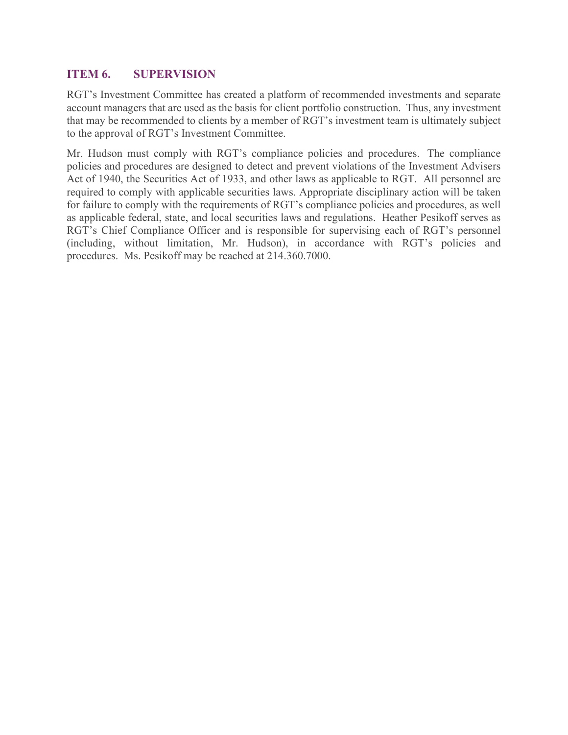## ITEM 6. SUPERVISION

RGT's Investment Committee has created a platform of recommended investments and separate account managers that are used as the basis for client portfolio construction. Thus, any investment that may be recommended to clients by a member of RGT's investment team is ultimately subject to the approval of RGT's Investment Committee.

Mr. Hudson must comply with RGT's compliance policies and procedures. The compliance policies and procedures are designed to detect and prevent violations of the Investment Advisers Act of 1940, the Securities Act of 1933, and other laws as applicable to RGT. All personnel are required to comply with applicable securities laws. Appropriate disciplinary action will be taken for failure to comply with the requirements of RGT's compliance policies and procedures, as well as applicable federal, state, and local securities laws and regulations. Heather Pesikoff serves as RGT's Chief Compliance Officer and is responsible for supervising each of RGT's personnel (including, without limitation, Mr. Hudson), in accordance with RGT's policies and procedures. Ms. Pesikoff may be reached at 214.360.7000.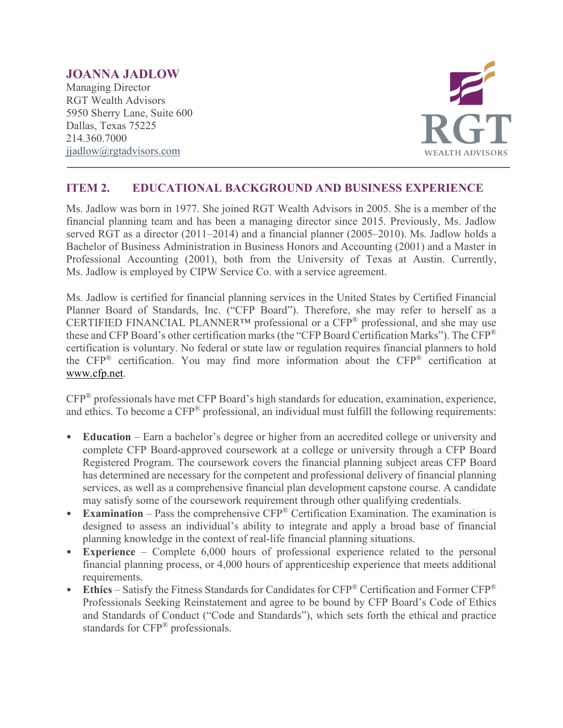**JOANNA JADLOW**
Managing Director
RGT Wealth Advisors
5950 Sherry Lane, Suite 600
Dallas, Texas 75225
214.360.7000
jjadlow@rgtadvisors.com

## ITEM 2. EDUCATIONAL BACKGROUND AND BUSINESS EXPERIENCE

Ms. Jadlow was born in 1977. She joined RGT Wealth Advisors in 2005. She is a member of the financial planning team and has been a managing director since 2015. Previously, Ms. Jadlow served RGT as a director (2011–2014) and a financial planner (2005–2010). Ms. Jadlow holds a Bachelor of Business Administration in Business Honors and Accounting (2001) and a Master in Professional Accounting (2001), both from the University of Texas at Austin. Currently, Ms. Jadlow is employed by CIPW Service Co. with a service agreement.

Ms. Jadlow is certified for financial planning services in the United States by Certified Financial Planner Board of Standards, Inc. ("CFP Board"). Therefore, she may refer to herself as a CERTIFIED FINANCIAL PLANNER™ professional or a CFP® professional, and she may use these and CFP Board's other certification marks (the "CFP Board Certification Marks"). The CFP® certification is voluntary. No federal or state law or regulation requires financial planners to hold the CFP® certification. You may find more information about the CFP® certification at www.cfp.net.

CFP® professionals have met CFP Board's high standards for education, examination, experience, and ethics. To become a CFP® professional, an individual must fulfill the following requirements:

- **Education** – Earn a bachelor's degree or higher from an accredited college or university and complete CFP Board-approved coursework at a college or university through a CFP Board Registered Program. The coursework covers the financial planning subject areas CFP Board has determined are necessary for the competent and professional delivery of financial planning services, as well as a comprehensive financial plan development capstone course. A candidate may satisfy some of the coursework requirement through other qualifying credentials.
- **Examination** – Pass the comprehensive CFP® Certification Examination. The examination is designed to assess an individual's ability to integrate and apply a broad base of financial planning knowledge in the context of real-life financial planning situations.
- **Experience** – Complete 6,000 hours of professional experience related to the personal financial planning process, or 4,000 hours of apprenticeship experience that meets additional requirements.
- **Ethics** – Satisfy the Fitness Standards for Candidates for CFP® Certification and Former CFP® Professionals Seeking Reinstatement and agree to be bound by CFP Board's Code of Ethics and Standards of Conduct ("Code and Standards"), which sets forth the ethical and practice standards for CFP® professionals.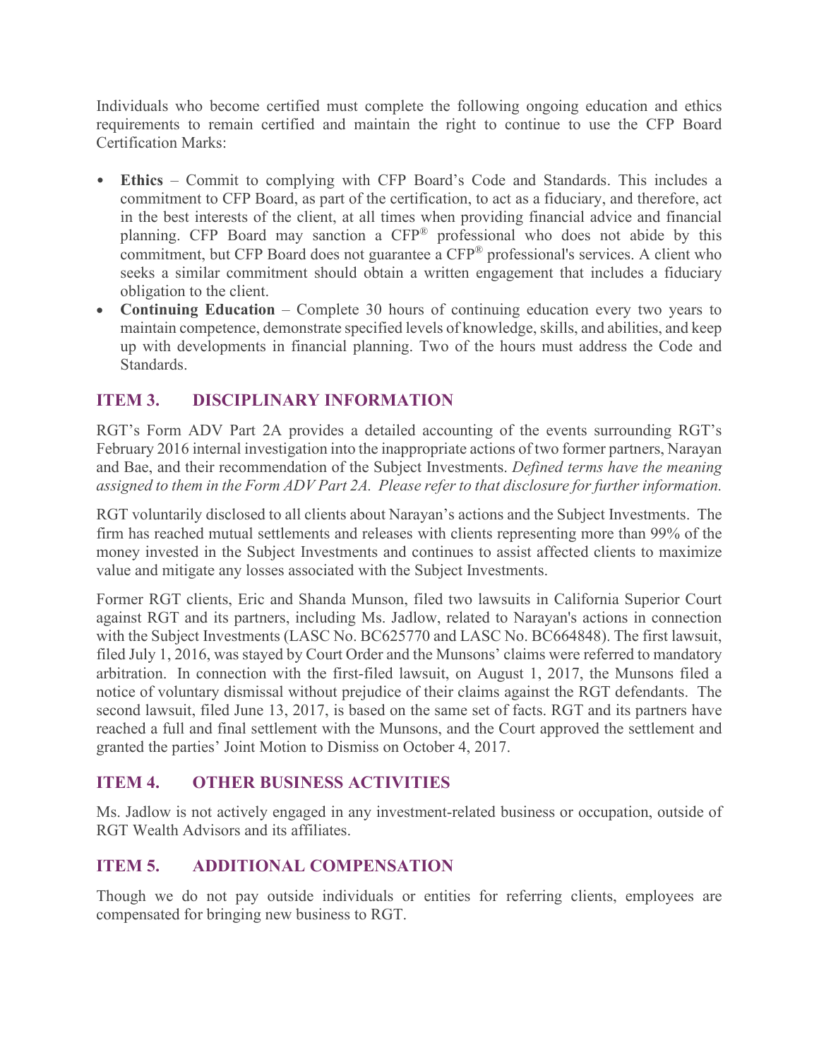Individuals who become certified must complete the following ongoing education and ethics requirements to remain certified and maintain the right to continue to use the CFP Board Certification Marks:

- **Ethics** – Commit to complying with CFP Board's Code and Standards. This includes a commitment to CFP Board, as part of the certification, to act as a fiduciary, and therefore, act in the best interests of the client, at all times when providing financial advice and financial planning. CFP Board may sanction a CFP® professional who does not abide by this commitment, but CFP Board does not guarantee a CFP® professional's services. A client who seeks a similar commitment should obtain a written engagement that includes a fiduciary obligation to the client.
- **Continuing Education** – Complete 30 hours of continuing education every two years to maintain competence, demonstrate specified levels of knowledge, skills, and abilities, and keep up with developments in financial planning. Two of the hours must address the Code and Standards.

## ITEM 3. DISCIPLINARY INFORMATION

RGT's Form ADV Part 2A provides a detailed accounting of the events surrounding RGT's February 2016 internal investigation into the inappropriate actions of two former partners, Narayan and Bae, and their recommendation of the Subject Investments. *Defined terms have the meaning assigned to them in the Form ADV Part 2A. Please refer to that disclosure for further information.*

RGT voluntarily disclosed to all clients about Narayan's actions and the Subject Investments. The firm has reached mutual settlements and releases with clients representing more than 99% of the money invested in the Subject Investments and continues to assist affected clients to maximize value and mitigate any losses associated with the Subject Investments.

Former RGT clients, Eric and Shanda Munson, filed two lawsuits in California Superior Court against RGT and its partners, including Ms. Jadlow, related to Narayan's actions in connection with the Subject Investments (LASC No. BC625770 and LASC No. BC664848). The first lawsuit, filed July 1, 2016, was stayed by Court Order and the Munsons' claims were referred to mandatory arbitration. In connection with the first-filed lawsuit, on August 1, 2017, the Munsons filed a notice of voluntary dismissal without prejudice of their claims against the RGT defendants. The second lawsuit, filed June 13, 2017, is based on the same set of facts. RGT and its partners have reached a full and final settlement with the Munsons, and the Court approved the settlement and granted the parties' Joint Motion to Dismiss on October 4, 2017.

## ITEM 4. OTHER BUSINESS ACTIVITIES

Ms. Jadlow is not actively engaged in any investment-related business or occupation, outside of RGT Wealth Advisors and its affiliates.

## ITEM 5. ADDITIONAL COMPENSATION

Though we do not pay outside individuals or entities for referring clients, employees are compensated for bringing new business to RGT.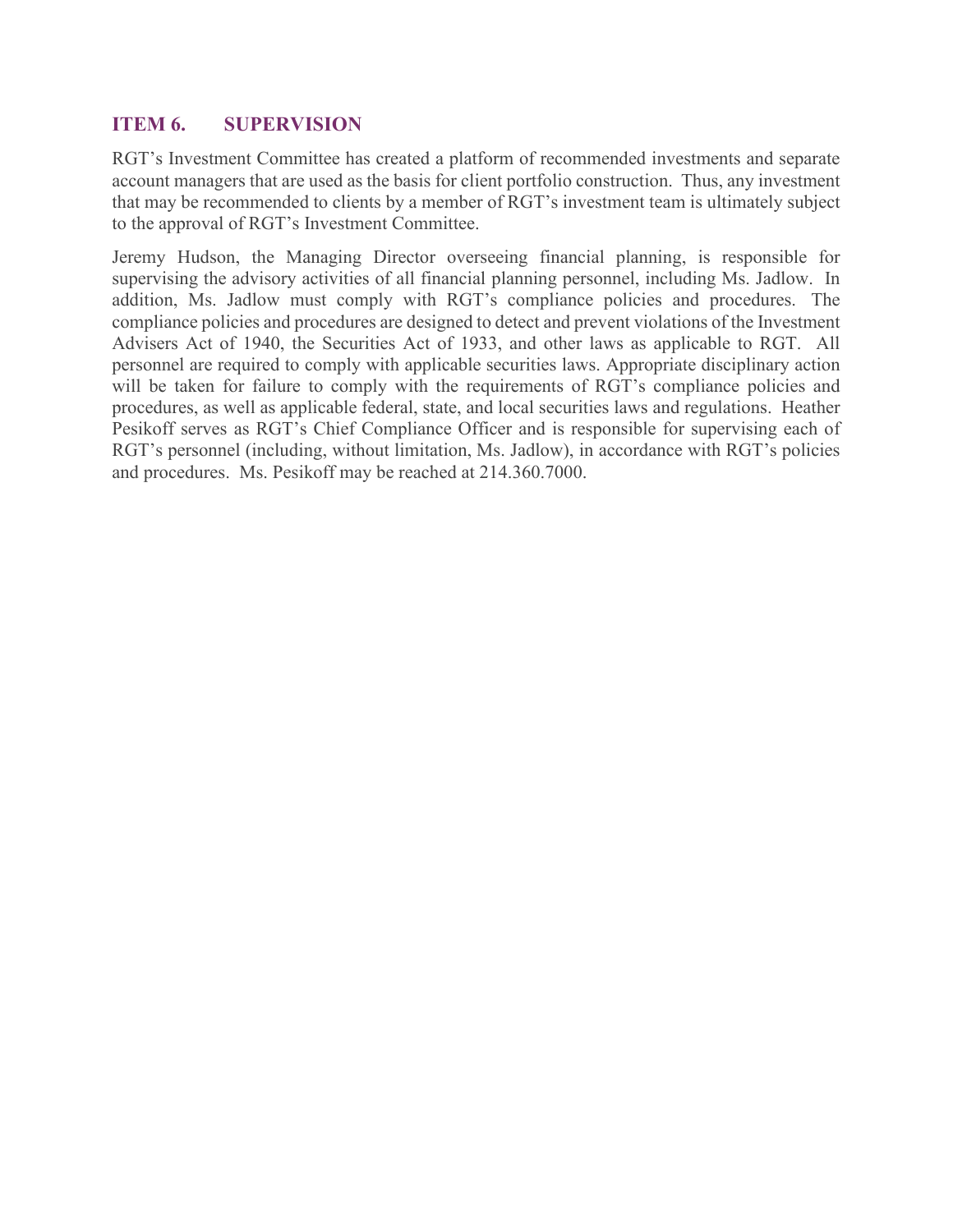## ITEM 6. SUPERVISION

RGT's Investment Committee has created a platform of recommended investments and separate account managers that are used as the basis for client portfolio construction. Thus, any investment that may be recommended to clients by a member of RGT's investment team is ultimately subject to the approval of RGT's Investment Committee.

Jeremy Hudson, the Managing Director overseeing financial planning, is responsible for supervising the advisory activities of all financial planning personnel, including Ms. Jadlow. In addition, Ms. Jadlow must comply with RGT's compliance policies and procedures. The compliance policies and procedures are designed to detect and prevent violations of the Investment Advisers Act of 1940, the Securities Act of 1933, and other laws as applicable to RGT. All personnel are required to comply with applicable securities laws. Appropriate disciplinary action will be taken for failure to comply with the requirements of RGT's compliance policies and procedures, as well as applicable federal, state, and local securities laws and regulations. Heather Pesikoff serves as RGT's Chief Compliance Officer and is responsible for supervising each of RGT's personnel (including, without limitation, Ms. Jadlow), in accordance with RGT's policies and procedures. Ms. Pesikoff may be reached at 214.360.7000.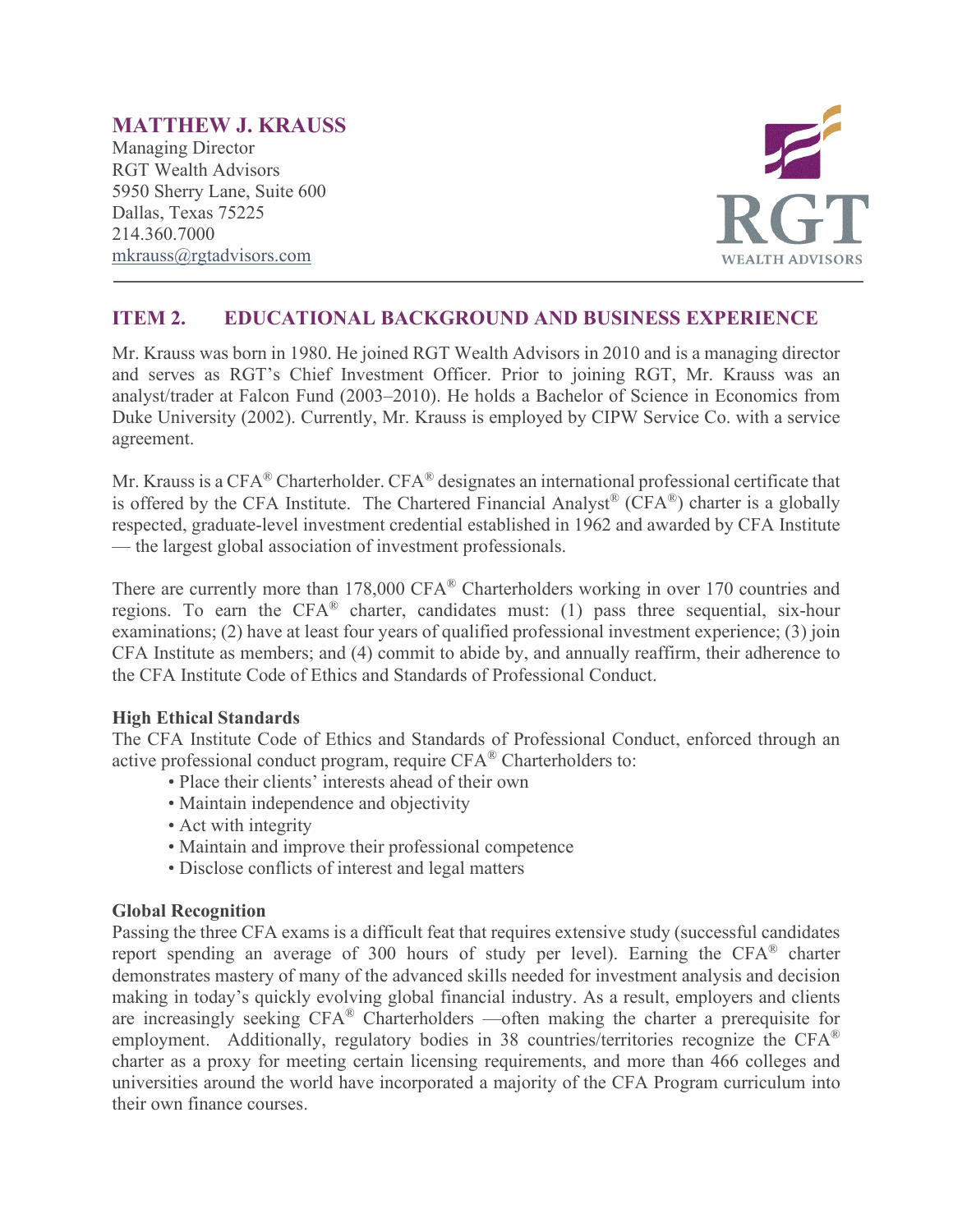# MATTHEW J. KRAUSS

Managing Director
RGT Wealth Advisors
5950 Sherry Lane, Suite 600
Dallas, Texas 75225
214.360.7000
mkrauss@rgtadvisors.com

## ITEM 2. EDUCATIONAL BACKGROUND AND BUSINESS EXPERIENCE

Mr. Krauss was born in 1980. He joined RGT Wealth Advisors in 2010 and is a managing director and serves as RGT's Chief Investment Officer. Prior to joining RGT, Mr. Krauss was an analyst/trader at Falcon Fund (2003–2010). He holds a Bachelor of Science in Economics from Duke University (2002). Currently, Mr. Krauss is employed by CIPW Service Co. with a service agreement.

Mr. Krauss is a CFA® Charterholder. CFA® designates an international professional certificate that is offered by the CFA Institute. The Chartered Financial Analyst® (CFA®) charter is a globally respected, graduate-level investment credential established in 1962 and awarded by CFA Institute — the largest global association of investment professionals.

There are currently more than 178,000 CFA® Charterholders working in over 170 countries and regions. To earn the CFA® charter, candidates must: (1) pass three sequential, six-hour examinations; (2) have at least four years of qualified professional investment experience; (3) join CFA Institute as members; and (4) commit to abide by, and annually reaffirm, their adherence to the CFA Institute Code of Ethics and Standards of Professional Conduct.

**High Ethical Standards**
The CFA Institute Code of Ethics and Standards of Professional Conduct, enforced through an active professional conduct program, require CFA® Charterholders to:

- Place their clients' interests ahead of their own
- Maintain independence and objectivity
- Act with integrity
- Maintain and improve their professional competence
- Disclose conflicts of interest and legal matters

**Global Recognition**
Passing the three CFA exams is a difficult feat that requires extensive study (successful candidates report spending an average of 300 hours of study per level). Earning the CFA® charter demonstrates mastery of many of the advanced skills needed for investment analysis and decision making in today's quickly evolving global financial industry. As a result, employers and clients are increasingly seeking CFA® Charterholders —often making the charter a prerequisite for employment. Additionally, regulatory bodies in 38 countries/territories recognize the CFA® charter as a proxy for meeting certain licensing requirements, and more than 466 colleges and universities around the world have incorporated a majority of the CFA Program curriculum into their own finance courses.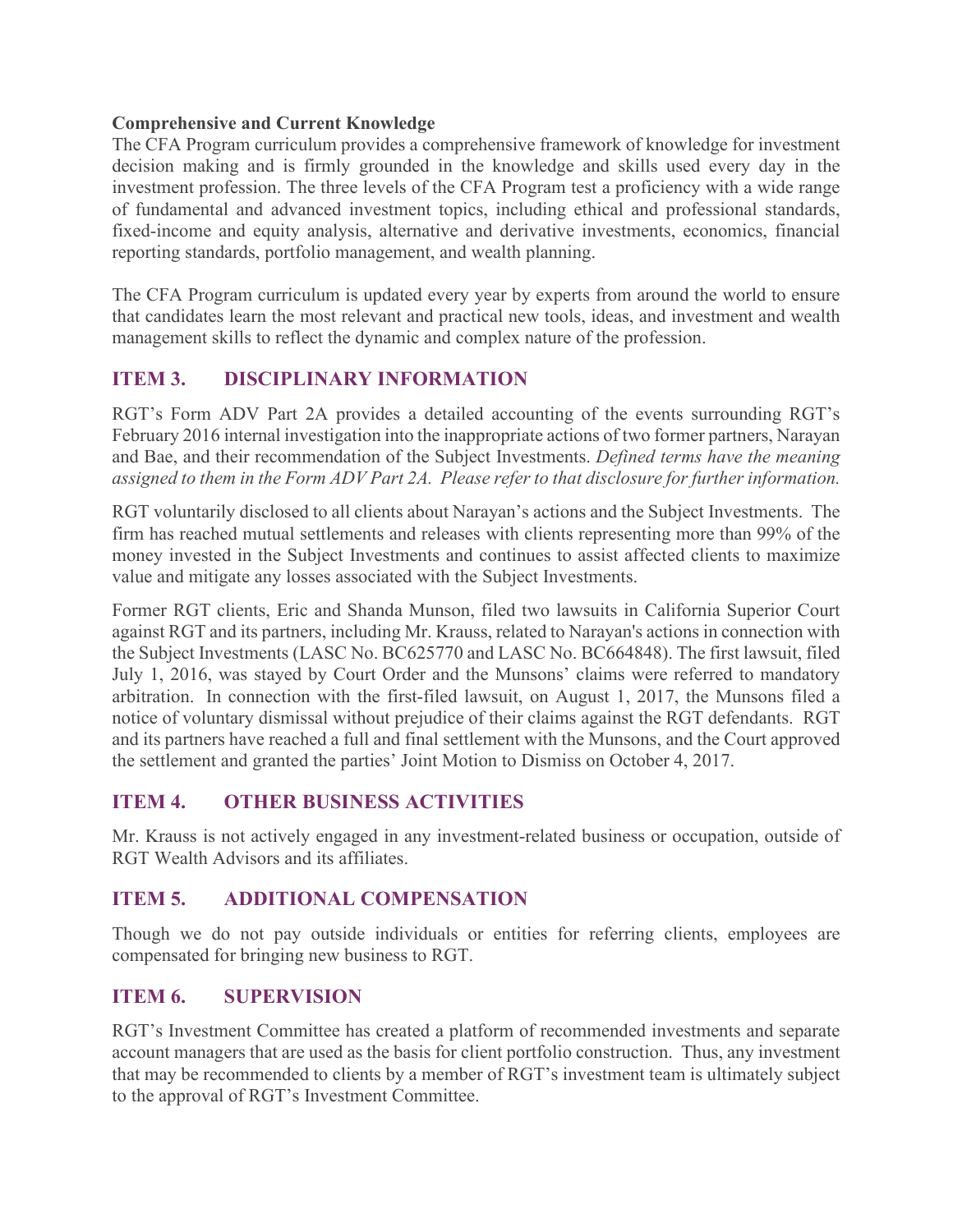**Comprehensive and Current Knowledge**

The CFA Program curriculum provides a comprehensive framework of knowledge for investment decision making and is firmly grounded in the knowledge and skills used every day in the investment profession. The three levels of the CFA Program test a proficiency with a wide range of fundamental and advanced investment topics, including ethical and professional standards, fixed-income and equity analysis, alternative and derivative investments, economics, financial reporting standards, portfolio management, and wealth planning.

The CFA Program curriculum is updated every year by experts from around the world to ensure that candidates learn the most relevant and practical new tools, ideas, and investment and wealth management skills to reflect the dynamic and complex nature of the profession.

## ITEM 3. DISCIPLINARY INFORMATION

RGT's Form ADV Part 2A provides a detailed accounting of the events surrounding RGT's February 2016 internal investigation into the inappropriate actions of two former partners, Narayan and Bae, and their recommendation of the Subject Investments. *Defined terms have the meaning assigned to them in the Form ADV Part 2A. Please refer to that disclosure for further information.*

RGT voluntarily disclosed to all clients about Narayan's actions and the Subject Investments. The firm has reached mutual settlements and releases with clients representing more than 99% of the money invested in the Subject Investments and continues to assist affected clients to maximize value and mitigate any losses associated with the Subject Investments.

Former RGT clients, Eric and Shanda Munson, filed two lawsuits in California Superior Court against RGT and its partners, including Mr. Krauss, related to Narayan's actions in connection with the Subject Investments (LASC No. BC625770 and LASC No. BC664848). The first lawsuit, filed July 1, 2016, was stayed by Court Order and the Munsons' claims were referred to mandatory arbitration. In connection with the first-filed lawsuit, on August 1, 2017, the Munsons filed a notice of voluntary dismissal without prejudice of their claims against the RGT defendants. RGT and its partners have reached a full and final settlement with the Munsons, and the Court approved the settlement and granted the parties' Joint Motion to Dismiss on October 4, 2017.

## ITEM 4. OTHER BUSINESS ACTIVITIES

Mr. Krauss is not actively engaged in any investment-related business or occupation, outside of RGT Wealth Advisors and its affiliates.

## ITEM 5. ADDITIONAL COMPENSATION

Though we do not pay outside individuals or entities for referring clients, employees are compensated for bringing new business to RGT.

## ITEM 6. SUPERVISION

RGT's Investment Committee has created a platform of recommended investments and separate account managers that are used as the basis for client portfolio construction. Thus, any investment that may be recommended to clients by a member of RGT's investment team is ultimately subject to the approval of RGT's Investment Committee.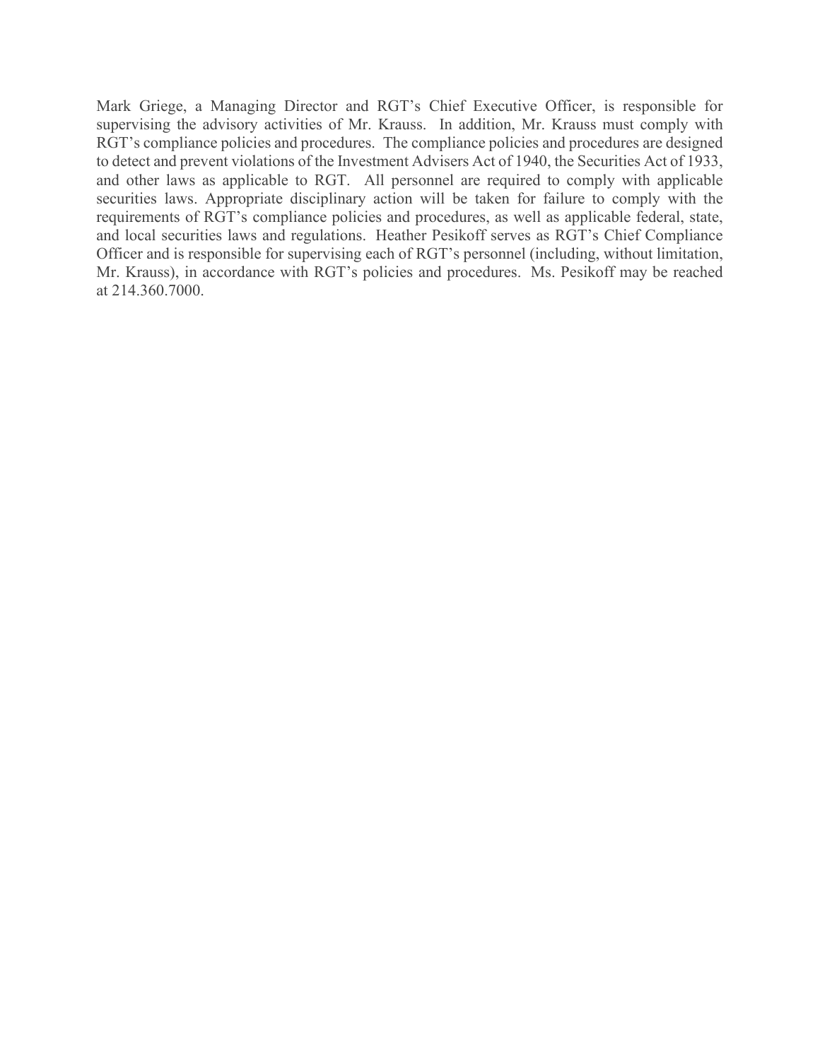Mark Griege, a Managing Director and RGT's Chief Executive Officer, is responsible for supervising the advisory activities of Mr. Krauss. In addition, Mr. Krauss must comply with RGT's compliance policies and procedures. The compliance policies and procedures are designed to detect and prevent violations of the Investment Advisers Act of 1940, the Securities Act of 1933, and other laws as applicable to RGT. All personnel are required to comply with applicable securities laws. Appropriate disciplinary action will be taken for failure to comply with the requirements of RGT's compliance policies and procedures, as well as applicable federal, state, and local securities laws and regulations. Heather Pesikoff serves as RGT's Chief Compliance Officer and is responsible for supervising each of RGT's personnel (including, without limitation, Mr. Krauss), in accordance with RGT's policies and procedures. Ms. Pesikoff may be reached at 214.360.7000.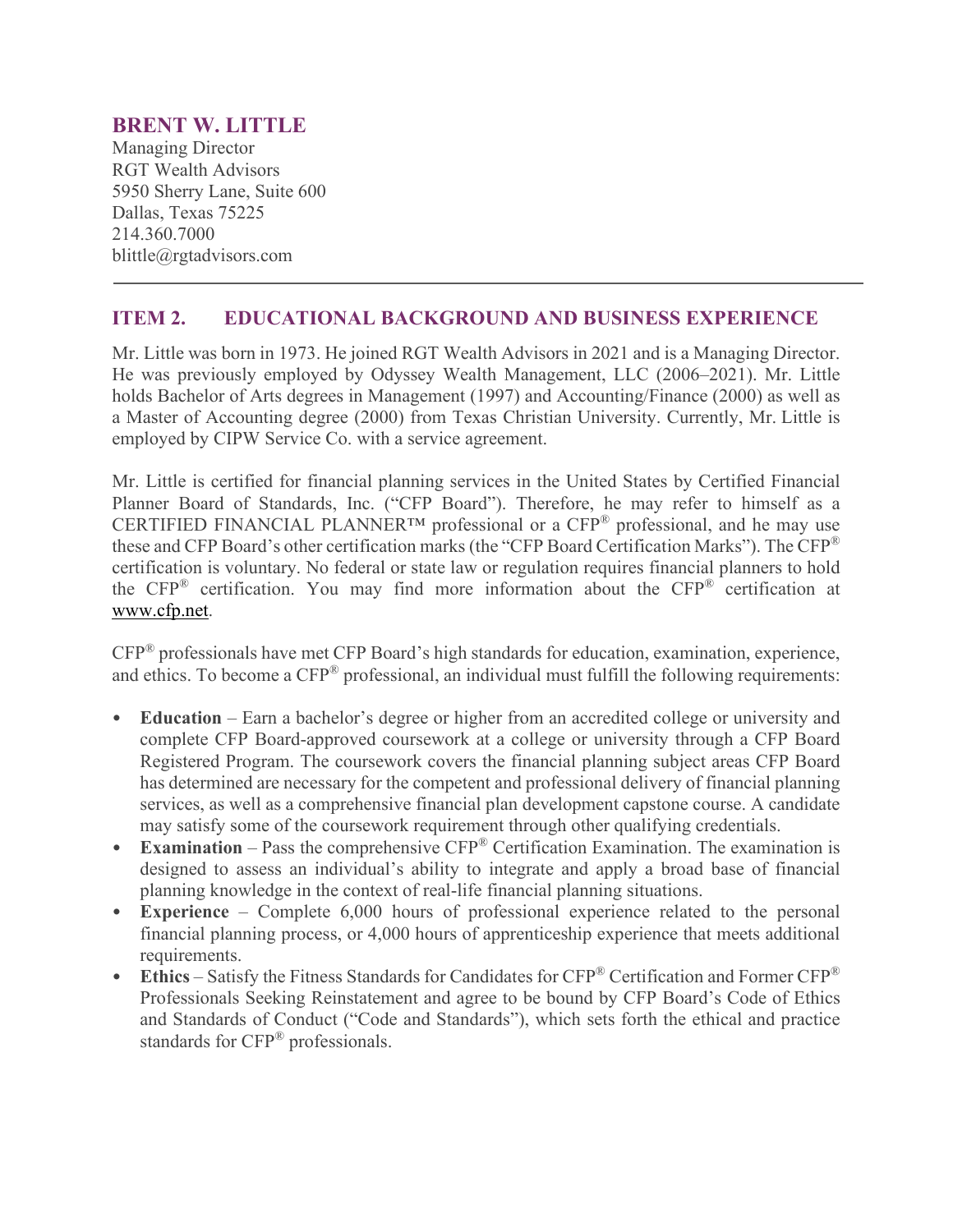## BRENT W. LITTLE

Managing Director
RGT Wealth Advisors
5950 Sherry Lane, Suite 600
Dallas, Texas 75225
214.360.7000
blittle@rgtadvisors.com

---

## ITEM 2. EDUCATIONAL BACKGROUND AND BUSINESS EXPERIENCE

Mr. Little was born in 1973. He joined RGT Wealth Advisors in 2021 and is a Managing Director. He was previously employed by Odyssey Wealth Management, LLC (2006–2021). Mr. Little holds Bachelor of Arts degrees in Management (1997) and Accounting/Finance (2000) as well as a Master of Accounting degree (2000) from Texas Christian University. Currently, Mr. Little is employed by CIPW Service Co. with a service agreement.

Mr. Little is certified for financial planning services in the United States by Certified Financial Planner Board of Standards, Inc. ("CFP Board"). Therefore, he may refer to himself as a CERTIFIED FINANCIAL PLANNER™ professional or a CFP® professional, and he may use these and CFP Board's other certification marks (the "CFP Board Certification Marks"). The CFP® certification is voluntary. No federal or state law or regulation requires financial planners to hold the CFP® certification. You may find more information about the CFP® certification at www.cfp.net.

CFP® professionals have met CFP Board's high standards for education, examination, experience, and ethics. To become a CFP® professional, an individual must fulfill the following requirements:

- **Education** – Earn a bachelor's degree or higher from an accredited college or university and complete CFP Board-approved coursework at a college or university through a CFP Board Registered Program. The coursework covers the financial planning subject areas CFP Board has determined are necessary for the competent and professional delivery of financial planning services, as well as a comprehensive financial plan development capstone course. A candidate may satisfy some of the coursework requirement through other qualifying credentials.
- **Examination** – Pass the comprehensive CFP® Certification Examination. The examination is designed to assess an individual's ability to integrate and apply a broad base of financial planning knowledge in the context of real-life financial planning situations.
- **Experience** – Complete 6,000 hours of professional experience related to the personal financial planning process, or 4,000 hours of apprenticeship experience that meets additional requirements.
- **Ethics** – Satisfy the Fitness Standards for Candidates for CFP® Certification and Former CFP® Professionals Seeking Reinstatement and agree to be bound by CFP Board's Code of Ethics and Standards of Conduct ("Code and Standards"), which sets forth the ethical and practice standards for CFP® professionals.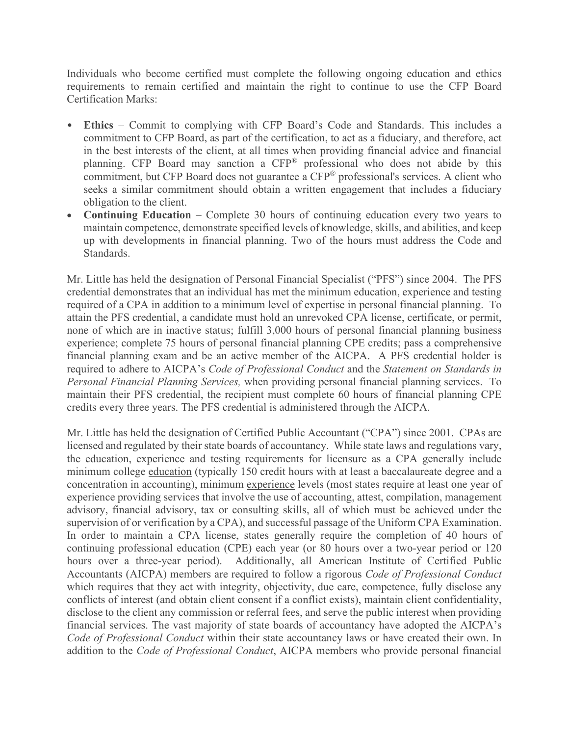Individuals who become certified must complete the following ongoing education and ethics requirements to remain certified and maintain the right to continue to use the CFP Board Certification Marks:

- **Ethics** – Commit to complying with CFP Board's Code and Standards. This includes a commitment to CFP Board, as part of the certification, to act as a fiduciary, and therefore, act in the best interests of the client, at all times when providing financial advice and financial planning. CFP Board may sanction a CFP® professional who does not abide by this commitment, but CFP Board does not guarantee a CFP® professional's services. A client who seeks a similar commitment should obtain a written engagement that includes a fiduciary obligation to the client.
- **Continuing Education** – Complete 30 hours of continuing education every two years to maintain competence, demonstrate specified levels of knowledge, skills, and abilities, and keep up with developments in financial planning. Two of the hours must address the Code and Standards.

Mr. Little has held the designation of Personal Financial Specialist ("PFS") since 2004. The PFS credential demonstrates that an individual has met the minimum education, experience and testing required of a CPA in addition to a minimum level of expertise in personal financial planning. To attain the PFS credential, a candidate must hold an unrevoked CPA license, certificate, or permit, none of which are in inactive status; fulfill 3,000 hours of personal financial planning business experience; complete 75 hours of personal financial planning CPE credits; pass a comprehensive financial planning exam and be an active member of the AICPA. A PFS credential holder is required to adhere to AICPA's *Code of Professional Conduct* and the *Statement on Standards in Personal Financial Planning Services,* when providing personal financial planning services. To maintain their PFS credential, the recipient must complete 60 hours of financial planning CPE credits every three years. The PFS credential is administered through the AICPA.

Mr. Little has held the designation of Certified Public Accountant ("CPA") since 2001. CPAs are licensed and regulated by their state boards of accountancy. While state laws and regulations vary, the education, experience and testing requirements for licensure as a CPA generally include minimum college education (typically 150 credit hours with at least a baccalaureate degree and a concentration in accounting), minimum experience levels (most states require at least one year of experience providing services that involve the use of accounting, attest, compilation, management advisory, financial advisory, tax or consulting skills, all of which must be achieved under the supervision of or verification by a CPA), and successful passage of the Uniform CPA Examination. In order to maintain a CPA license, states generally require the completion of 40 hours of continuing professional education (CPE) each year (or 80 hours over a two-year period or 120 hours over a three-year period). Additionally, all American Institute of Certified Public Accountants (AICPA) members are required to follow a rigorous *Code of Professional Conduct* which requires that they act with integrity, objectivity, due care, competence, fully disclose any conflicts of interest (and obtain client consent if a conflict exists), maintain client confidentiality, disclose to the client any commission or referral fees, and serve the public interest when providing financial services. The vast majority of state boards of accountancy have adopted the AICPA's *Code of Professional Conduct* within their state accountancy laws or have created their own. In addition to the *Code of Professional Conduct*, AICPA members who provide personal financial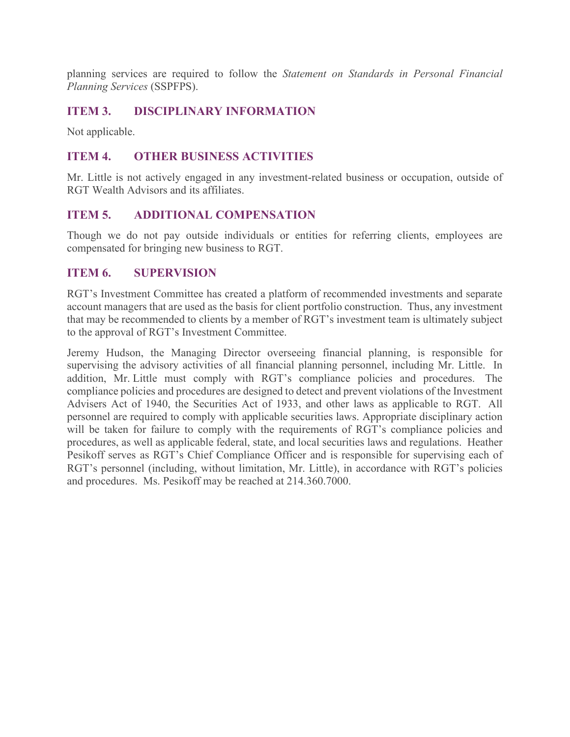planning services are required to follow the *Statement on Standards in Personal Financial Planning Services* (SSPFPS).

## ITEM 3. DISCIPLINARY INFORMATION

Not applicable.

## ITEM 4. OTHER BUSINESS ACTIVITIES

Mr. Little is not actively engaged in any investment-related business or occupation, outside of RGT Wealth Advisors and its affiliates.

## ITEM 5. ADDITIONAL COMPENSATION

Though we do not pay outside individuals or entities for referring clients, employees are compensated for bringing new business to RGT.

## ITEM 6. SUPERVISION

RGT's Investment Committee has created a platform of recommended investments and separate account managers that are used as the basis for client portfolio construction. Thus, any investment that may be recommended to clients by a member of RGT's investment team is ultimately subject to the approval of RGT's Investment Committee.

Jeremy Hudson, the Managing Director overseeing financial planning, is responsible for supervising the advisory activities of all financial planning personnel, including Mr. Little. In addition, Mr. Little must comply with RGT's compliance policies and procedures. The compliance policies and procedures are designed to detect and prevent violations of the Investment Advisers Act of 1940, the Securities Act of 1933, and other laws as applicable to RGT. All personnel are required to comply with applicable securities laws. Appropriate disciplinary action will be taken for failure to comply with the requirements of RGT's compliance policies and procedures, as well as applicable federal, state, and local securities laws and regulations. Heather Pesikoff serves as RGT's Chief Compliance Officer and is responsible for supervising each of RGT's personnel (including, without limitation, Mr. Little), in accordance with RGT's policies and procedures. Ms. Pesikoff may be reached at 214.360.7000.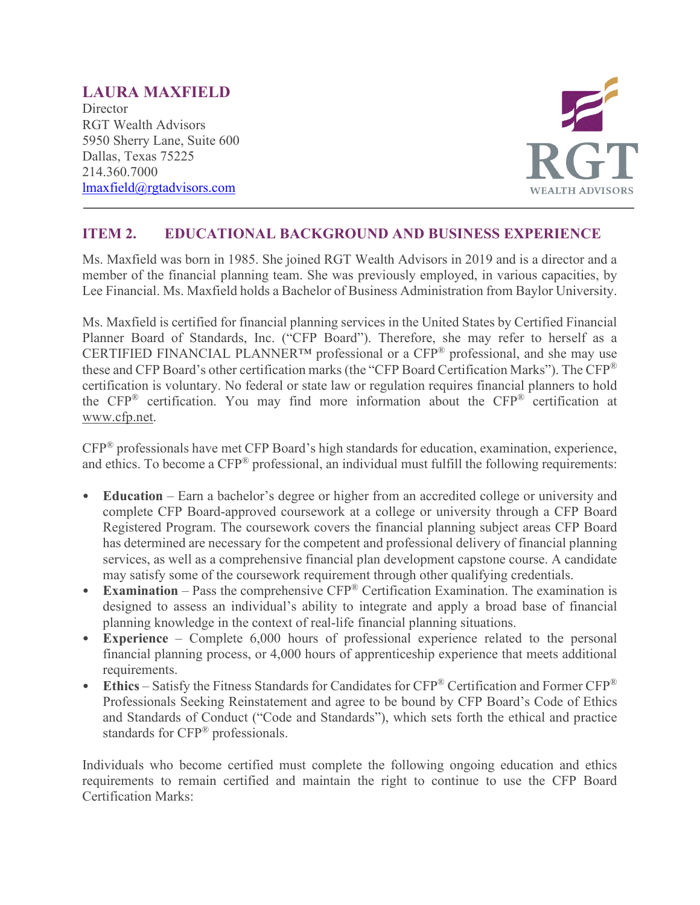## LAURA MAXFIELD

Director
RGT Wealth Advisors
5950 Sherry Lane, Suite 600
Dallas, Texas 75225
214.360.7000
lmaxfield@rgtadvisors.com

## ITEM 2. EDUCATIONAL BACKGROUND AND BUSINESS EXPERIENCE

Ms. Maxfield was born in 1985. She joined RGT Wealth Advisors in 2019 and is a director and a member of the financial planning team. She was previously employed, in various capacities, by Lee Financial. Ms. Maxfield holds a Bachelor of Business Administration from Baylor University.

Ms. Maxfield is certified for financial planning services in the United States by Certified Financial Planner Board of Standards, Inc. ("CFP Board"). Therefore, she may refer to herself as a CERTIFIED FINANCIAL PLANNER™ professional or a CFP® professional, and she may use these and CFP Board's other certification marks (the "CFP Board Certification Marks"). The CFP® certification is voluntary. No federal or state law or regulation requires financial planners to hold the CFP® certification. You may find more information about the CFP® certification at www.cfp.net.

CFP® professionals have met CFP Board's high standards for education, examination, experience, and ethics. To become a CFP® professional, an individual must fulfill the following requirements:

- **Education** – Earn a bachelor's degree or higher from an accredited college or university and complete CFP Board-approved coursework at a college or university through a CFP Board Registered Program. The coursework covers the financial planning subject areas CFP Board has determined are necessary for the competent and professional delivery of financial planning services, as well as a comprehensive financial plan development capstone course. A candidate may satisfy some of the coursework requirement through other qualifying credentials.
- **Examination** – Pass the comprehensive CFP® Certification Examination. The examination is designed to assess an individual's ability to integrate and apply a broad base of financial planning knowledge in the context of real-life financial planning situations.
- **Experience** – Complete 6,000 hours of professional experience related to the personal financial planning process, or 4,000 hours of apprenticeship experience that meets additional requirements.
- **Ethics** – Satisfy the Fitness Standards for Candidates for CFP® Certification and Former CFP® Professionals Seeking Reinstatement and agree to be bound by CFP Board's Code of Ethics and Standards of Conduct ("Code and Standards"), which sets forth the ethical and practice standards for CFP® professionals.

Individuals who become certified must complete the following ongoing education and ethics requirements to remain certified and maintain the right to continue to use the CFP Board Certification Marks: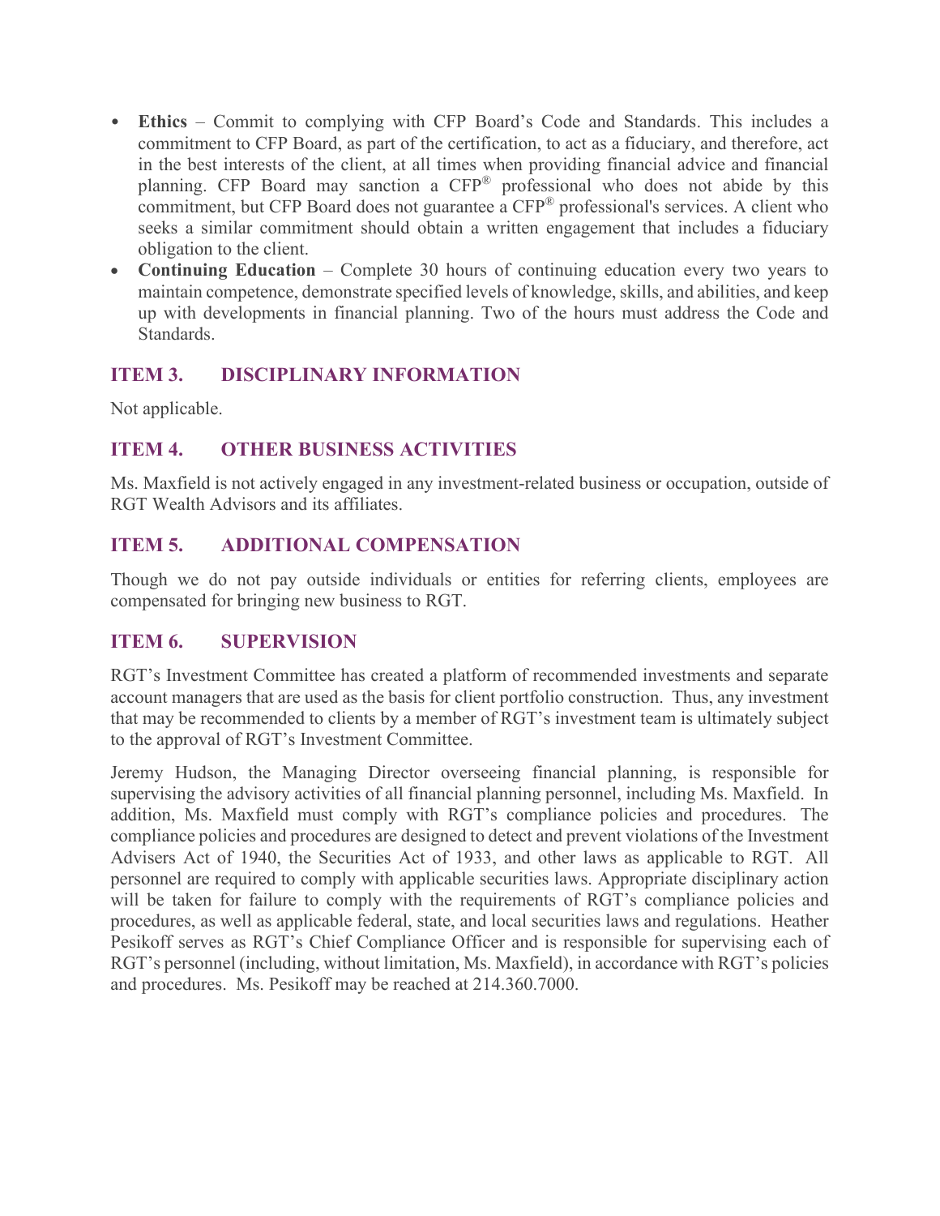- **Ethics** – Commit to complying with CFP Board's Code and Standards. This includes a commitment to CFP Board, as part of the certification, to act as a fiduciary, and therefore, act in the best interests of the client, at all times when providing financial advice and financial planning. CFP Board may sanction a CFP® professional who does not abide by this commitment, but CFP Board does not guarantee a CFP® professional's services. A client who seeks a similar commitment should obtain a written engagement that includes a fiduciary obligation to the client.
- **Continuing Education** – Complete 30 hours of continuing education every two years to maintain competence, demonstrate specified levels of knowledge, skills, and abilities, and keep up with developments in financial planning. Two of the hours must address the Code and Standards.

## ITEM 3. DISCIPLINARY INFORMATION

Not applicable.

## ITEM 4. OTHER BUSINESS ACTIVITIES

Ms. Maxfield is not actively engaged in any investment-related business or occupation, outside of RGT Wealth Advisors and its affiliates.

## ITEM 5. ADDITIONAL COMPENSATION

Though we do not pay outside individuals or entities for referring clients, employees are compensated for bringing new business to RGT.

## ITEM 6. SUPERVISION

RGT's Investment Committee has created a platform of recommended investments and separate account managers that are used as the basis for client portfolio construction. Thus, any investment that may be recommended to clients by a member of RGT's investment team is ultimately subject to the approval of RGT's Investment Committee.

Jeremy Hudson, the Managing Director overseeing financial planning, is responsible for supervising the advisory activities of all financial planning personnel, including Ms. Maxfield. In addition, Ms. Maxfield must comply with RGT's compliance policies and procedures. The compliance policies and procedures are designed to detect and prevent violations of the Investment Advisers Act of 1940, the Securities Act of 1933, and other laws as applicable to RGT. All personnel are required to comply with applicable securities laws. Appropriate disciplinary action will be taken for failure to comply with the requirements of RGT's compliance policies and procedures, as well as applicable federal, state, and local securities laws and regulations. Heather Pesikoff serves as RGT's Chief Compliance Officer and is responsible for supervising each of RGT's personnel (including, without limitation, Ms. Maxfield), in accordance with RGT's policies and procedures. Ms. Pesikoff may be reached at 214.360.7000.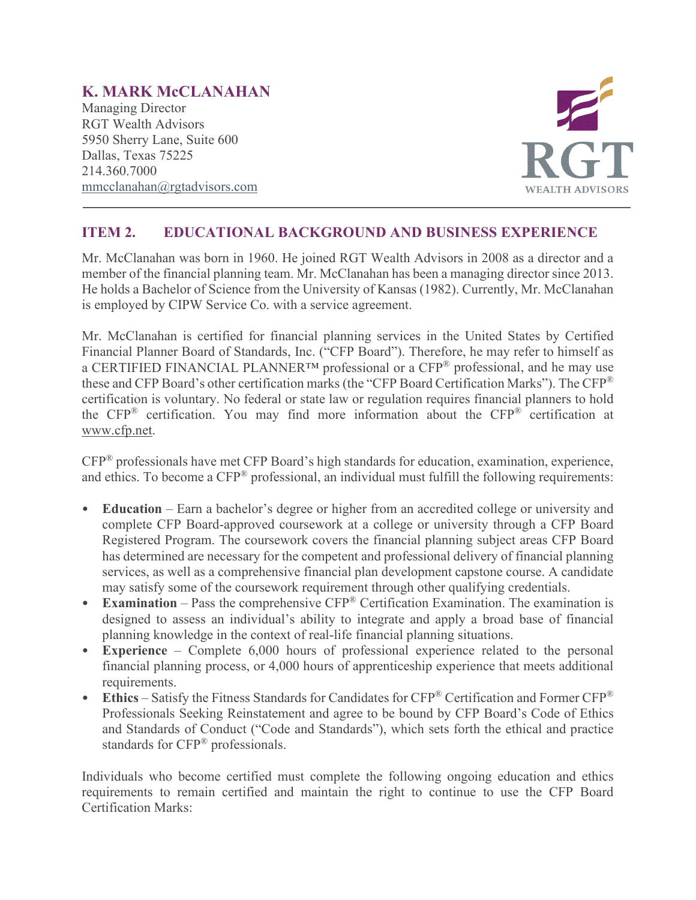## K. MARK McCLANAHAN

Managing Director
RGT Wealth Advisors
5950 Sherry Lane, Suite 600
Dallas, Texas 75225
214.360.7000
mmcclanahan@rgtadvisors.com

RGT WEALTH ADVISORS

---

### ITEM 2. EDUCATIONAL BACKGROUND AND BUSINESS EXPERIENCE

Mr. McClanahan was born in 1960. He joined RGT Wealth Advisors in 2008 as a director and a member of the financial planning team. Mr. McClanahan has been a managing director since 2013. He holds a Bachelor of Science from the University of Kansas (1982). Currently, Mr. McClanahan is employed by CIPW Service Co. with a service agreement.

Mr. McClanahan is certified for financial planning services in the United States by Certified Financial Planner Board of Standards, Inc. ("CFP Board"). Therefore, he may refer to himself as a CERTIFIED FINANCIAL PLANNER™ professional or a CFP® professional, and he may use these and CFP Board's other certification marks (the "CFP Board Certification Marks"). The CFP® certification is voluntary. No federal or state law or regulation requires financial planners to hold the CFP® certification. You may find more information about the CFP® certification at www.cfp.net.

CFP® professionals have met CFP Board's high standards for education, examination, experience, and ethics. To become a CFP® professional, an individual must fulfill the following requirements:

- **Education** – Earn a bachelor's degree or higher from an accredited college or university and complete CFP Board-approved coursework at a college or university through a CFP Board Registered Program. The coursework covers the financial planning subject areas CFP Board has determined are necessary for the competent and professional delivery of financial planning services, as well as a comprehensive financial plan development capstone course. A candidate may satisfy some of the coursework requirement through other qualifying credentials.
- **Examination** – Pass the comprehensive CFP® Certification Examination. The examination is designed to assess an individual's ability to integrate and apply a broad base of financial planning knowledge in the context of real-life financial planning situations.
- **Experience** – Complete 6,000 hours of professional experience related to the personal financial planning process, or 4,000 hours of apprenticeship experience that meets additional requirements.
- **Ethics** – Satisfy the Fitness Standards for Candidates for CFP® Certification and Former CFP® Professionals Seeking Reinstatement and agree to be bound by CFP Board's Code of Ethics and Standards of Conduct ("Code and Standards"), which sets forth the ethical and practice standards for CFP® professionals.

Individuals who become certified must complete the following ongoing education and ethics requirements to remain certified and maintain the right to continue to use the CFP Board Certification Marks: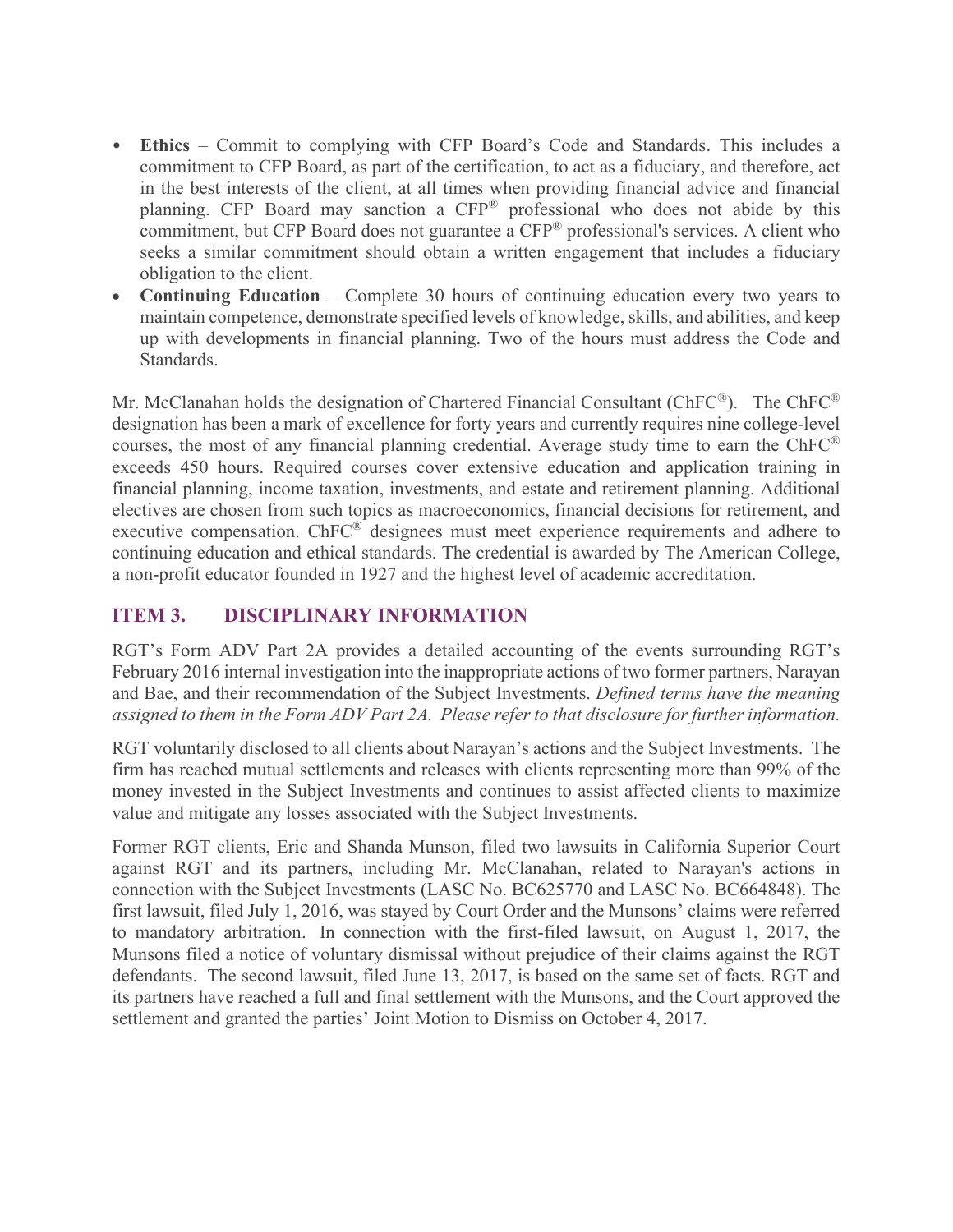- **Ethics** – Commit to complying with CFP Board's Code and Standards. This includes a commitment to CFP Board, as part of the certification, to act as a fiduciary, and therefore, act in the best interests of the client, at all times when providing financial advice and financial planning. CFP Board may sanction a CFP® professional who does not abide by this commitment, but CFP Board does not guarantee a CFP® professional's services. A client who seeks a similar commitment should obtain a written engagement that includes a fiduciary obligation to the client.
- **Continuing Education** – Complete 30 hours of continuing education every two years to maintain competence, demonstrate specified levels of knowledge, skills, and abilities, and keep up with developments in financial planning. Two of the hours must address the Code and Standards.

Mr. McClanahan holds the designation of Chartered Financial Consultant (ChFC®). The ChFC® designation has been a mark of excellence for forty years and currently requires nine college-level courses, the most of any financial planning credential. Average study time to earn the ChFC® exceeds 450 hours. Required courses cover extensive education and application training in financial planning, income taxation, investments, and estate and retirement planning. Additional electives are chosen from such topics as macroeconomics, financial decisions for retirement, and executive compensation. ChFC® designees must meet experience requirements and adhere to continuing education and ethical standards. The credential is awarded by The American College, a non-profit educator founded in 1927 and the highest level of academic accreditation.

## ITEM 3. DISCIPLINARY INFORMATION

RGT's Form ADV Part 2A provides a detailed accounting of the events surrounding RGT's February 2016 internal investigation into the inappropriate actions of two former partners, Narayan and Bae, and their recommendation of the Subject Investments. *Defined terms have the meaning assigned to them in the Form ADV Part 2A. Please refer to that disclosure for further information.*

RGT voluntarily disclosed to all clients about Narayan's actions and the Subject Investments. The firm has reached mutual settlements and releases with clients representing more than 99% of the money invested in the Subject Investments and continues to assist affected clients to maximize value and mitigate any losses associated with the Subject Investments.

Former RGT clients, Eric and Shanda Munson, filed two lawsuits in California Superior Court against RGT and its partners, including Mr. McClanahan, related to Narayan's actions in connection with the Subject Investments (LASC No. BC625770 and LASC No. BC664848). The first lawsuit, filed July 1, 2016, was stayed by Court Order and the Munsons' claims were referred to mandatory arbitration. In connection with the first-filed lawsuit, on August 1, 2017, the Munsons filed a notice of voluntary dismissal without prejudice of their claims against the RGT defendants. The second lawsuit, filed June 13, 2017, is based on the same set of facts. RGT and its partners have reached a full and final settlement with the Munsons, and the Court approved the settlement and granted the parties' Joint Motion to Dismiss on October 4, 2017.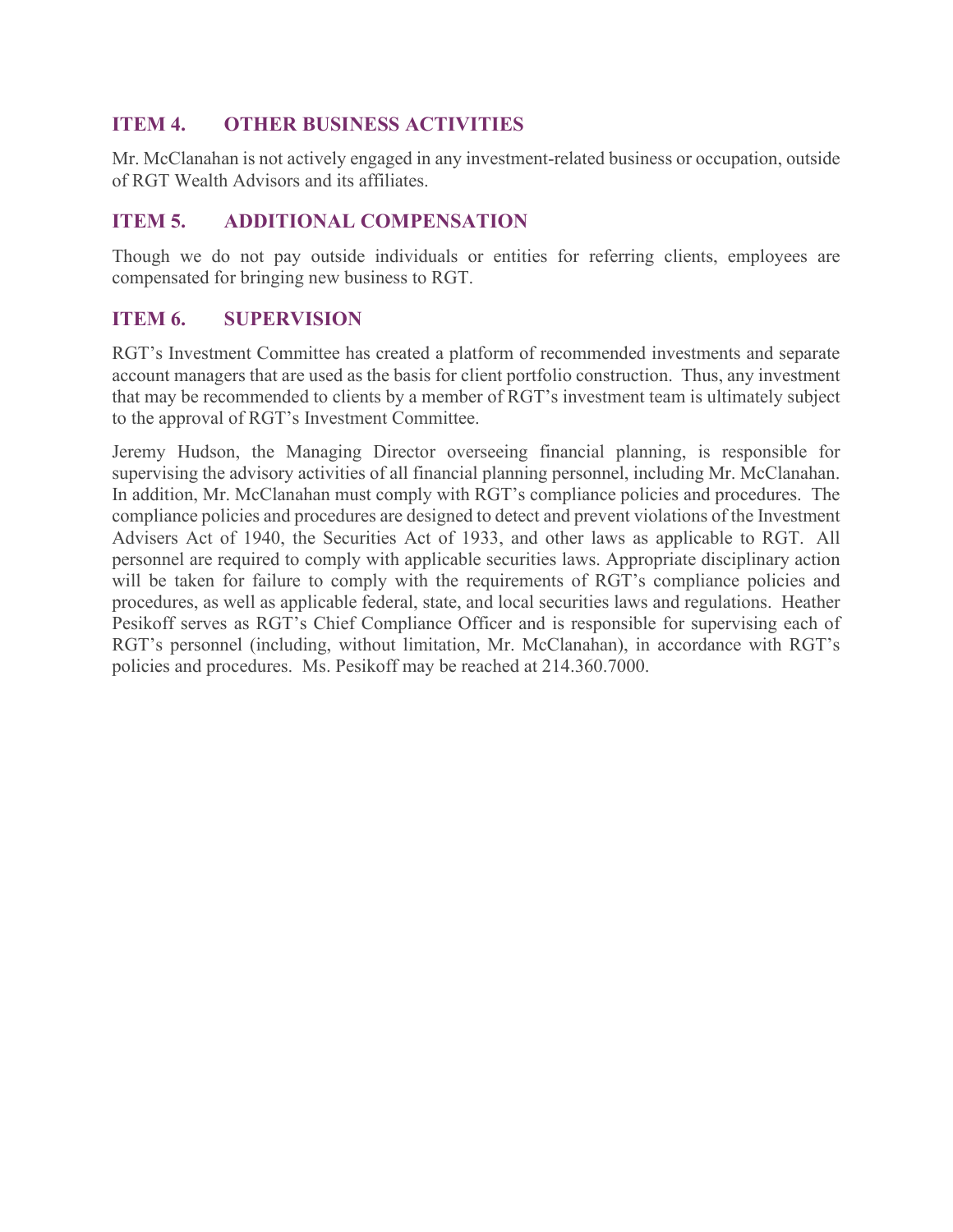## ITEM 4. OTHER BUSINESS ACTIVITIES

Mr. McClanahan is not actively engaged in any investment-related business or occupation, outside of RGT Wealth Advisors and its affiliates.

## ITEM 5. ADDITIONAL COMPENSATION

Though we do not pay outside individuals or entities for referring clients, employees are compensated for bringing new business to RGT.

## ITEM 6. SUPERVISION

RGT's Investment Committee has created a platform of recommended investments and separate account managers that are used as the basis for client portfolio construction. Thus, any investment that may be recommended to clients by a member of RGT's investment team is ultimately subject to the approval of RGT's Investment Committee.

Jeremy Hudson, the Managing Director overseeing financial planning, is responsible for supervising the advisory activities of all financial planning personnel, including Mr. McClanahan. In addition, Mr. McClanahan must comply with RGT's compliance policies and procedures. The compliance policies and procedures are designed to detect and prevent violations of the Investment Advisers Act of 1940, the Securities Act of 1933, and other laws as applicable to RGT. All personnel are required to comply with applicable securities laws. Appropriate disciplinary action will be taken for failure to comply with the requirements of RGT's compliance policies and procedures, as well as applicable federal, state, and local securities laws and regulations. Heather Pesikoff serves as RGT's Chief Compliance Officer and is responsible for supervising each of RGT's personnel (including, without limitation, Mr. McClanahan), in accordance with RGT's policies and procedures. Ms. Pesikoff may be reached at 214.360.7000.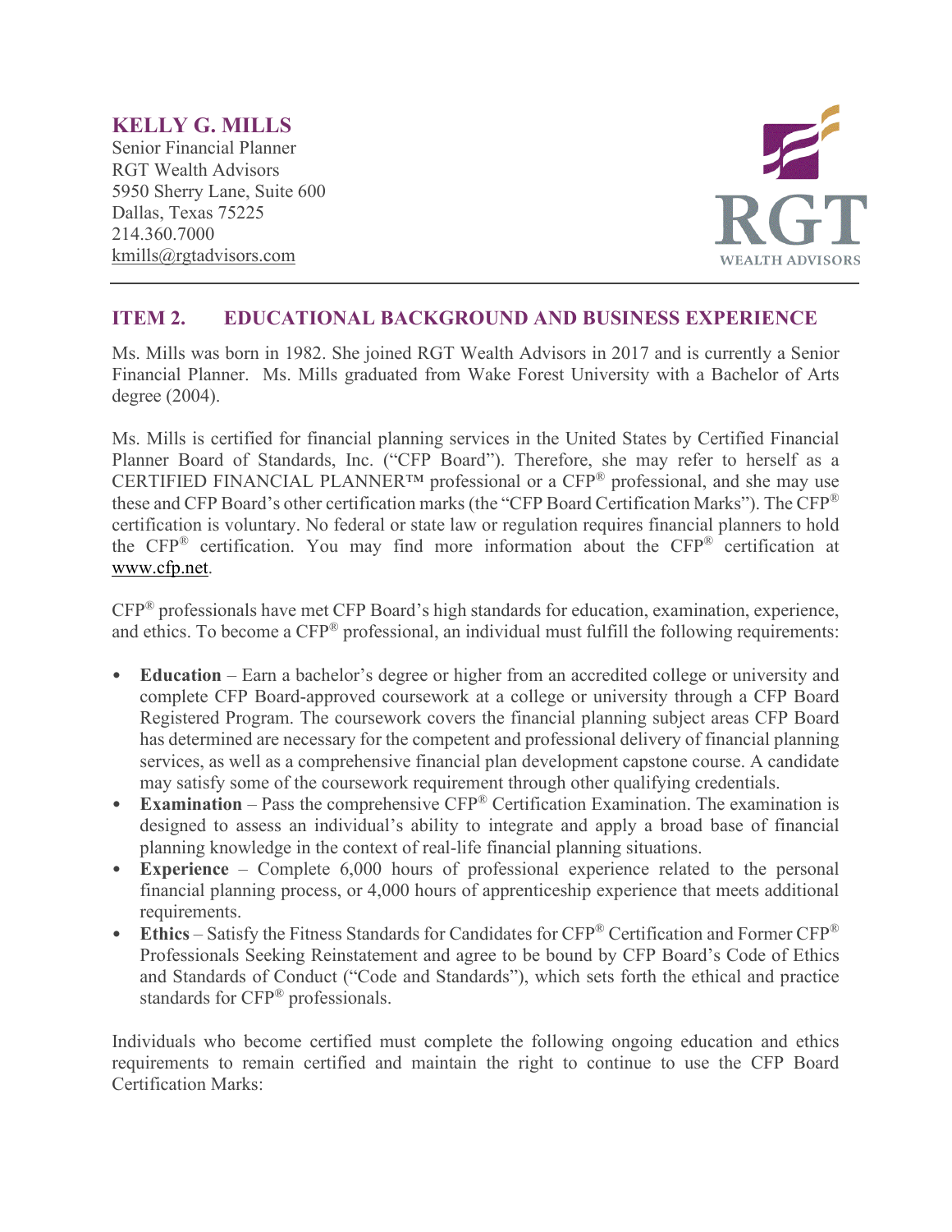**KELLY G. MILLS**
Senior Financial Planner
RGT Wealth Advisors
5950 Sherry Lane, Suite 600
Dallas, Texas 75225
214.360.7000
kmills@rgtadvisors.com

## ITEM 2. EDUCATIONAL BACKGROUND AND BUSINESS EXPERIENCE

Ms. Mills was born in 1982. She joined RGT Wealth Advisors in 2017 and is currently a Senior Financial Planner. Ms. Mills graduated from Wake Forest University with a Bachelor of Arts degree (2004).

Ms. Mills is certified for financial planning services in the United States by Certified Financial Planner Board of Standards, Inc. ("CFP Board"). Therefore, she may refer to herself as a CERTIFIED FINANCIAL PLANNER™ professional or a CFP® professional, and she may use these and CFP Board's other certification marks (the "CFP Board Certification Marks"). The CFP® certification is voluntary. No federal or state law or regulation requires financial planners to hold the CFP® certification. You may find more information about the CFP® certification at www.cfp.net.

CFP® professionals have met CFP Board's high standards for education, examination, experience, and ethics. To become a CFP® professional, an individual must fulfill the following requirements:

- **Education** – Earn a bachelor's degree or higher from an accredited college or university and complete CFP Board-approved coursework at a college or university through a CFP Board Registered Program. The coursework covers the financial planning subject areas CFP Board has determined are necessary for the competent and professional delivery of financial planning services, as well as a comprehensive financial plan development capstone course. A candidate may satisfy some of the coursework requirement through other qualifying credentials.
- **Examination** – Pass the comprehensive CFP® Certification Examination. The examination is designed to assess an individual's ability to integrate and apply a broad base of financial planning knowledge in the context of real-life financial planning situations.
- **Experience** – Complete 6,000 hours of professional experience related to the personal financial planning process, or 4,000 hours of apprenticeship experience that meets additional requirements.
- **Ethics** – Satisfy the Fitness Standards for Candidates for CFP® Certification and Former CFP® Professionals Seeking Reinstatement and agree to be bound by CFP Board's Code of Ethics and Standards of Conduct ("Code and Standards"), which sets forth the ethical and practice standards for CFP® professionals.

Individuals who become certified must complete the following ongoing education and ethics requirements to remain certified and maintain the right to continue to use the CFP Board Certification Marks: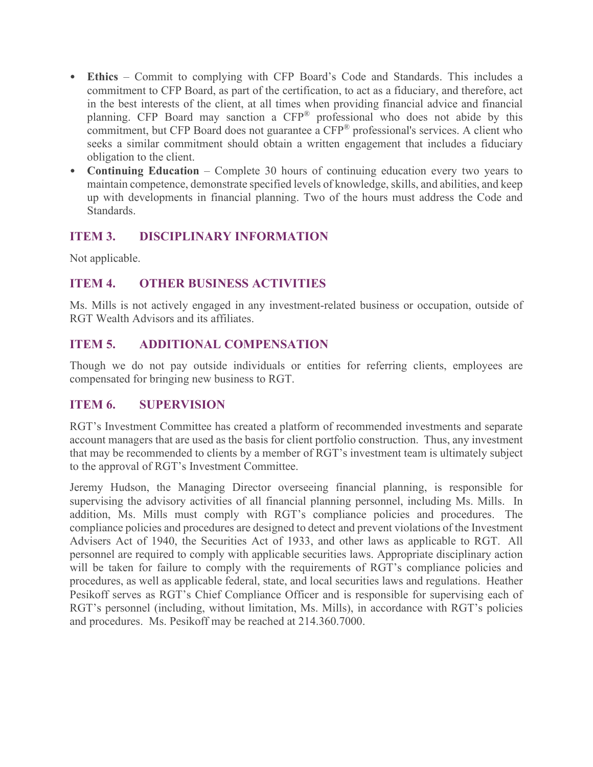- **Ethics** – Commit to complying with CFP Board's Code and Standards. This includes a commitment to CFP Board, as part of the certification, to act as a fiduciary, and therefore, act in the best interests of the client, at all times when providing financial advice and financial planning. CFP Board may sanction a CFP® professional who does not abide by this commitment, but CFP Board does not guarantee a CFP® professional's services. A client who seeks a similar commitment should obtain a written engagement that includes a fiduciary obligation to the client.
- **Continuing Education** – Complete 30 hours of continuing education every two years to maintain competence, demonstrate specified levels of knowledge, skills, and abilities, and keep up with developments in financial planning. Two of the hours must address the Code and Standards.

## ITEM 3. DISCIPLINARY INFORMATION

Not applicable.

## ITEM 4. OTHER BUSINESS ACTIVITIES

Ms. Mills is not actively engaged in any investment-related business or occupation, outside of RGT Wealth Advisors and its affiliates.

## ITEM 5. ADDITIONAL COMPENSATION

Though we do not pay outside individuals or entities for referring clients, employees are compensated for bringing new business to RGT.

## ITEM 6. SUPERVISION

RGT's Investment Committee has created a platform of recommended investments and separate account managers that are used as the basis for client portfolio construction. Thus, any investment that may be recommended to clients by a member of RGT's investment team is ultimately subject to the approval of RGT's Investment Committee.

Jeremy Hudson, the Managing Director overseeing financial planning, is responsible for supervising the advisory activities of all financial planning personnel, including Ms. Mills. In addition, Ms. Mills must comply with RGT's compliance policies and procedures. The compliance policies and procedures are designed to detect and prevent violations of the Investment Advisers Act of 1940, the Securities Act of 1933, and other laws as applicable to RGT. All personnel are required to comply with applicable securities laws. Appropriate disciplinary action will be taken for failure to comply with the requirements of RGT's compliance policies and procedures, as well as applicable federal, state, and local securities laws and regulations. Heather Pesikoff serves as RGT's Chief Compliance Officer and is responsible for supervising each of RGT's personnel (including, without limitation, Ms. Mills), in accordance with RGT's policies and procedures. Ms. Pesikoff may be reached at 214.360.7000.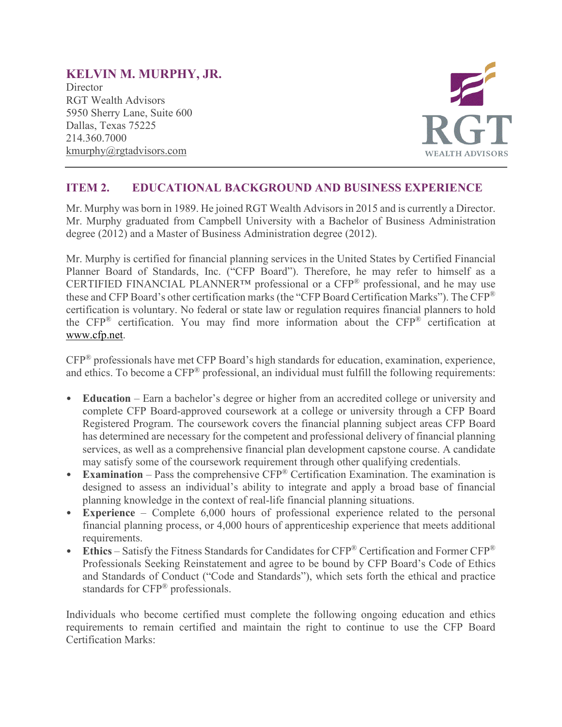**KELVIN M. MURPHY, JR.**
Director
RGT Wealth Advisors
5950 Sherry Lane, Suite 600
Dallas, Texas 75225
214.360.7000
kmurphy@rgtadvisors.com

## ITEM 2. EDUCATIONAL BACKGROUND AND BUSINESS EXPERIENCE

Mr. Murphy was born in 1989. He joined RGT Wealth Advisors in 2015 and is currently a Director. Mr. Murphy graduated from Campbell University with a Bachelor of Business Administration degree (2012) and a Master of Business Administration degree (2012).

Mr. Murphy is certified for financial planning services in the United States by Certified Financial Planner Board of Standards, Inc. ("CFP Board"). Therefore, he may refer to himself as a CERTIFIED FINANCIAL PLANNER™ professional or a CFP® professional, and he may use these and CFP Board's other certification marks (the "CFP Board Certification Marks"). The CFP® certification is voluntary. No federal or state law or regulation requires financial planners to hold the CFP® certification. You may find more information about the CFP® certification at www.cfp.net.

CFP® professionals have met CFP Board's high standards for education, examination, experience, and ethics. To become a CFP® professional, an individual must fulfill the following requirements:

- **Education** – Earn a bachelor's degree or higher from an accredited college or university and complete CFP Board-approved coursework at a college or university through a CFP Board Registered Program. The coursework covers the financial planning subject areas CFP Board has determined are necessary for the competent and professional delivery of financial planning services, as well as a comprehensive financial plan development capstone course. A candidate may satisfy some of the coursework requirement through other qualifying credentials.
- **Examination** – Pass the comprehensive CFP® Certification Examination. The examination is designed to assess an individual's ability to integrate and apply a broad base of financial planning knowledge in the context of real-life financial planning situations.
- **Experience** – Complete 6,000 hours of professional experience related to the personal financial planning process, or 4,000 hours of apprenticeship experience that meets additional requirements.
- **Ethics** – Satisfy the Fitness Standards for Candidates for CFP® Certification and Former CFP® Professionals Seeking Reinstatement and agree to be bound by CFP Board's Code of Ethics and Standards of Conduct ("Code and Standards"), which sets forth the ethical and practice standards for CFP® professionals.

Individuals who become certified must complete the following ongoing education and ethics requirements to remain certified and maintain the right to continue to use the CFP Board Certification Marks: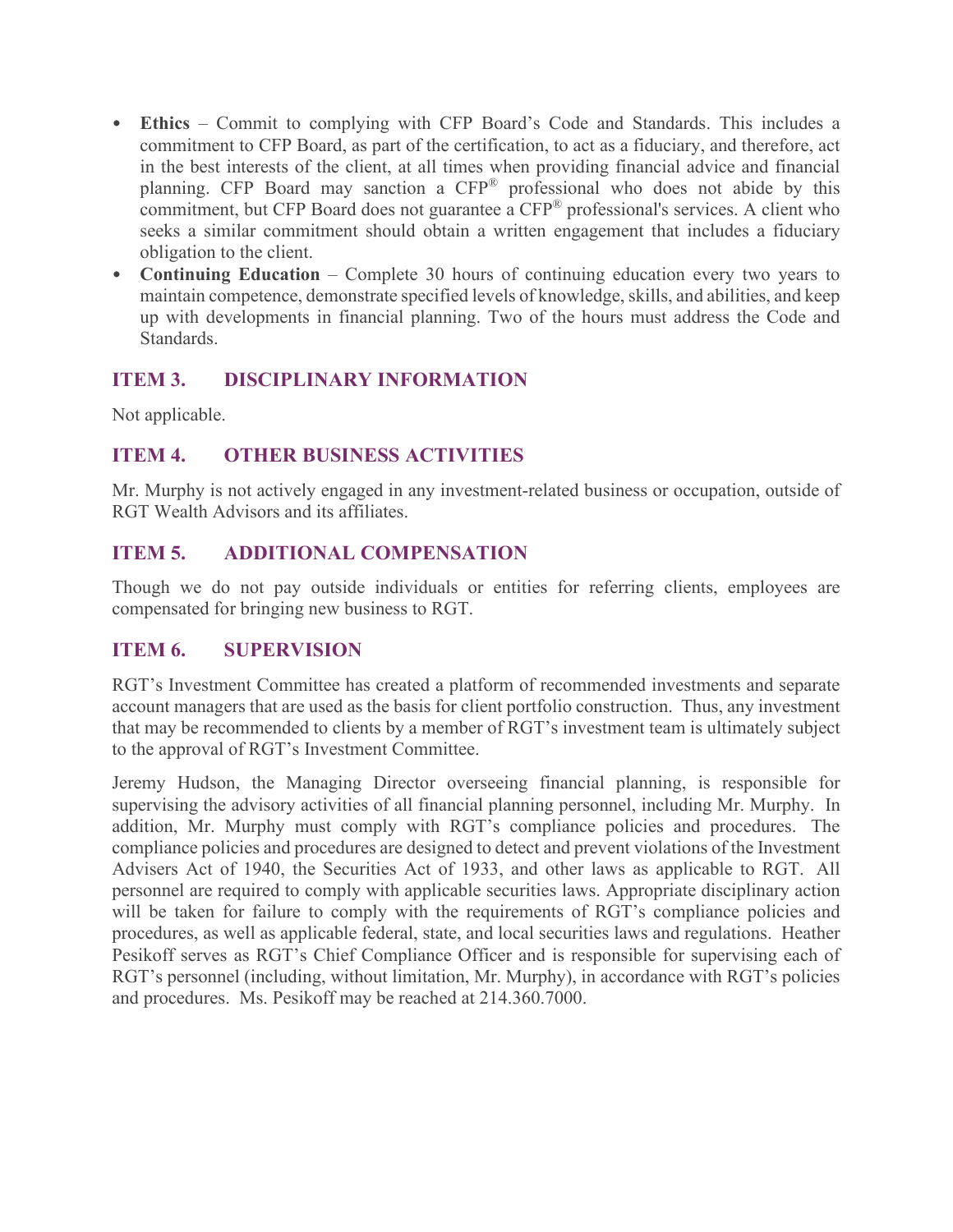- **Ethics** – Commit to complying with CFP Board's Code and Standards. This includes a commitment to CFP Board, as part of the certification, to act as a fiduciary, and therefore, act in the best interests of the client, at all times when providing financial advice and financial planning. CFP Board may sanction a CFP® professional who does not abide by this commitment, but CFP Board does not guarantee a CFP® professional's services. A client who seeks a similar commitment should obtain a written engagement that includes a fiduciary obligation to the client.
- **Continuing Education** – Complete 30 hours of continuing education every two years to maintain competence, demonstrate specified levels of knowledge, skills, and abilities, and keep up with developments in financial planning. Two of the hours must address the Code and Standards.

## ITEM 3. DISCIPLINARY INFORMATION

Not applicable.

## ITEM 4. OTHER BUSINESS ACTIVITIES

Mr. Murphy is not actively engaged in any investment-related business or occupation, outside of RGT Wealth Advisors and its affiliates.

## ITEM 5. ADDITIONAL COMPENSATION

Though we do not pay outside individuals or entities for referring clients, employees are compensated for bringing new business to RGT.

## ITEM 6. SUPERVISION

RGT's Investment Committee has created a platform of recommended investments and separate account managers that are used as the basis for client portfolio construction. Thus, any investment that may be recommended to clients by a member of RGT's investment team is ultimately subject to the approval of RGT's Investment Committee.

Jeremy Hudson, the Managing Director overseeing financial planning, is responsible for supervising the advisory activities of all financial planning personnel, including Mr. Murphy. In addition, Mr. Murphy must comply with RGT's compliance policies and procedures. The compliance policies and procedures are designed to detect and prevent violations of the Investment Advisers Act of 1940, the Securities Act of 1933, and other laws as applicable to RGT. All personnel are required to comply with applicable securities laws. Appropriate disciplinary action will be taken for failure to comply with the requirements of RGT's compliance policies and procedures, as well as applicable federal, state, and local securities laws and regulations. Heather Pesikoff serves as RGT's Chief Compliance Officer and is responsible for supervising each of RGT's personnel (including, without limitation, Mr. Murphy), in accordance with RGT's policies and procedures. Ms. Pesikoff may be reached at 214.360.7000.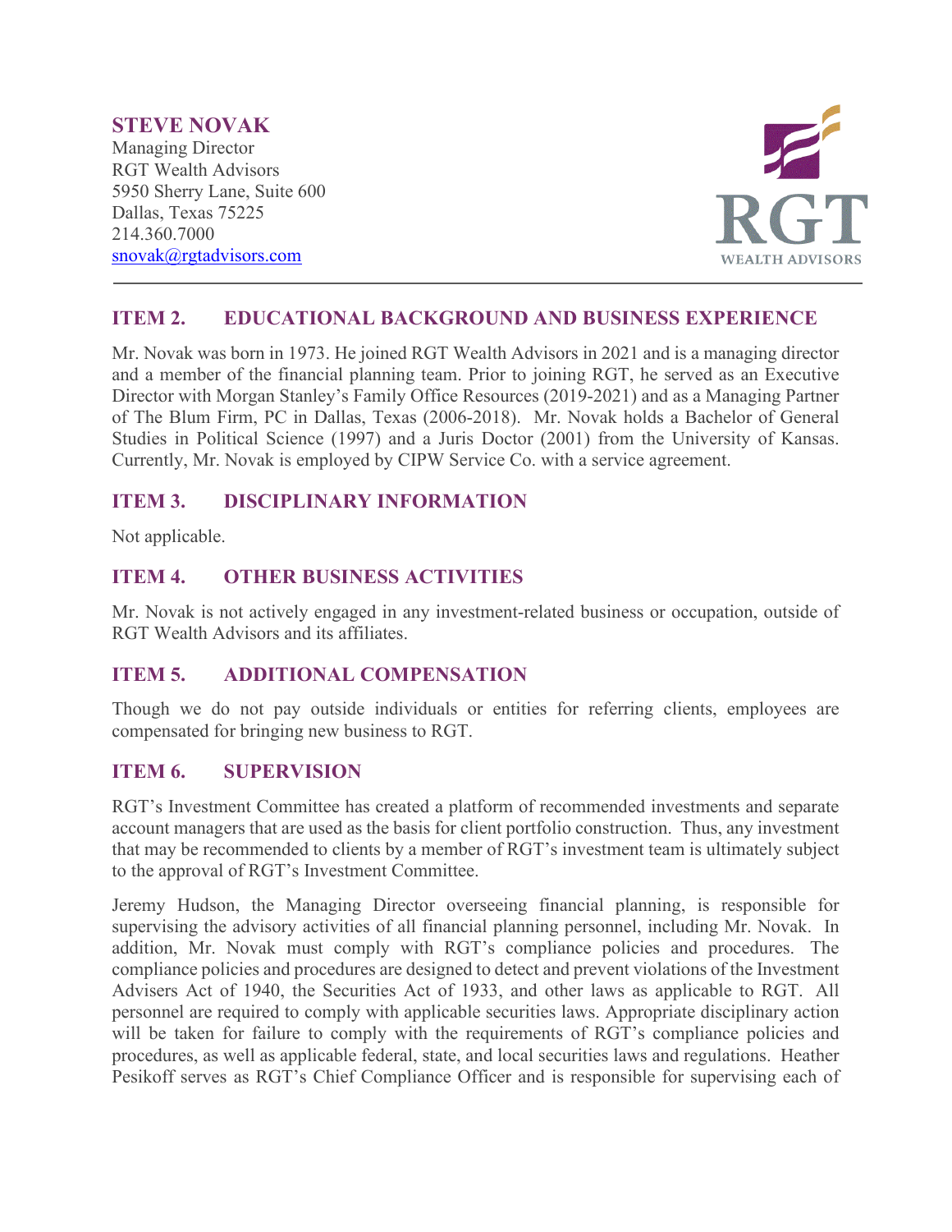**STEVE NOVAK**
Managing Director
RGT Wealth Advisors
5950 Sherry Lane, Suite 600
Dallas, Texas 75225
214.360.7000
snovak@rgtadvisors.com

---

## ITEM 2. EDUCATIONAL BACKGROUND AND BUSINESS EXPERIENCE

Mr. Novak was born in 1973. He joined RGT Wealth Advisors in 2021 and is a managing director and a member of the financial planning team. Prior to joining RGT, he served as an Executive Director with Morgan Stanley's Family Office Resources (2019-2021) and as a Managing Partner of The Blum Firm, PC in Dallas, Texas (2006-2018). Mr. Novak holds a Bachelor of General Studies in Political Science (1997) and a Juris Doctor (2001) from the University of Kansas. Currently, Mr. Novak is employed by CIPW Service Co. with a service agreement.

## ITEM 3. DISCIPLINARY INFORMATION

Not applicable.

## ITEM 4. OTHER BUSINESS ACTIVITIES

Mr. Novak is not actively engaged in any investment-related business or occupation, outside of RGT Wealth Advisors and its affiliates.

## ITEM 5. ADDITIONAL COMPENSATION

Though we do not pay outside individuals or entities for referring clients, employees are compensated for bringing new business to RGT.

## ITEM 6. SUPERVISION

RGT's Investment Committee has created a platform of recommended investments and separate account managers that are used as the basis for client portfolio construction. Thus, any investment that may be recommended to clients by a member of RGT's investment team is ultimately subject to the approval of RGT's Investment Committee.

Jeremy Hudson, the Managing Director overseeing financial planning, is responsible for supervising the advisory activities of all financial planning personnel, including Mr. Novak. In addition, Mr. Novak must comply with RGT's compliance policies and procedures. The compliance policies and procedures are designed to detect and prevent violations of the Investment Advisers Act of 1940, the Securities Act of 1933, and other laws as applicable to RGT. All personnel are required to comply with applicable securities laws. Appropriate disciplinary action will be taken for failure to comply with the requirements of RGT's compliance policies and procedures, as well as applicable federal, state, and local securities laws and regulations. Heather Pesikoff serves as RGT's Chief Compliance Officer and is responsible for supervising each of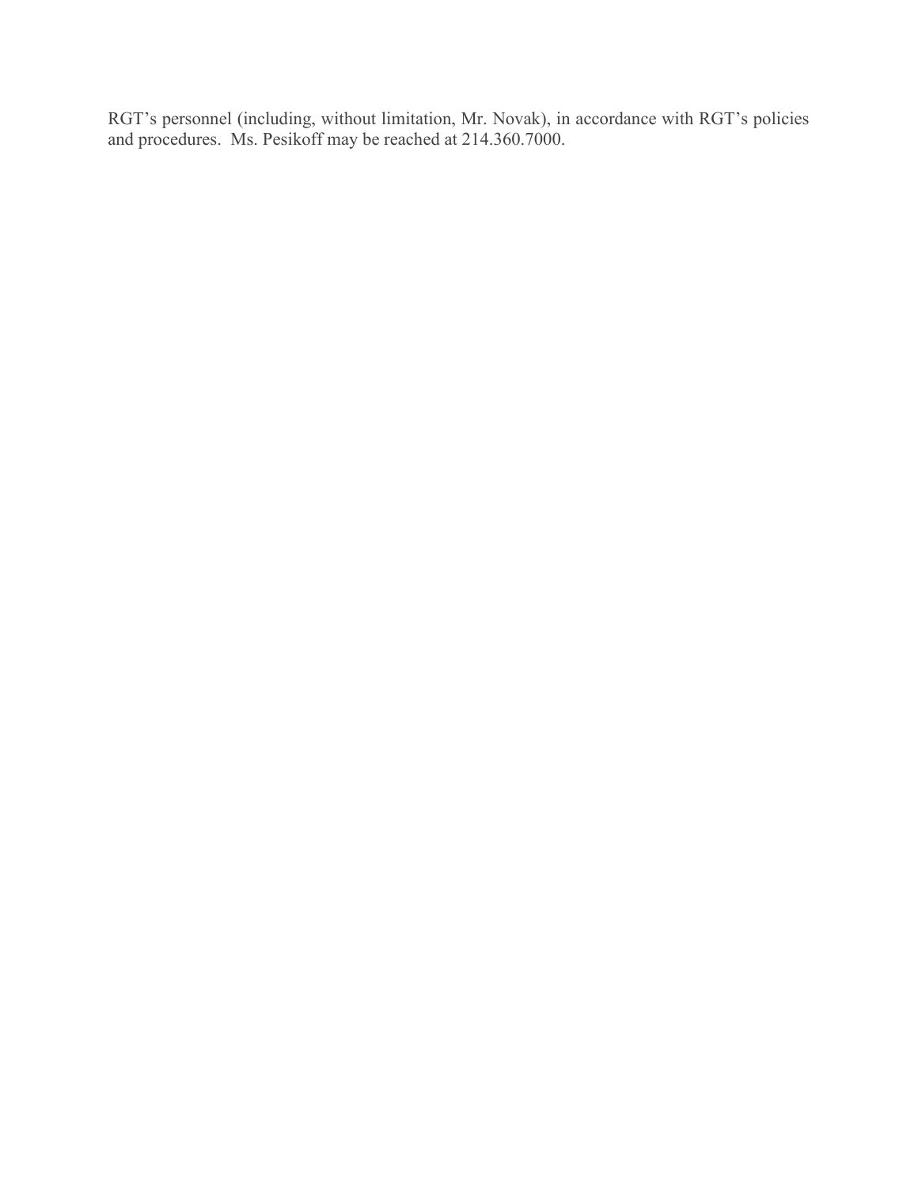RGT’s personnel (including, without limitation, Mr. Novak), in accordance with RGT’s policies and procedures. Ms. Pesikoff may be reached at 214.360.7000.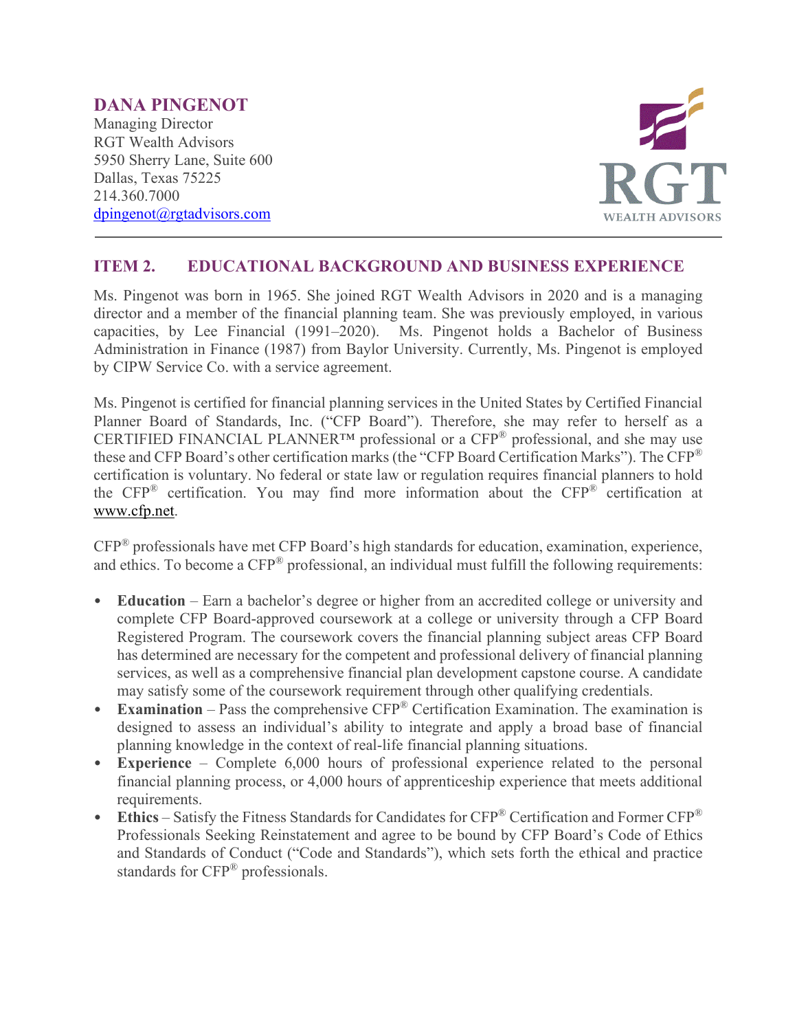## DANA PINGENOT

Managing Director
RGT Wealth Advisors
5950 Sherry Lane, Suite 600
Dallas, Texas 75225
214.360.7000
dpingenot@rgtadvisors.com

RGT WEALTH ADVISORS

---

## ITEM 2. EDUCATIONAL BACKGROUND AND BUSINESS EXPERIENCE

Ms. Pingenot was born in 1965. She joined RGT Wealth Advisors in 2020 and is a managing director and a member of the financial planning team. She was previously employed, in various capacities, by Lee Financial (1991–2020). Ms. Pingenot holds a Bachelor of Business Administration in Finance (1987) from Baylor University. Currently, Ms. Pingenot is employed by CIPW Service Co. with a service agreement.

Ms. Pingenot is certified for financial planning services in the United States by Certified Financial Planner Board of Standards, Inc. ("CFP Board"). Therefore, she may refer to herself as a CERTIFIED FINANCIAL PLANNER™ professional or a CFP® professional, and she may use these and CFP Board's other certification marks (the "CFP Board Certification Marks"). The CFP® certification is voluntary. No federal or state law or regulation requires financial planners to hold the CFP® certification. You may find more information about the CFP® certification at www.cfp.net.

CFP® professionals have met CFP Board's high standards for education, examination, experience, and ethics. To become a CFP® professional, an individual must fulfill the following requirements:

- **Education** – Earn a bachelor's degree or higher from an accredited college or university and complete CFP Board-approved coursework at a college or university through a CFP Board Registered Program. The coursework covers the financial planning subject areas CFP Board has determined are necessary for the competent and professional delivery of financial planning services, as well as a comprehensive financial plan development capstone course. A candidate may satisfy some of the coursework requirement through other qualifying credentials.
- **Examination** – Pass the comprehensive CFP® Certification Examination. The examination is designed to assess an individual's ability to integrate and apply a broad base of financial planning knowledge in the context of real-life financial planning situations.
- **Experience** – Complete 6,000 hours of professional experience related to the personal financial planning process, or 4,000 hours of apprenticeship experience that meets additional requirements.
- **Ethics** – Satisfy the Fitness Standards for Candidates for CFP® Certification and Former CFP® Professionals Seeking Reinstatement and agree to be bound by CFP Board's Code of Ethics and Standards of Conduct ("Code and Standards"), which sets forth the ethical and practice standards for CFP® professionals.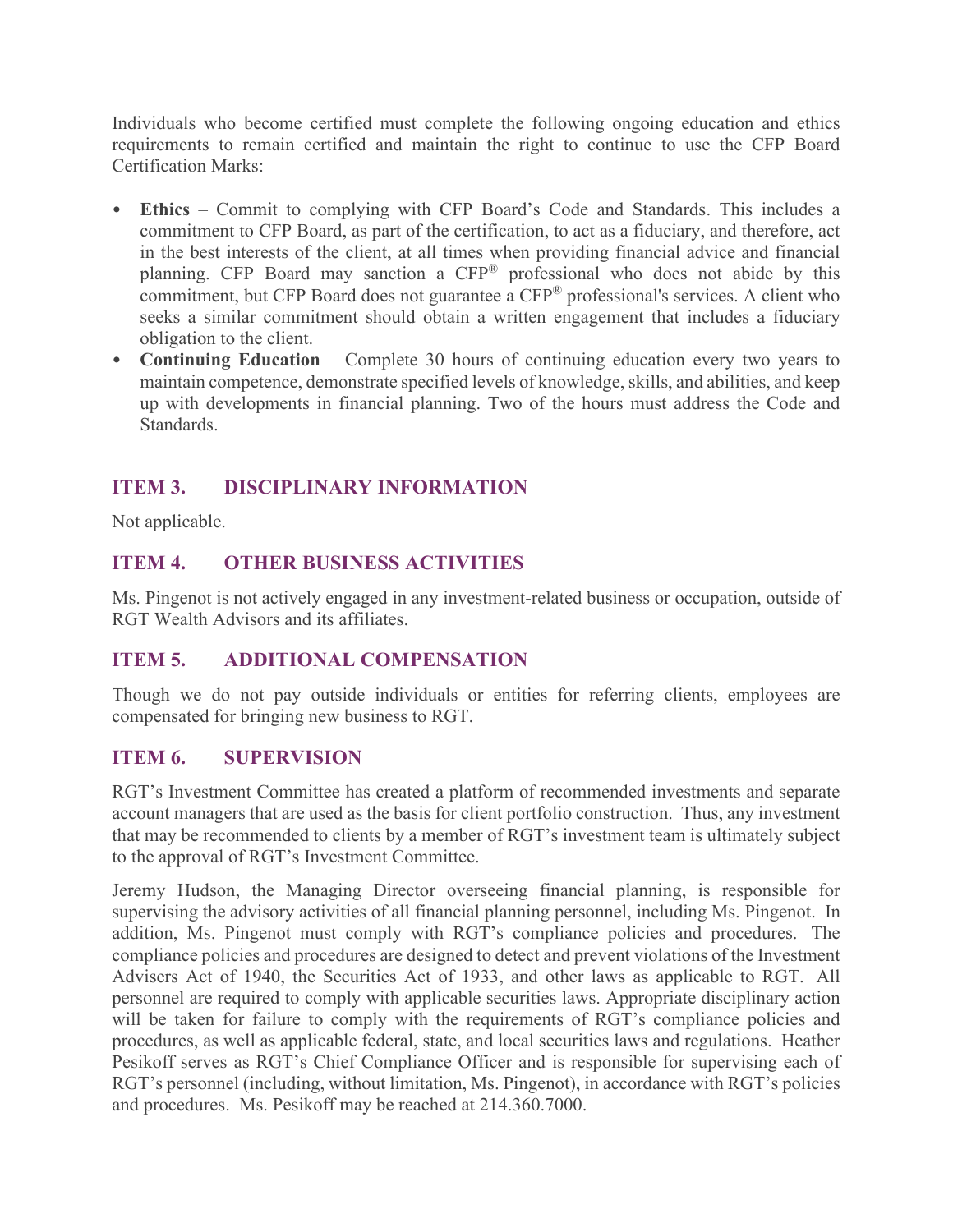Individuals who become certified must complete the following ongoing education and ethics requirements to remain certified and maintain the right to continue to use the CFP Board Certification Marks:

- **Ethics** – Commit to complying with CFP Board's Code and Standards. This includes a commitment to CFP Board, as part of the certification, to act as a fiduciary, and therefore, act in the best interests of the client, at all times when providing financial advice and financial planning. CFP Board may sanction a CFP® professional who does not abide by this commitment, but CFP Board does not guarantee a CFP® professional's services. A client who seeks a similar commitment should obtain a written engagement that includes a fiduciary obligation to the client.
- **Continuing Education** – Complete 30 hours of continuing education every two years to maintain competence, demonstrate specified levels of knowledge, skills, and abilities, and keep up with developments in financial planning. Two of the hours must address the Code and Standards.

## ITEM 3. DISCIPLINARY INFORMATION

Not applicable.

## ITEM 4. OTHER BUSINESS ACTIVITIES

Ms. Pingenot is not actively engaged in any investment-related business or occupation, outside of RGT Wealth Advisors and its affiliates.

## ITEM 5. ADDITIONAL COMPENSATION

Though we do not pay outside individuals or entities for referring clients, employees are compensated for bringing new business to RGT.

## ITEM 6. SUPERVISION

RGT's Investment Committee has created a platform of recommended investments and separate account managers that are used as the basis for client portfolio construction. Thus, any investment that may be recommended to clients by a member of RGT's investment team is ultimately subject to the approval of RGT's Investment Committee.

Jeremy Hudson, the Managing Director overseeing financial planning, is responsible for supervising the advisory activities of all financial planning personnel, including Ms. Pingenot. In addition, Ms. Pingenot must comply with RGT's compliance policies and procedures. The compliance policies and procedures are designed to detect and prevent violations of the Investment Advisers Act of 1940, the Securities Act of 1933, and other laws as applicable to RGT. All personnel are required to comply with applicable securities laws. Appropriate disciplinary action will be taken for failure to comply with the requirements of RGT's compliance policies and procedures, as well as applicable federal, state, and local securities laws and regulations. Heather Pesikoff serves as RGT's Chief Compliance Officer and is responsible for supervising each of RGT's personnel (including, without limitation, Ms. Pingenot), in accordance with RGT's policies and procedures. Ms. Pesikoff may be reached at 214.360.7000.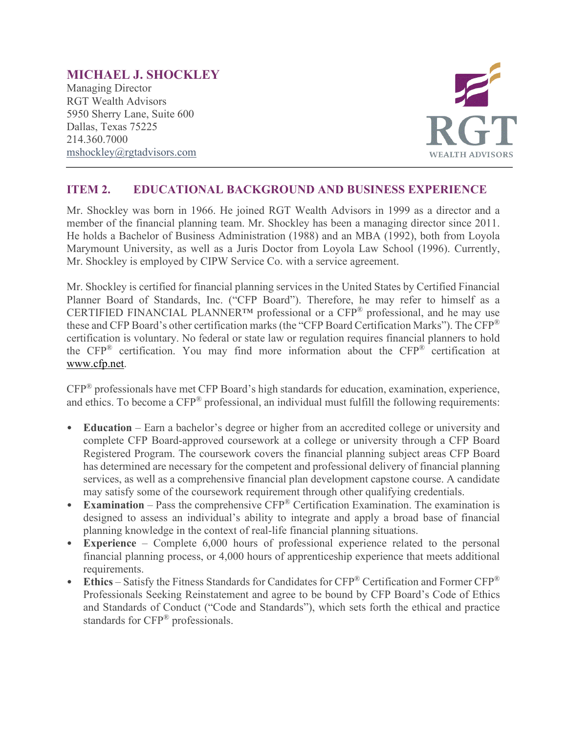**MICHAEL J. SHOCKLEY**
Managing Director
RGT Wealth Advisors
5950 Sherry Lane, Suite 600
Dallas, Texas 75225
214.360.7000
mshockley@rgtadvisors.com

RGT WEALTH ADVISORS

## ITEM 2. EDUCATIONAL BACKGROUND AND BUSINESS EXPERIENCE

Mr. Shockley was born in 1966. He joined RGT Wealth Advisors in 1999 as a director and a member of the financial planning team. Mr. Shockley has been a managing director since 2011. He holds a Bachelor of Business Administration (1988) and an MBA (1992), both from Loyola Marymount University, as well as a Juris Doctor from Loyola Law School (1996). Currently, Mr. Shockley is employed by CIPW Service Co. with a service agreement.

Mr. Shockley is certified for financial planning services in the United States by Certified Financial Planner Board of Standards, Inc. ("CFP Board"). Therefore, he may refer to himself as a CERTIFIED FINANCIAL PLANNER™ professional or a CFP® professional, and he may use these and CFP Board's other certification marks (the "CFP Board Certification Marks"). The CFP® certification is voluntary. No federal or state law or regulation requires financial planners to hold the CFP® certification. You may find more information about the CFP® certification at www.cfp.net.

CFP® professionals have met CFP Board's high standards for education, examination, experience, and ethics. To become a CFP® professional, an individual must fulfill the following requirements:

- **Education** – Earn a bachelor's degree or higher from an accredited college or university and complete CFP Board-approved coursework at a college or university through a CFP Board Registered Program. The coursework covers the financial planning subject areas CFP Board has determined are necessary for the competent and professional delivery of financial planning services, as well as a comprehensive financial plan development capstone course. A candidate may satisfy some of the coursework requirement through other qualifying credentials.
- **Examination** – Pass the comprehensive CFP® Certification Examination. The examination is designed to assess an individual's ability to integrate and apply a broad base of financial planning knowledge in the context of real-life financial planning situations.
- **Experience** – Complete 6,000 hours of professional experience related to the personal financial planning process, or 4,000 hours of apprenticeship experience that meets additional requirements.
- **Ethics** – Satisfy the Fitness Standards for Candidates for CFP® Certification and Former CFP® Professionals Seeking Reinstatement and agree to be bound by CFP Board's Code of Ethics and Standards of Conduct ("Code and Standards"), which sets forth the ethical and practice standards for CFP® professionals.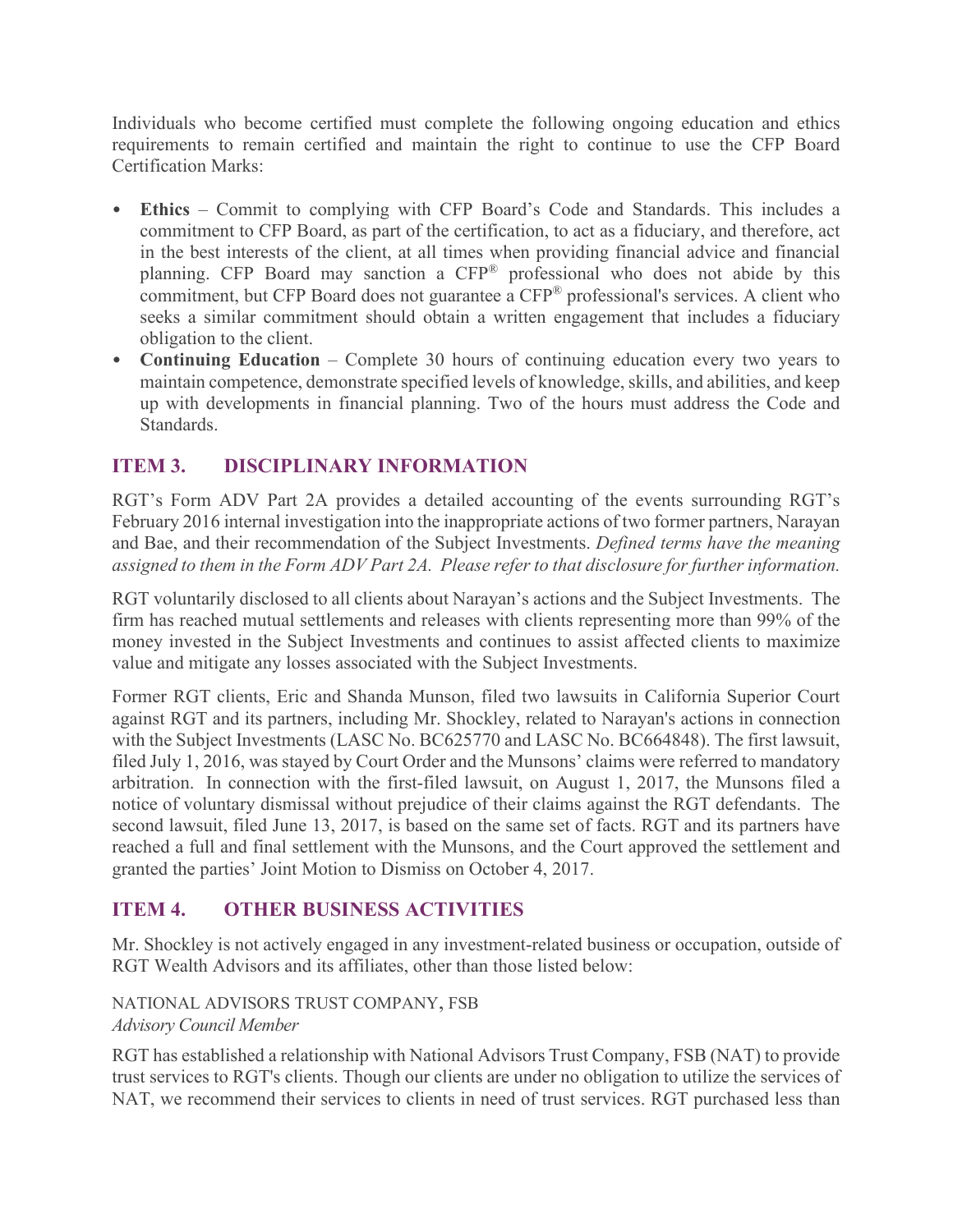Individuals who become certified must complete the following ongoing education and ethics requirements to remain certified and maintain the right to continue to use the CFP Board Certification Marks:

- **Ethics** – Commit to complying with CFP Board's Code and Standards. This includes a commitment to CFP Board, as part of the certification, to act as a fiduciary, and therefore, act in the best interests of the client, at all times when providing financial advice and financial planning. CFP Board may sanction a CFP® professional who does not abide by this commitment, but CFP Board does not guarantee a CFP® professional's services. A client who seeks a similar commitment should obtain a written engagement that includes a fiduciary obligation to the client.
- **Continuing Education** – Complete 30 hours of continuing education every two years to maintain competence, demonstrate specified levels of knowledge, skills, and abilities, and keep up with developments in financial planning. Two of the hours must address the Code and Standards.

## ITEM 3. DISCIPLINARY INFORMATION

RGT's Form ADV Part 2A provides a detailed accounting of the events surrounding RGT's February 2016 internal investigation into the inappropriate actions of two former partners, Narayan and Bae, and their recommendation of the Subject Investments. *Defined terms have the meaning assigned to them in the Form ADV Part 2A. Please refer to that disclosure for further information.*

RGT voluntarily disclosed to all clients about Narayan's actions and the Subject Investments. The firm has reached mutual settlements and releases with clients representing more than 99% of the money invested in the Subject Investments and continues to assist affected clients to maximize value and mitigate any losses associated with the Subject Investments.

Former RGT clients, Eric and Shanda Munson, filed two lawsuits in California Superior Court against RGT and its partners, including Mr. Shockley, related to Narayan's actions in connection with the Subject Investments (LASC No. BC625770 and LASC No. BC664848). The first lawsuit, filed July 1, 2016, was stayed by Court Order and the Munsons' claims were referred to mandatory arbitration. In connection with the first-filed lawsuit, on August 1, 2017, the Munsons filed a notice of voluntary dismissal without prejudice of their claims against the RGT defendants. The second lawsuit, filed June 13, 2017, is based on the same set of facts. RGT and its partners have reached a full and final settlement with the Munsons, and the Court approved the settlement and granted the parties' Joint Motion to Dismiss on October 4, 2017.

## ITEM 4. OTHER BUSINESS ACTIVITIES

Mr. Shockley is not actively engaged in any investment-related business or occupation, outside of RGT Wealth Advisors and its affiliates, other than those listed below:

NATIONAL ADVISORS TRUST COMPANY, FSB
*Advisory Council Member*

RGT has established a relationship with National Advisors Trust Company, FSB (NAT) to provide trust services to RGT's clients. Though our clients are under no obligation to utilize the services of NAT, we recommend their services to clients in need of trust services. RGT purchased less than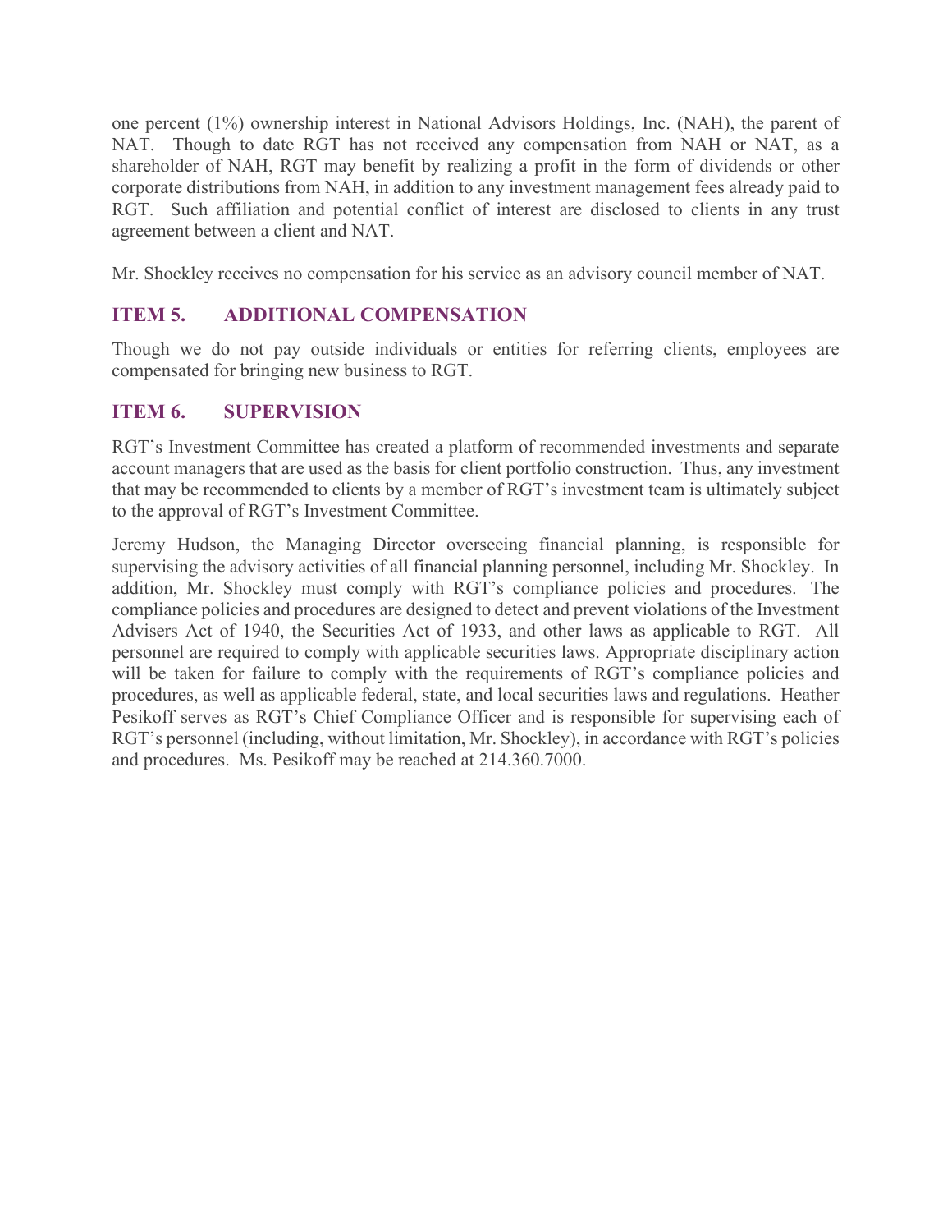one percent (1%) ownership interest in National Advisors Holdings, Inc. (NAH), the parent of NAT. Though to date RGT has not received any compensation from NAH or NAT, as a shareholder of NAH, RGT may benefit by realizing a profit in the form of dividends or other corporate distributions from NAH, in addition to any investment management fees already paid to RGT. Such affiliation and potential conflict of interest are disclosed to clients in any trust agreement between a client and NAT.

Mr. Shockley receives no compensation for his service as an advisory council member of NAT.

## ITEM 5. ADDITIONAL COMPENSATION

Though we do not pay outside individuals or entities for referring clients, employees are compensated for bringing new business to RGT.

## ITEM 6. SUPERVISION

RGT's Investment Committee has created a platform of recommended investments and separate account managers that are used as the basis for client portfolio construction. Thus, any investment that may be recommended to clients by a member of RGT's investment team is ultimately subject to the approval of RGT's Investment Committee.

Jeremy Hudson, the Managing Director overseeing financial planning, is responsible for supervising the advisory activities of all financial planning personnel, including Mr. Shockley. In addition, Mr. Shockley must comply with RGT's compliance policies and procedures. The compliance policies and procedures are designed to detect and prevent violations of the Investment Advisers Act of 1940, the Securities Act of 1933, and other laws as applicable to RGT. All personnel are required to comply with applicable securities laws. Appropriate disciplinary action will be taken for failure to comply with the requirements of RGT's compliance policies and procedures, as well as applicable federal, state, and local securities laws and regulations. Heather Pesikoff serves as RGT's Chief Compliance Officer and is responsible for supervising each of RGT's personnel (including, without limitation, Mr. Shockley), in accordance with RGT's policies and procedures. Ms. Pesikoff may be reached at 214.360.7000.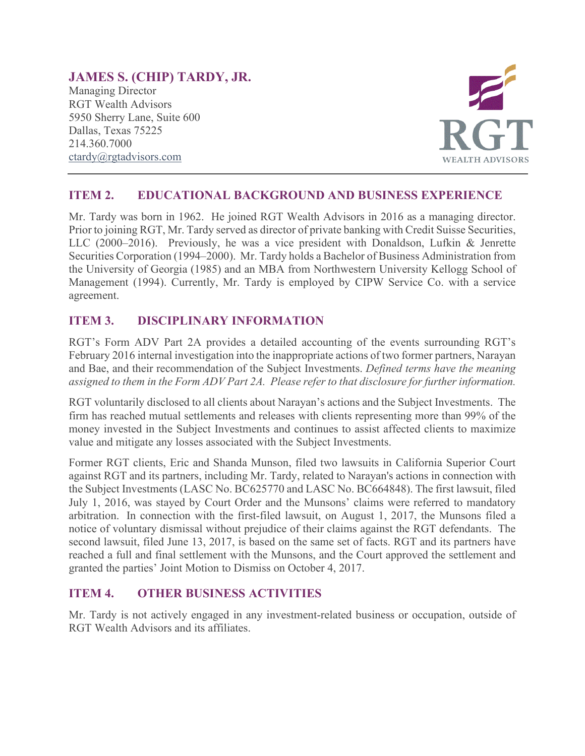## JAMES S. (CHIP) TARDY, JR.

Managing Director
RGT Wealth Advisors
5950 Sherry Lane, Suite 600
Dallas, Texas 75225
214.360.7000
ctardy@rgtadvisors.com

RGT WEALTH ADVISORS

## ITEM 2. EDUCATIONAL BACKGROUND AND BUSINESS EXPERIENCE

Mr. Tardy was born in 1962. He joined RGT Wealth Advisors in 2016 as a managing director. Prior to joining RGT, Mr. Tardy served as director of private banking with Credit Suisse Securities, LLC (2000–2016). Previously, he was a vice president with Donaldson, Lufkin & Jenrette Securities Corporation (1994–2000). Mr. Tardy holds a Bachelor of Business Administration from the University of Georgia (1985) and an MBA from Northwestern University Kellogg School of Management (1994). Currently, Mr. Tardy is employed by CIPW Service Co. with a service agreement.

## ITEM 3. DISCIPLINARY INFORMATION

RGT's Form ADV Part 2A provides a detailed accounting of the events surrounding RGT's February 2016 internal investigation into the inappropriate actions of two former partners, Narayan and Bae, and their recommendation of the Subject Investments. *Defined terms have the meaning assigned to them in the Form ADV Part 2A. Please refer to that disclosure for further information.*

RGT voluntarily disclosed to all clients about Narayan's actions and the Subject Investments. The firm has reached mutual settlements and releases with clients representing more than 99% of the money invested in the Subject Investments and continues to assist affected clients to maximize value and mitigate any losses associated with the Subject Investments.

Former RGT clients, Eric and Shanda Munson, filed two lawsuits in California Superior Court against RGT and its partners, including Mr. Tardy, related to Narayan's actions in connection with the Subject Investments (LASC No. BC625770 and LASC No. BC664848). The first lawsuit, filed July 1, 2016, was stayed by Court Order and the Munsons' claims were referred to mandatory arbitration. In connection with the first-filed lawsuit, on August 1, 2017, the Munsons filed a notice of voluntary dismissal without prejudice of their claims against the RGT defendants. The second lawsuit, filed June 13, 2017, is based on the same set of facts. RGT and its partners have reached a full and final settlement with the Munsons, and the Court approved the settlement and granted the parties' Joint Motion to Dismiss on October 4, 2017.

## ITEM 4. OTHER BUSINESS ACTIVITIES

Mr. Tardy is not actively engaged in any investment-related business or occupation, outside of RGT Wealth Advisors and its affiliates.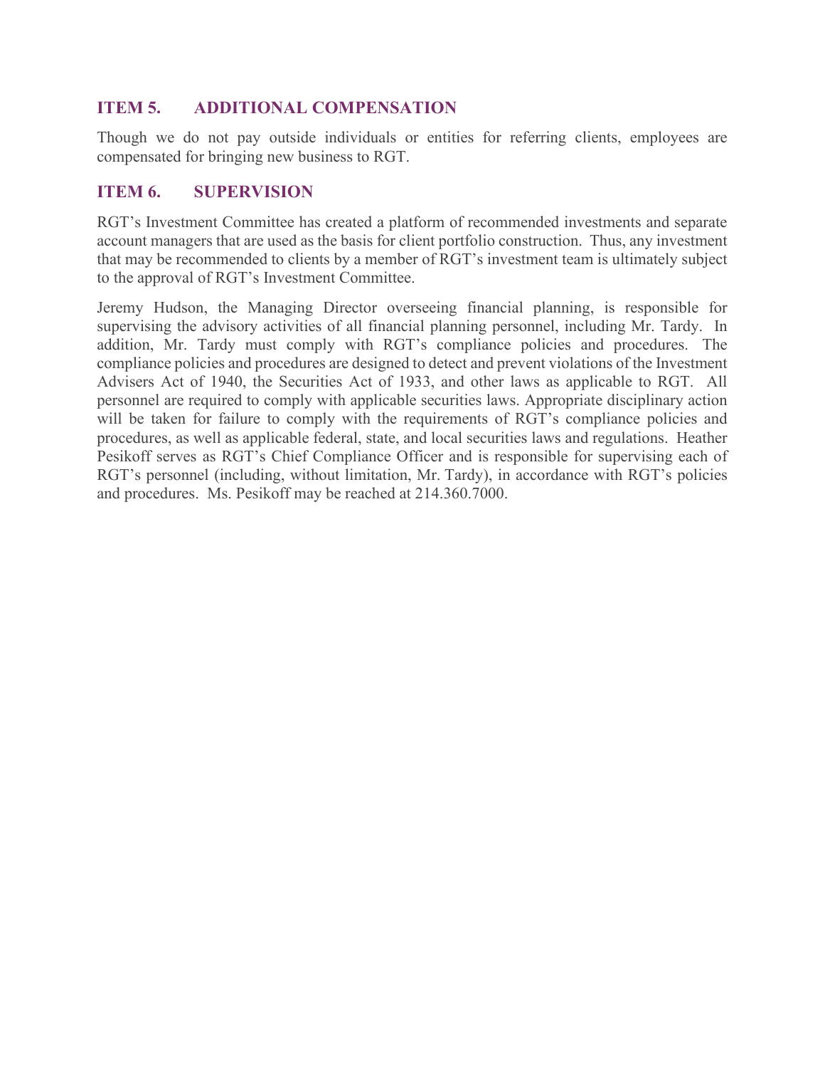## ITEM 5. ADDITIONAL COMPENSATION

Though we do not pay outside individuals or entities for referring clients, employees are compensated for bringing new business to RGT.

## ITEM 6. SUPERVISION

RGT's Investment Committee has created a platform of recommended investments and separate account managers that are used as the basis for client portfolio construction. Thus, any investment that may be recommended to clients by a member of RGT's investment team is ultimately subject to the approval of RGT's Investment Committee.

Jeremy Hudson, the Managing Director overseeing financial planning, is responsible for supervising the advisory activities of all financial planning personnel, including Mr. Tardy. In addition, Mr. Tardy must comply with RGT's compliance policies and procedures. The compliance policies and procedures are designed to detect and prevent violations of the Investment Advisers Act of 1940, the Securities Act of 1933, and other laws as applicable to RGT. All personnel are required to comply with applicable securities laws. Appropriate disciplinary action will be taken for failure to comply with the requirements of RGT's compliance policies and procedures, as well as applicable federal, state, and local securities laws and regulations. Heather Pesikoff serves as RGT's Chief Compliance Officer and is responsible for supervising each of RGT's personnel (including, without limitation, Mr. Tardy), in accordance with RGT's policies and procedures. Ms. Pesikoff may be reached at 214.360.7000.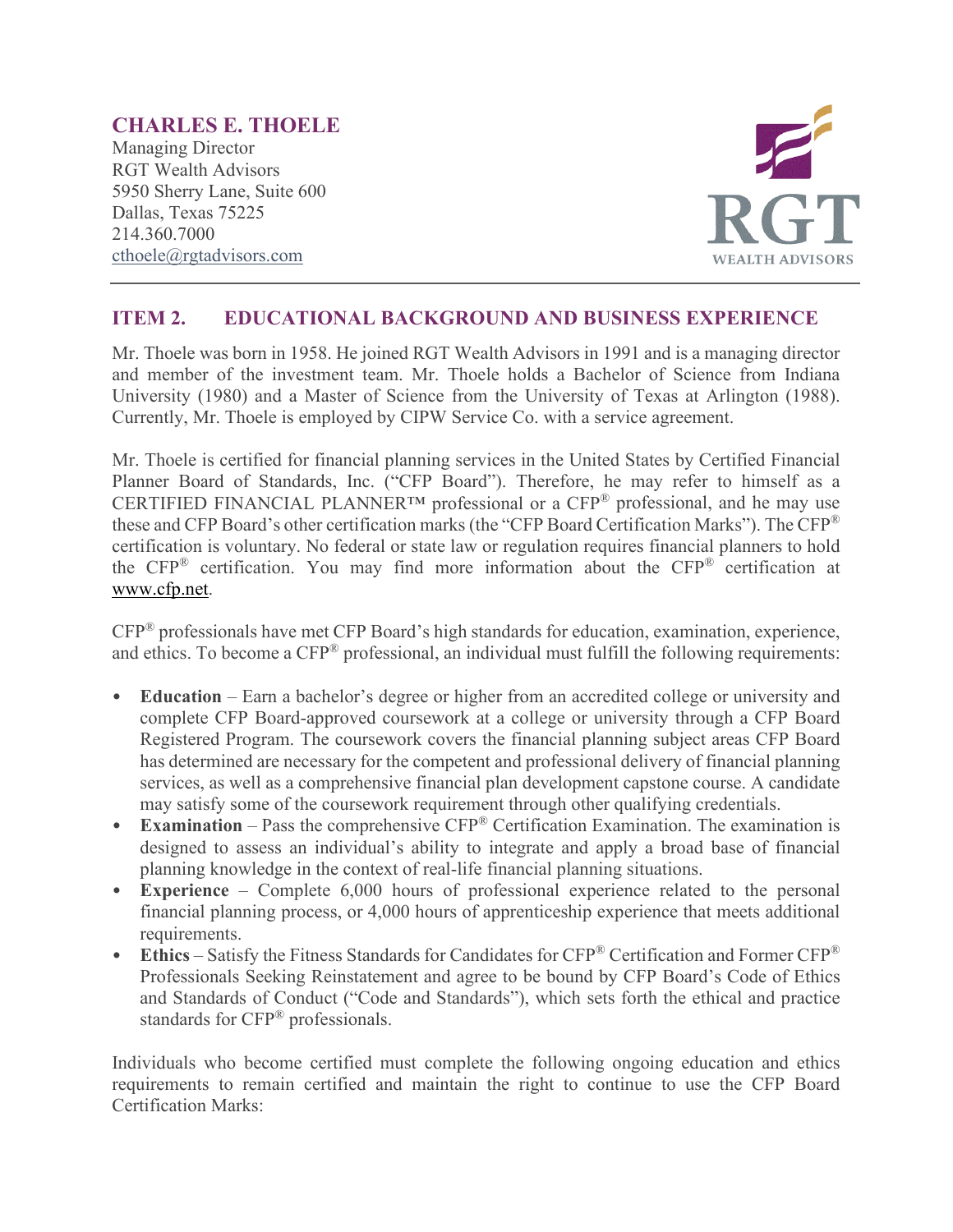## CHARLES E. THOELE

Managing Director
RGT Wealth Advisors
5950 Sherry Lane, Suite 600
Dallas, Texas 75225
214.360.7000
cthoele@rgtadvisors.com

## ITEM 2. EDUCATIONAL BACKGROUND AND BUSINESS EXPERIENCE

Mr. Thoele was born in 1958. He joined RGT Wealth Advisors in 1991 and is a managing director and member of the investment team. Mr. Thoele holds a Bachelor of Science from Indiana University (1980) and a Master of Science from the University of Texas at Arlington (1988). Currently, Mr. Thoele is employed by CIPW Service Co. with a service agreement.

Mr. Thoele is certified for financial planning services in the United States by Certified Financial Planner Board of Standards, Inc. ("CFP Board"). Therefore, he may refer to himself as a CERTIFIED FINANCIAL PLANNER™ professional or a CFP® professional, and he may use these and CFP Board's other certification marks (the "CFP Board Certification Marks"). The CFP® certification is voluntary. No federal or state law or regulation requires financial planners to hold the CFP® certification. You may find more information about the CFP® certification at www.cfp.net.

CFP® professionals have met CFP Board's high standards for education, examination, experience, and ethics. To become a CFP® professional, an individual must fulfill the following requirements:

- **Education** – Earn a bachelor's degree or higher from an accredited college or university and complete CFP Board-approved coursework at a college or university through a CFP Board Registered Program. The coursework covers the financial planning subject areas CFP Board has determined are necessary for the competent and professional delivery of financial planning services, as well as a comprehensive financial plan development capstone course. A candidate may satisfy some of the coursework requirement through other qualifying credentials.
- **Examination** – Pass the comprehensive CFP® Certification Examination. The examination is designed to assess an individual's ability to integrate and apply a broad base of financial planning knowledge in the context of real-life financial planning situations.
- **Experience** – Complete 6,000 hours of professional experience related to the personal financial planning process, or 4,000 hours of apprenticeship experience that meets additional requirements.
- **Ethics** – Satisfy the Fitness Standards for Candidates for CFP® Certification and Former CFP® Professionals Seeking Reinstatement and agree to be bound by CFP Board's Code of Ethics and Standards of Conduct ("Code and Standards"), which sets forth the ethical and practice standards for CFP® professionals.

Individuals who become certified must complete the following ongoing education and ethics requirements to remain certified and maintain the right to continue to use the CFP Board Certification Marks: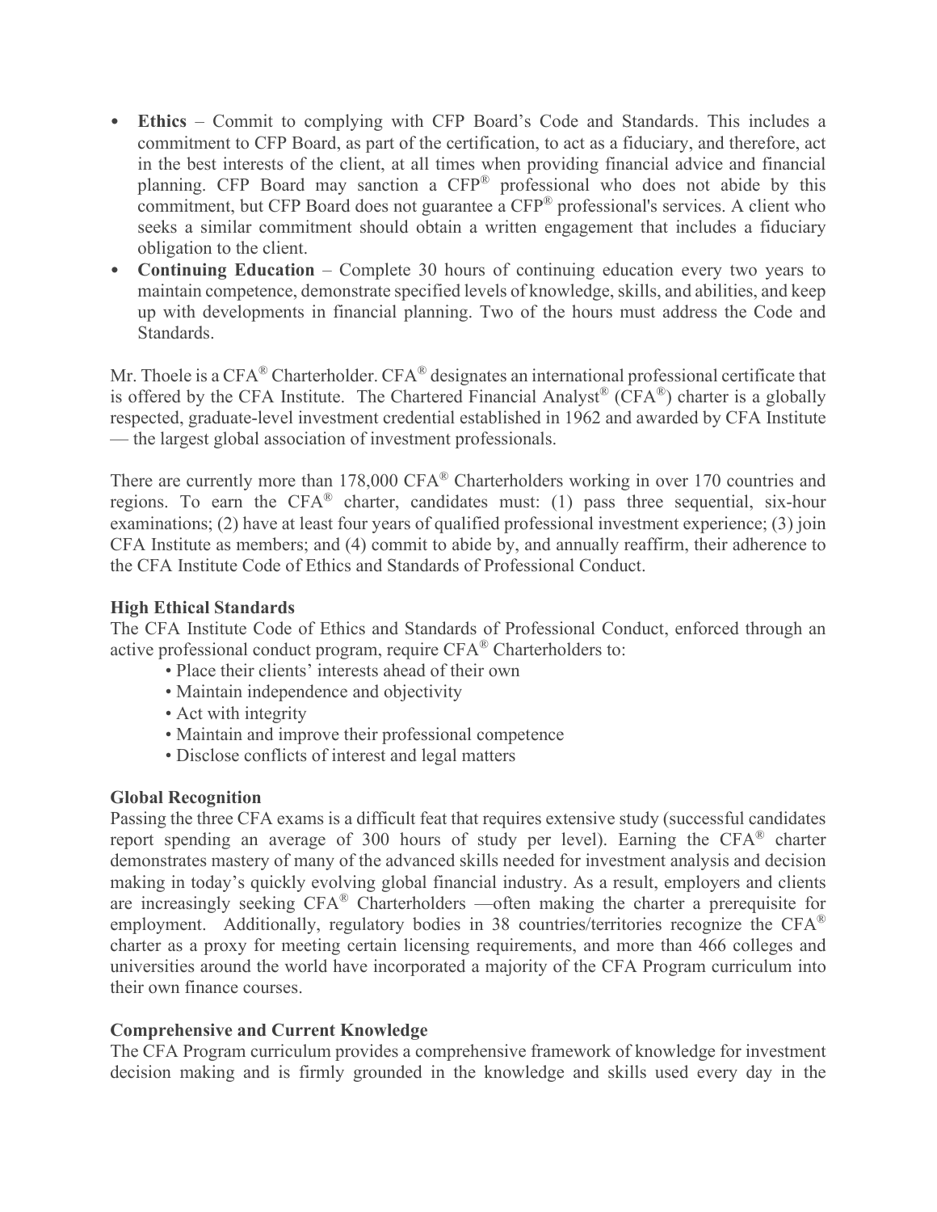- **Ethics** – Commit to complying with CFP Board's Code and Standards. This includes a commitment to CFP Board, as part of the certification, to act as a fiduciary, and therefore, act in the best interests of the client, at all times when providing financial advice and financial planning. CFP Board may sanction a CFP® professional who does not abide by this commitment, but CFP Board does not guarantee a CFP® professional's services. A client who seeks a similar commitment should obtain a written engagement that includes a fiduciary obligation to the client.
- **Continuing Education** – Complete 30 hours of continuing education every two years to maintain competence, demonstrate specified levels of knowledge, skills, and abilities, and keep up with developments in financial planning. Two of the hours must address the Code and Standards.

Mr. Thoele is a CFA® Charterholder. CFA® designates an international professional certificate that is offered by the CFA Institute. The Chartered Financial Analyst® (CFA®) charter is a globally respected, graduate-level investment credential established in 1962 and awarded by CFA Institute — the largest global association of investment professionals.

There are currently more than 178,000 CFA® Charterholders working in over 170 countries and regions. To earn the CFA® charter, candidates must: (1) pass three sequential, six-hour examinations; (2) have at least four years of qualified professional investment experience; (3) join CFA Institute as members; and (4) commit to abide by, and annually reaffirm, their adherence to the CFA Institute Code of Ethics and Standards of Professional Conduct.

**High Ethical Standards**

The CFA Institute Code of Ethics and Standards of Professional Conduct, enforced through an active professional conduct program, require CFA® Charterholders to:

- Place their clients' interests ahead of their own
- Maintain independence and objectivity
- Act with integrity
- Maintain and improve their professional competence
- Disclose conflicts of interest and legal matters

**Global Recognition**

Passing the three CFA exams is a difficult feat that requires extensive study (successful candidates report spending an average of 300 hours of study per level). Earning the CFA® charter demonstrates mastery of many of the advanced skills needed for investment analysis and decision making in today's quickly evolving global financial industry. As a result, employers and clients are increasingly seeking CFA® Charterholders —often making the charter a prerequisite for employment. Additionally, regulatory bodies in 38 countries/territories recognize the CFA® charter as a proxy for meeting certain licensing requirements, and more than 466 colleges and universities around the world have incorporated a majority of the CFA Program curriculum into their own finance courses.

**Comprehensive and Current Knowledge**

The CFA Program curriculum provides a comprehensive framework of knowledge for investment decision making and is firmly grounded in the knowledge and skills used every day in the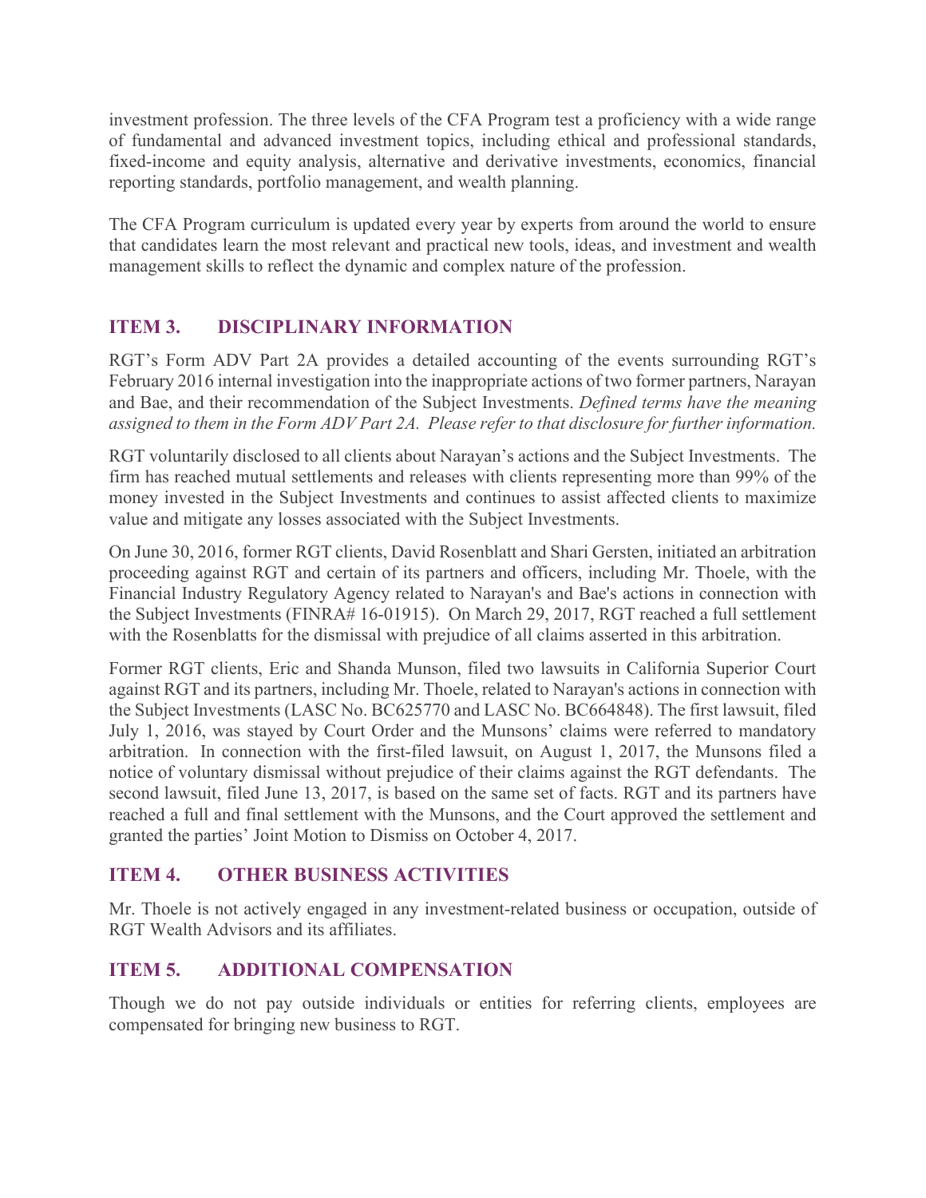investment profession. The three levels of the CFA Program test a proficiency with a wide range of fundamental and advanced investment topics, including ethical and professional standards, fixed-income and equity analysis, alternative and derivative investments, economics, financial reporting standards, portfolio management, and wealth planning.

The CFA Program curriculum is updated every year by experts from around the world to ensure that candidates learn the most relevant and practical new tools, ideas, and investment and wealth management skills to reflect the dynamic and complex nature of the profession.

## ITEM 3. DISCIPLINARY INFORMATION

RGT's Form ADV Part 2A provides a detailed accounting of the events surrounding RGT's February 2016 internal investigation into the inappropriate actions of two former partners, Narayan and Bae, and their recommendation of the Subject Investments. *Defined terms have the meaning assigned to them in the Form ADV Part 2A. Please refer to that disclosure for further information.*

RGT voluntarily disclosed to all clients about Narayan's actions and the Subject Investments. The firm has reached mutual settlements and releases with clients representing more than 99% of the money invested in the Subject Investments and continues to assist affected clients to maximize value and mitigate any losses associated with the Subject Investments.

On June 30, 2016, former RGT clients, David Rosenblatt and Shari Gersten, initiated an arbitration proceeding against RGT and certain of its partners and officers, including Mr. Thoele, with the Financial Industry Regulatory Agency related to Narayan's and Bae's actions in connection with the Subject Investments (FINRA# 16-01915). On March 29, 2017, RGT reached a full settlement with the Rosenblatts for the dismissal with prejudice of all claims asserted in this arbitration.

Former RGT clients, Eric and Shanda Munson, filed two lawsuits in California Superior Court against RGT and its partners, including Mr. Thoele, related to Narayan's actions in connection with the Subject Investments (LASC No. BC625770 and LASC No. BC664848). The first lawsuit, filed July 1, 2016, was stayed by Court Order and the Munsons' claims were referred to mandatory arbitration. In connection with the first-filed lawsuit, on August 1, 2017, the Munsons filed a notice of voluntary dismissal without prejudice of their claims against the RGT defendants. The second lawsuit, filed June 13, 2017, is based on the same set of facts. RGT and its partners have reached a full and final settlement with the Munsons, and the Court approved the settlement and granted the parties' Joint Motion to Dismiss on October 4, 2017.

## ITEM 4. OTHER BUSINESS ACTIVITIES

Mr. Thoele is not actively engaged in any investment-related business or occupation, outside of RGT Wealth Advisors and its affiliates.

## ITEM 5. ADDITIONAL COMPENSATION

Though we do not pay outside individuals or entities for referring clients, employees are compensated for bringing new business to RGT.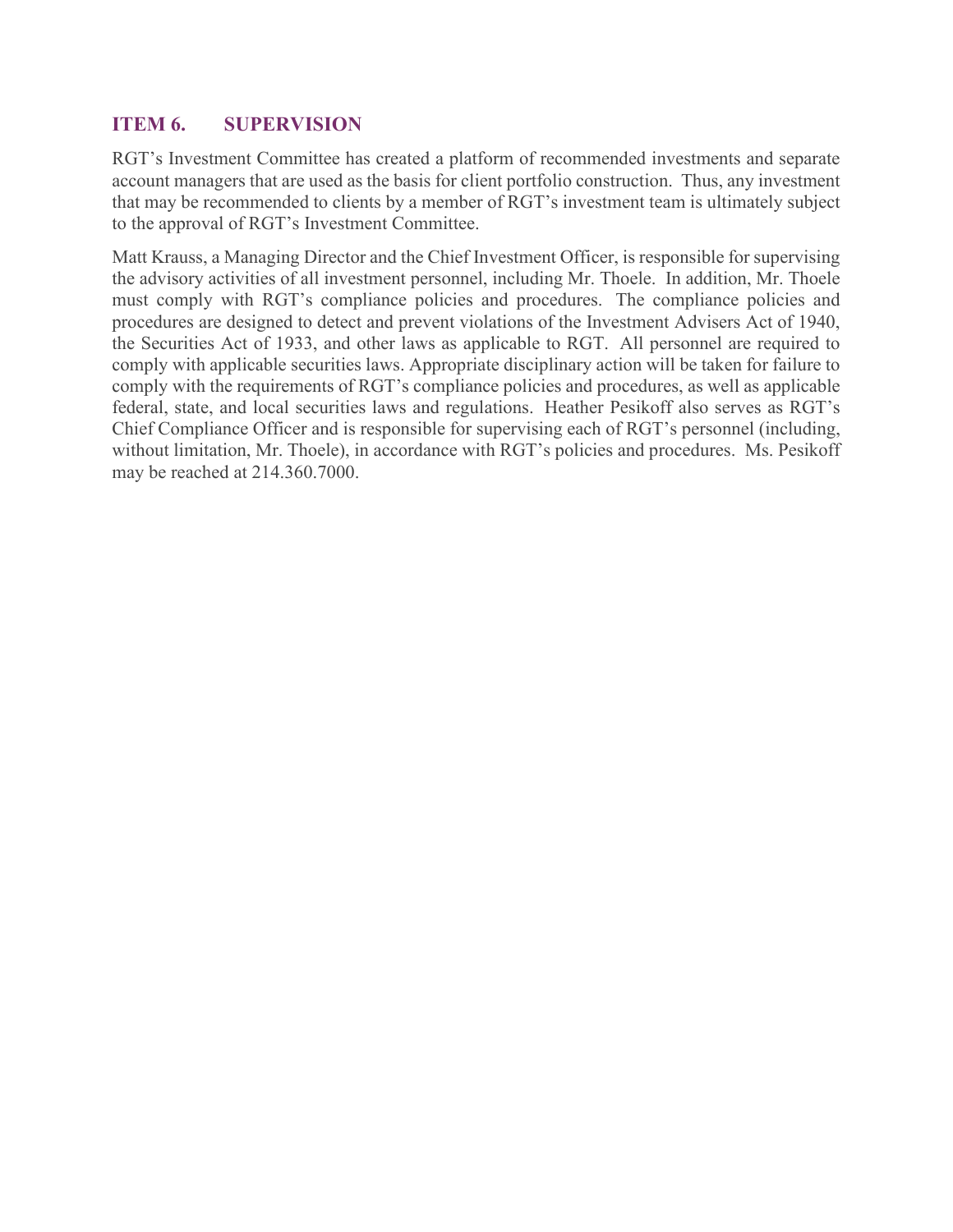## ITEM 6. SUPERVISION

RGT's Investment Committee has created a platform of recommended investments and separate account managers that are used as the basis for client portfolio construction. Thus, any investment that may be recommended to clients by a member of RGT's investment team is ultimately subject to the approval of RGT's Investment Committee.

Matt Krauss, a Managing Director and the Chief Investment Officer, is responsible for supervising the advisory activities of all investment personnel, including Mr. Thoele. In addition, Mr. Thoele must comply with RGT's compliance policies and procedures. The compliance policies and procedures are designed to detect and prevent violations of the Investment Advisers Act of 1940, the Securities Act of 1933, and other laws as applicable to RGT. All personnel are required to comply with applicable securities laws. Appropriate disciplinary action will be taken for failure to comply with the requirements of RGT's compliance policies and procedures, as well as applicable federal, state, and local securities laws and regulations. Heather Pesikoff also serves as RGT's Chief Compliance Officer and is responsible for supervising each of RGT's personnel (including, without limitation, Mr. Thoele), in accordance with RGT's policies and procedures. Ms. Pesikoff may be reached at 214.360.7000.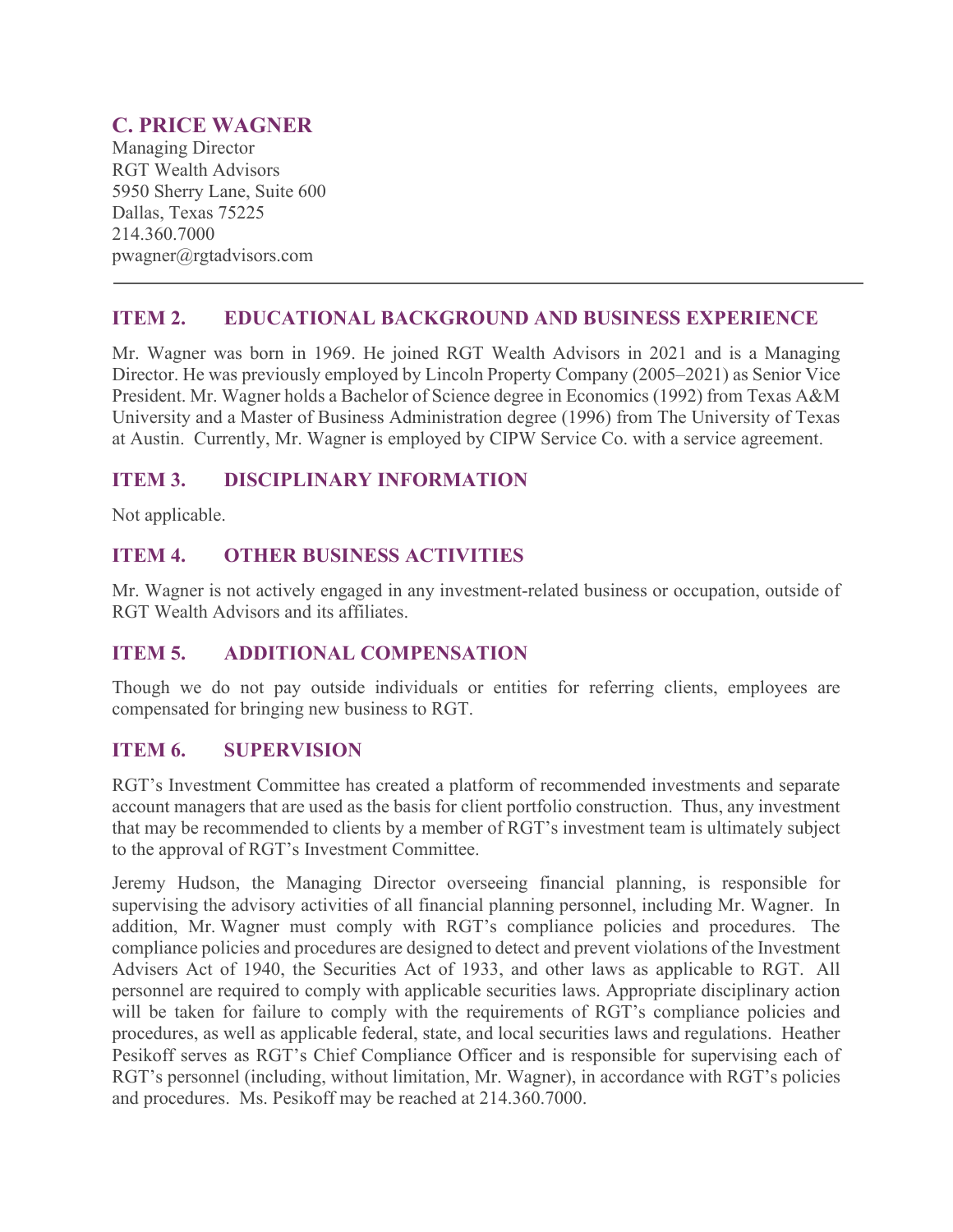## C. PRICE WAGNER

Managing Director
RGT Wealth Advisors
5950 Sherry Lane, Suite 600
Dallas, Texas 75225
214.360.7000
pwagner@rgtadvisors.com

---

### ITEM 2. EDUCATIONAL BACKGROUND AND BUSINESS EXPERIENCE

Mr. Wagner was born in 1969. He joined RGT Wealth Advisors in 2021 and is a Managing Director. He was previously employed by Lincoln Property Company (2005–2021) as Senior Vice President. Mr. Wagner holds a Bachelor of Science degree in Economics (1992) from Texas A&M University and a Master of Business Administration degree (1996) from The University of Texas at Austin. Currently, Mr. Wagner is employed by CIPW Service Co. with a service agreement.

### ITEM 3. DISCIPLINARY INFORMATION

Not applicable.

### ITEM 4. OTHER BUSINESS ACTIVITIES

Mr. Wagner is not actively engaged in any investment-related business or occupation, outside of RGT Wealth Advisors and its affiliates.

### ITEM 5. ADDITIONAL COMPENSATION

Though we do not pay outside individuals or entities for referring clients, employees are compensated for bringing new business to RGT.

### ITEM 6. SUPERVISION

RGT's Investment Committee has created a platform of recommended investments and separate account managers that are used as the basis for client portfolio construction. Thus, any investment that may be recommended to clients by a member of RGT's investment team is ultimately subject to the approval of RGT's Investment Committee.

Jeremy Hudson, the Managing Director overseeing financial planning, is responsible for supervising the advisory activities of all financial planning personnel, including Mr. Wagner. In addition, Mr. Wagner must comply with RGT's compliance policies and procedures. The compliance policies and procedures are designed to detect and prevent violations of the Investment Advisers Act of 1940, the Securities Act of 1933, and other laws as applicable to RGT. All personnel are required to comply with applicable securities laws. Appropriate disciplinary action will be taken for failure to comply with the requirements of RGT's compliance policies and procedures, as well as applicable federal, state, and local securities laws and regulations. Heather Pesikoff serves as RGT's Chief Compliance Officer and is responsible for supervising each of RGT's personnel (including, without limitation, Mr. Wagner), in accordance with RGT's policies and procedures. Ms. Pesikoff may be reached at 214.360.7000.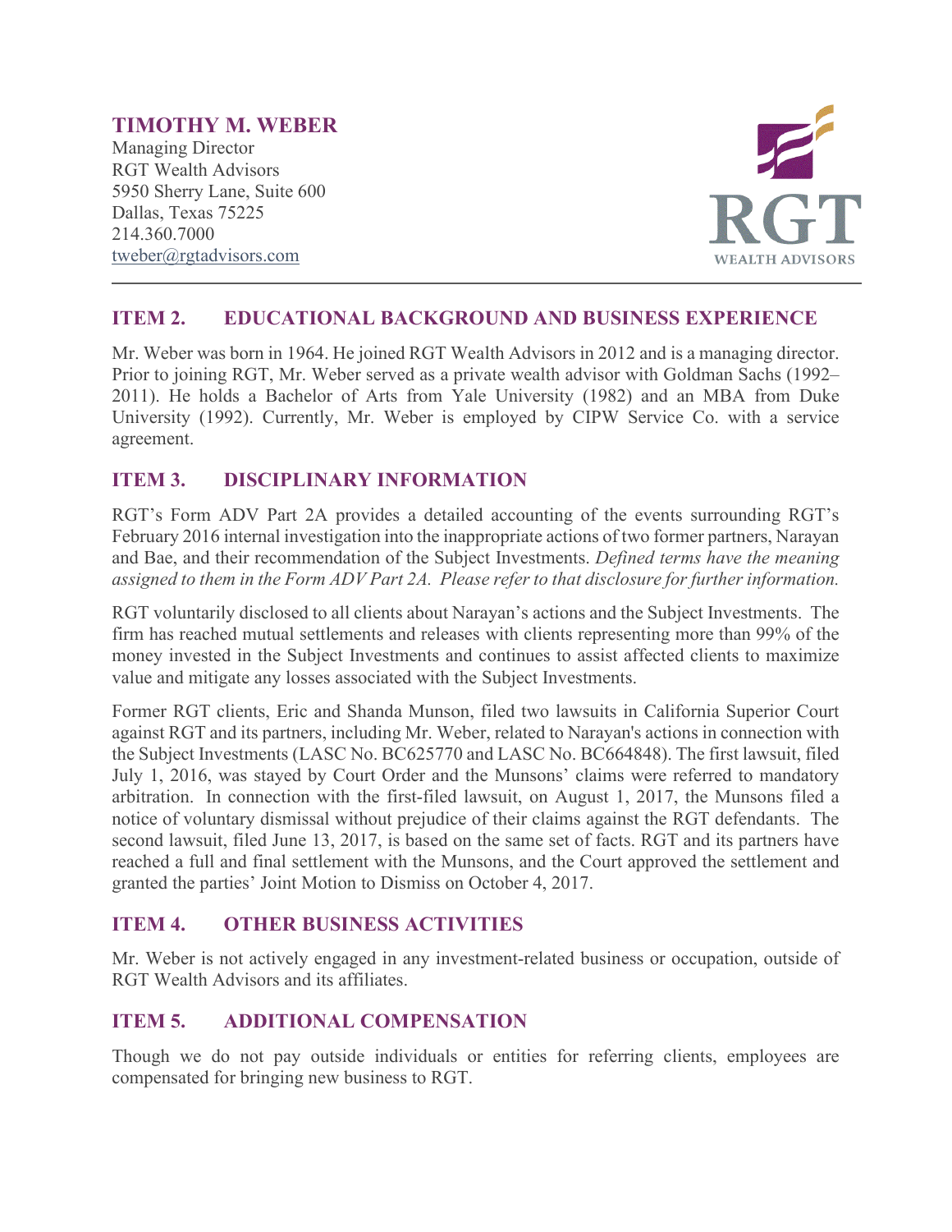**TIMOTHY M. WEBER**
Managing Director
RGT Wealth Advisors
5950 Sherry Lane, Suite 600
Dallas, Texas 75225
214.360.7000
tweber@rgtadvisors.com

## ITEM 2. EDUCATIONAL BACKGROUND AND BUSINESS EXPERIENCE

Mr. Weber was born in 1964. He joined RGT Wealth Advisors in 2012 and is a managing director. Prior to joining RGT, Mr. Weber served as a private wealth advisor with Goldman Sachs (1992–2011). He holds a Bachelor of Arts from Yale University (1982) and an MBA from Duke University (1992). Currently, Mr. Weber is employed by CIPW Service Co. with a service agreement.

## ITEM 3. DISCIPLINARY INFORMATION

RGT's Form ADV Part 2A provides a detailed accounting of the events surrounding RGT's February 2016 internal investigation into the inappropriate actions of two former partners, Narayan and Bae, and their recommendation of the Subject Investments. *Defined terms have the meaning assigned to them in the Form ADV Part 2A. Please refer to that disclosure for further information.*

RGT voluntarily disclosed to all clients about Narayan's actions and the Subject Investments. The firm has reached mutual settlements and releases with clients representing more than 99% of the money invested in the Subject Investments and continues to assist affected clients to maximize value and mitigate any losses associated with the Subject Investments.

Former RGT clients, Eric and Shanda Munson, filed two lawsuits in California Superior Court against RGT and its partners, including Mr. Weber, related to Narayan's actions in connection with the Subject Investments (LASC No. BC625770 and LASC No. BC664848). The first lawsuit, filed July 1, 2016, was stayed by Court Order and the Munsons' claims were referred to mandatory arbitration. In connection with the first-filed lawsuit, on August 1, 2017, the Munsons filed a notice of voluntary dismissal without prejudice of their claims against the RGT defendants. The second lawsuit, filed June 13, 2017, is based on the same set of facts. RGT and its partners have reached a full and final settlement with the Munsons, and the Court approved the settlement and granted the parties' Joint Motion to Dismiss on October 4, 2017.

## ITEM 4. OTHER BUSINESS ACTIVITIES

Mr. Weber is not actively engaged in any investment-related business or occupation, outside of RGT Wealth Advisors and its affiliates.

## ITEM 5. ADDITIONAL COMPENSATION

Though we do not pay outside individuals or entities for referring clients, employees are compensated for bringing new business to RGT.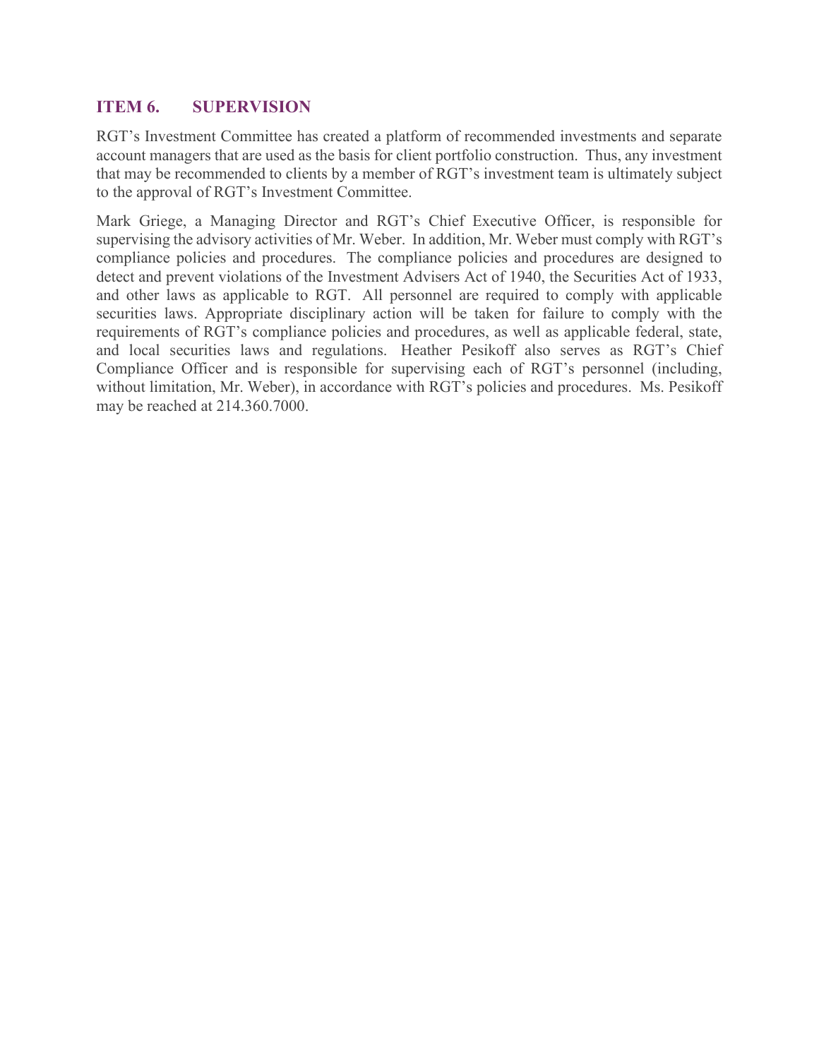## ITEM 6. SUPERVISION

RGT's Investment Committee has created a platform of recommended investments and separate account managers that are used as the basis for client portfolio construction. Thus, any investment that may be recommended to clients by a member of RGT's investment team is ultimately subject to the approval of RGT's Investment Committee.

Mark Griege, a Managing Director and RGT's Chief Executive Officer, is responsible for supervising the advisory activities of Mr. Weber. In addition, Mr. Weber must comply with RGT's compliance policies and procedures. The compliance policies and procedures are designed to detect and prevent violations of the Investment Advisers Act of 1940, the Securities Act of 1933, and other laws as applicable to RGT. All personnel are required to comply with applicable securities laws. Appropriate disciplinary action will be taken for failure to comply with the requirements of RGT's compliance policies and procedures, as well as applicable federal, state, and local securities laws and regulations. Heather Pesikoff also serves as RGT's Chief Compliance Officer and is responsible for supervising each of RGT's personnel (including, without limitation, Mr. Weber), in accordance with RGT's policies and procedures. Ms. Pesikoff may be reached at 214.360.7000.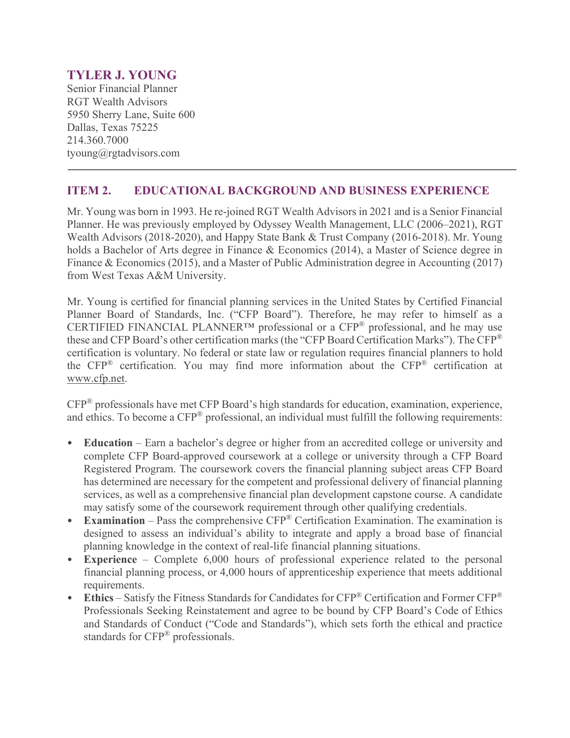## TYLER J. YOUNG

Senior Financial Planner
RGT Wealth Advisors
5950 Sherry Lane, Suite 600
Dallas, Texas 75225
214.360.7000
tyoung@rgtadvisors.com

---

## ITEM 2. EDUCATIONAL BACKGROUND AND BUSINESS EXPERIENCE

Mr. Young was born in 1993. He re-joined RGT Wealth Advisors in 2021 and is a Senior Financial Planner. He was previously employed by Odyssey Wealth Management, LLC (2006–2021), RGT Wealth Advisors (2018-2020), and Happy State Bank & Trust Company (2016-2018). Mr. Young holds a Bachelor of Arts degree in Finance & Economics (2014), a Master of Science degree in Finance & Economics (2015), and a Master of Public Administration degree in Accounting (2017) from West Texas A&M University.

Mr. Young is certified for financial planning services in the United States by Certified Financial Planner Board of Standards, Inc. ("CFP Board"). Therefore, he may refer to himself as a CERTIFIED FINANCIAL PLANNER™ professional or a CFP® professional, and he may use these and CFP Board's other certification marks (the "CFP Board Certification Marks"). The CFP® certification is voluntary. No federal or state law or regulation requires financial planners to hold the CFP® certification. You may find more information about the CFP® certification at www.cfp.net.

CFP® professionals have met CFP Board's high standards for education, examination, experience, and ethics. To become a CFP® professional, an individual must fulfill the following requirements:

- **Education** – Earn a bachelor's degree or higher from an accredited college or university and complete CFP Board-approved coursework at a college or university through a CFP Board Registered Program. The coursework covers the financial planning subject areas CFP Board has determined are necessary for the competent and professional delivery of financial planning services, as well as a comprehensive financial plan development capstone course. A candidate may satisfy some of the coursework requirement through other qualifying credentials.
- **Examination** – Pass the comprehensive CFP® Certification Examination. The examination is designed to assess an individual's ability to integrate and apply a broad base of financial planning knowledge in the context of real-life financial planning situations.
- **Experience** – Complete 6,000 hours of professional experience related to the personal financial planning process, or 4,000 hours of apprenticeship experience that meets additional requirements.
- **Ethics** – Satisfy the Fitness Standards for Candidates for CFP® Certification and Former CFP® Professionals Seeking Reinstatement and agree to be bound by CFP Board's Code of Ethics and Standards of Conduct ("Code and Standards"), which sets forth the ethical and practice standards for CFP® professionals.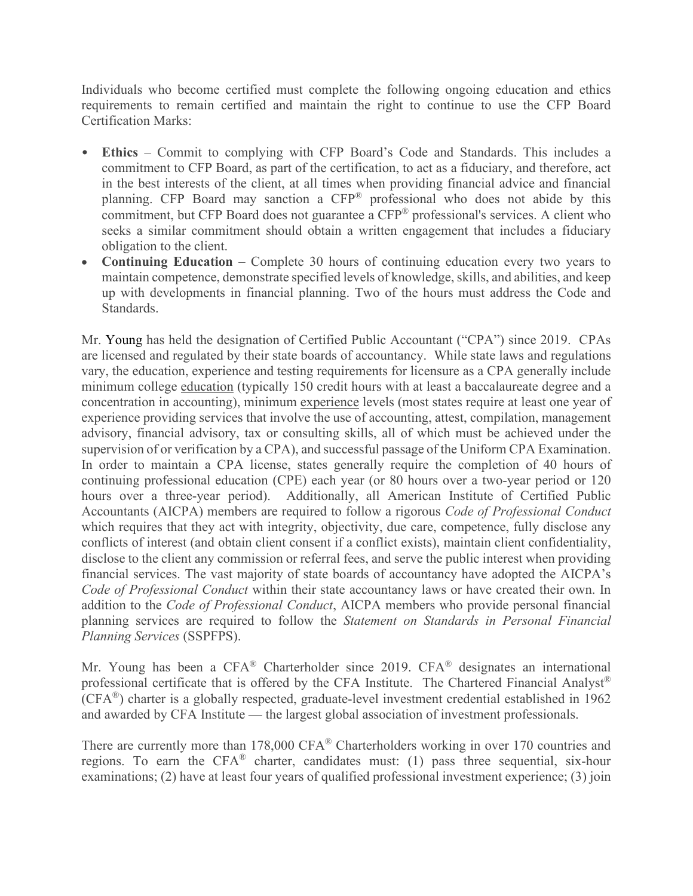Individuals who become certified must complete the following ongoing education and ethics requirements to remain certified and maintain the right to continue to use the CFP Board Certification Marks:

- **Ethics** – Commit to complying with CFP Board's Code and Standards. This includes a commitment to CFP Board, as part of the certification, to act as a fiduciary, and therefore, act in the best interests of the client, at all times when providing financial advice and financial planning. CFP Board may sanction a CFP® professional who does not abide by this commitment, but CFP Board does not guarantee a CFP® professional's services. A client who seeks a similar commitment should obtain a written engagement that includes a fiduciary obligation to the client.
- **Continuing Education** – Complete 30 hours of continuing education every two years to maintain competence, demonstrate specified levels of knowledge, skills, and abilities, and keep up with developments in financial planning. Two of the hours must address the Code and Standards.

Mr. Young has held the designation of Certified Public Accountant ("CPA") since 2019. CPAs are licensed and regulated by their state boards of accountancy. While state laws and regulations vary, the education, experience and testing requirements for licensure as a CPA generally include minimum college education (typically 150 credit hours with at least a baccalaureate degree and a concentration in accounting), minimum experience levels (most states require at least one year of experience providing services that involve the use of accounting, attest, compilation, management advisory, financial advisory, tax or consulting skills, all of which must be achieved under the supervision of or verification by a CPA), and successful passage of the Uniform CPA Examination. In order to maintain a CPA license, states generally require the completion of 40 hours of continuing professional education (CPE) each year (or 80 hours over a two-year period or 120 hours over a three-year period). Additionally, all American Institute of Certified Public Accountants (AICPA) members are required to follow a rigorous *Code of Professional Conduct* which requires that they act with integrity, objectivity, due care, competence, fully disclose any conflicts of interest (and obtain client consent if a conflict exists), maintain client confidentiality, disclose to the client any commission or referral fees, and serve the public interest when providing financial services. The vast majority of state boards of accountancy have adopted the AICPA's *Code of Professional Conduct* within their state accountancy laws or have created their own. In addition to the *Code of Professional Conduct*, AICPA members who provide personal financial planning services are required to follow the *Statement on Standards in Personal Financial Planning Services* (SSPFPS).

Mr. Young has been a CFA® Charterholder since 2019. CFA® designates an international professional certificate that is offered by the CFA Institute. The Chartered Financial Analyst® (CFA®) charter is a globally respected, graduate-level investment credential established in 1962 and awarded by CFA Institute — the largest global association of investment professionals.

There are currently more than 178,000 CFA® Charterholders working in over 170 countries and regions. To earn the CFA® charter, candidates must: (1) pass three sequential, six-hour examinations; (2) have at least four years of qualified professional investment experience; (3) join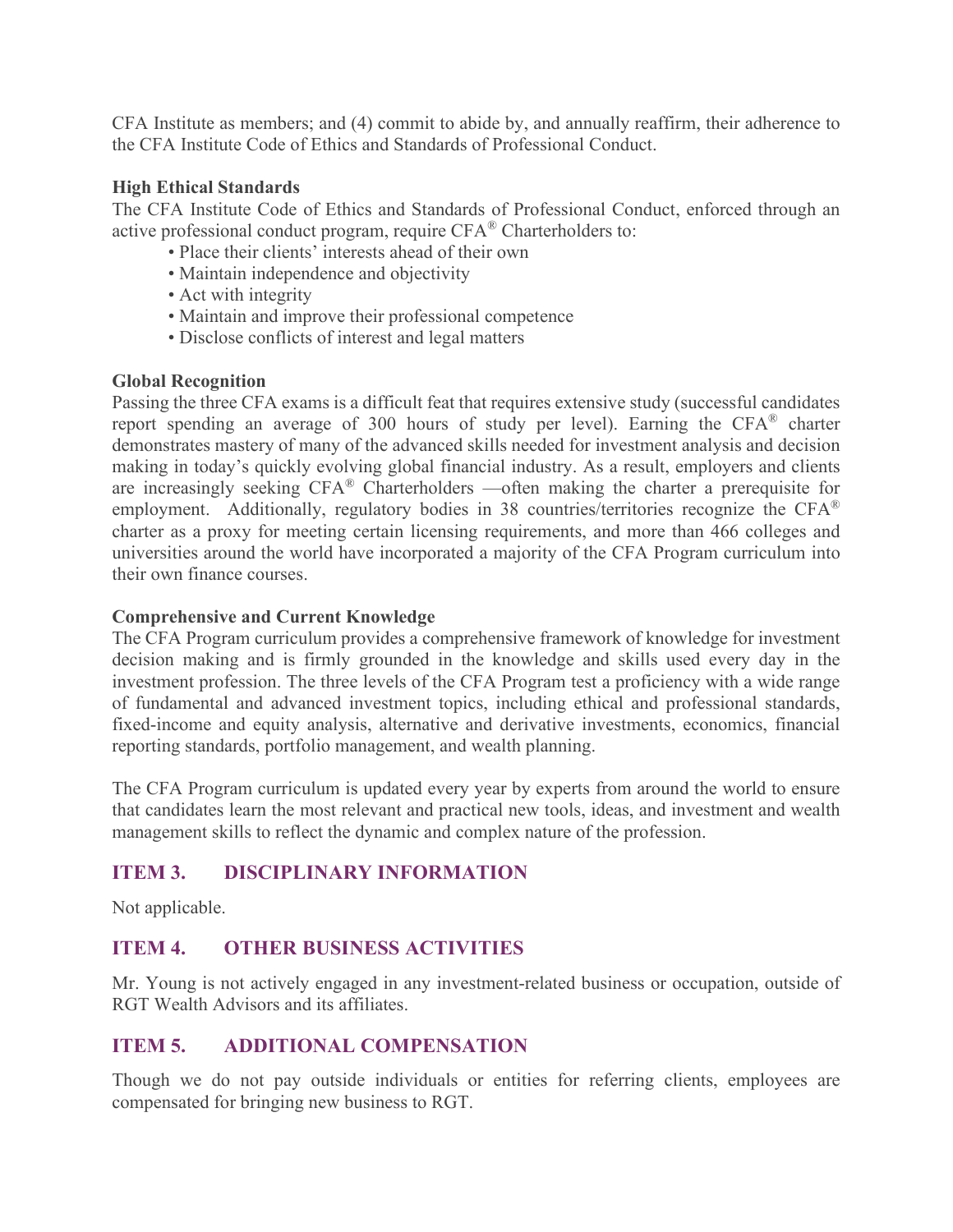CFA Institute as members; and (4) commit to abide by, and annually reaffirm, their adherence to the CFA Institute Code of Ethics and Standards of Professional Conduct.

**High Ethical Standards**

The CFA Institute Code of Ethics and Standards of Professional Conduct, enforced through an active professional conduct program, require CFA® Charterholders to:

- Place their clients' interests ahead of their own
- Maintain independence and objectivity
- Act with integrity
- Maintain and improve their professional competence
- Disclose conflicts of interest and legal matters

**Global Recognition**

Passing the three CFA exams is a difficult feat that requires extensive study (successful candidates report spending an average of 300 hours of study per level). Earning the CFA® charter demonstrates mastery of many of the advanced skills needed for investment analysis and decision making in today's quickly evolving global financial industry. As a result, employers and clients are increasingly seeking CFA® Charterholders —often making the charter a prerequisite for employment. Additionally, regulatory bodies in 38 countries/territories recognize the CFA® charter as a proxy for meeting certain licensing requirements, and more than 466 colleges and universities around the world have incorporated a majority of the CFA Program curriculum into their own finance courses.

**Comprehensive and Current Knowledge**

The CFA Program curriculum provides a comprehensive framework of knowledge for investment decision making and is firmly grounded in the knowledge and skills used every day in the investment profession. The three levels of the CFA Program test a proficiency with a wide range of fundamental and advanced investment topics, including ethical and professional standards, fixed-income and equity analysis, alternative and derivative investments, economics, financial reporting standards, portfolio management, and wealth planning.

The CFA Program curriculum is updated every year by experts from around the world to ensure that candidates learn the most relevant and practical new tools, ideas, and investment and wealth management skills to reflect the dynamic and complex nature of the profession.

## ITEM 3. DISCIPLINARY INFORMATION

Not applicable.

## ITEM 4. OTHER BUSINESS ACTIVITIES

Mr. Young is not actively engaged in any investment-related business or occupation, outside of RGT Wealth Advisors and its affiliates.

## ITEM 5. ADDITIONAL COMPENSATION

Though we do not pay outside individuals or entities for referring clients, employees are compensated for bringing new business to RGT.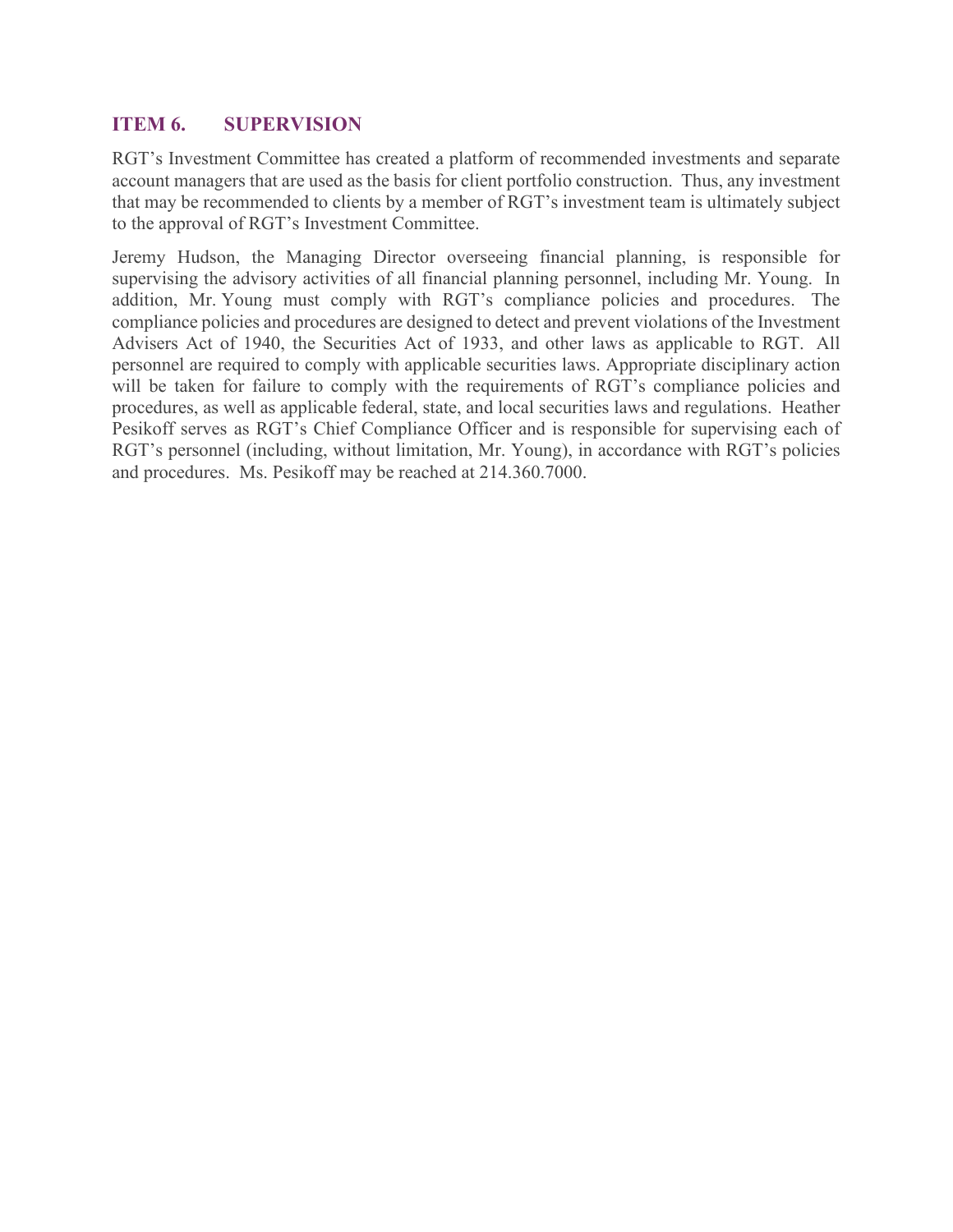## ITEM 6. SUPERVISION

RGT's Investment Committee has created a platform of recommended investments and separate account managers that are used as the basis for client portfolio construction. Thus, any investment that may be recommended to clients by a member of RGT's investment team is ultimately subject to the approval of RGT's Investment Committee.

Jeremy Hudson, the Managing Director overseeing financial planning, is responsible for supervising the advisory activities of all financial planning personnel, including Mr. Young. In addition, Mr. Young must comply with RGT's compliance policies and procedures. The compliance policies and procedures are designed to detect and prevent violations of the Investment Advisers Act of 1940, the Securities Act of 1933, and other laws as applicable to RGT. All personnel are required to comply with applicable securities laws. Appropriate disciplinary action will be taken for failure to comply with the requirements of RGT's compliance policies and procedures, as well as applicable federal, state, and local securities laws and regulations. Heather Pesikoff serves as RGT's Chief Compliance Officer and is responsible for supervising each of RGT's personnel (including, without limitation, Mr. Young), in accordance with RGT's policies and procedures. Ms. Pesikoff may be reached at 214.360.7000.